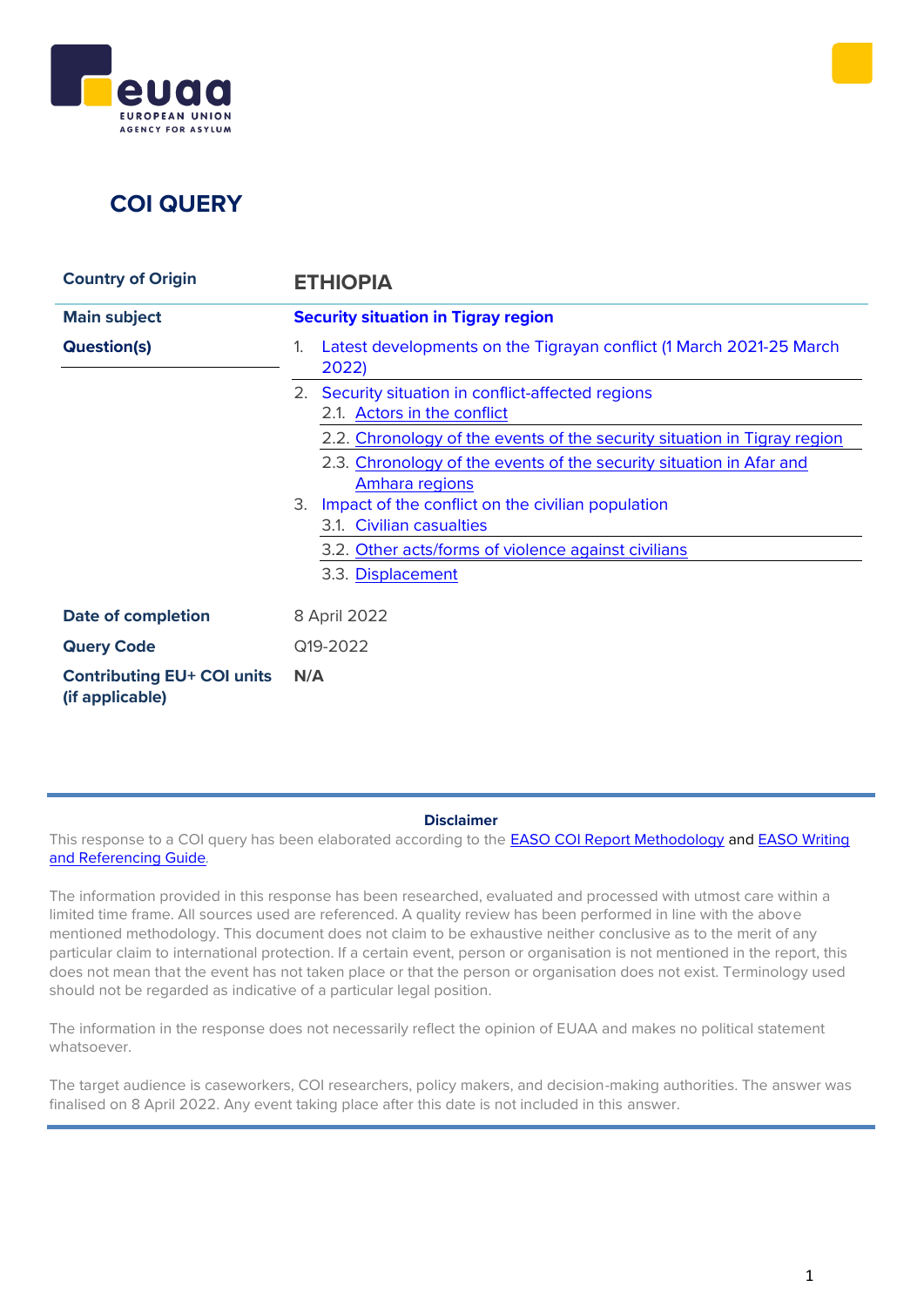# COI QUERY

| Country of Origin | ETHIOPIA |
|---|---|
| **Main subject** | **Security situation in Tigray region** |
| **Question(s)** | 1. Latest developments on the Tigrayan conflict (1 March 2021-25 March 2022)<br>2. Security situation in conflict-affected regions<br>2.1. Actors in the conflict<br>2.2. Chronology of the events of the security situation in Tigray region<br>2.3. Chronology of the events of the security situation in Afar and Amhara regions<br>3. Impact of the conflict on the civilian population<br>3.1. Civilian casualties<br>3.2. Other acts/forms of violence against civilians<br>3.3. Displacement |
| **Date of completion** | 8 April 2022 |
| **Query Code** | Q19-2022 |
| **Contributing EU+ COI units (if applicable)** | **N/A** |

**Disclaimer**

This response to a COI query has been elaborated according to the EASO COI Report Methodology and EASO Writing and Referencing Guide.

The information provided in this response has been researched, evaluated and processed with utmost care within a limited time frame. All sources used are referenced. A quality review has been performed in line with the above mentioned methodology. This document does not claim to be exhaustive neither conclusive as to the merit of any particular claim to international protection. If a certain event, person or organisation is not mentioned in the report, this does not mean that the event has not taken place or that the person or organisation does not exist. Terminology used should not be regarded as indicative of a particular legal position.

The information in the response does not necessarily reflect the opinion of EUAA and makes no political statement whatsoever.

The target audience is caseworkers, COI researchers, policy makers, and decision-making authorities. The answer was finalised on 8 April 2022. Any event taking place after this date is not included in this answer.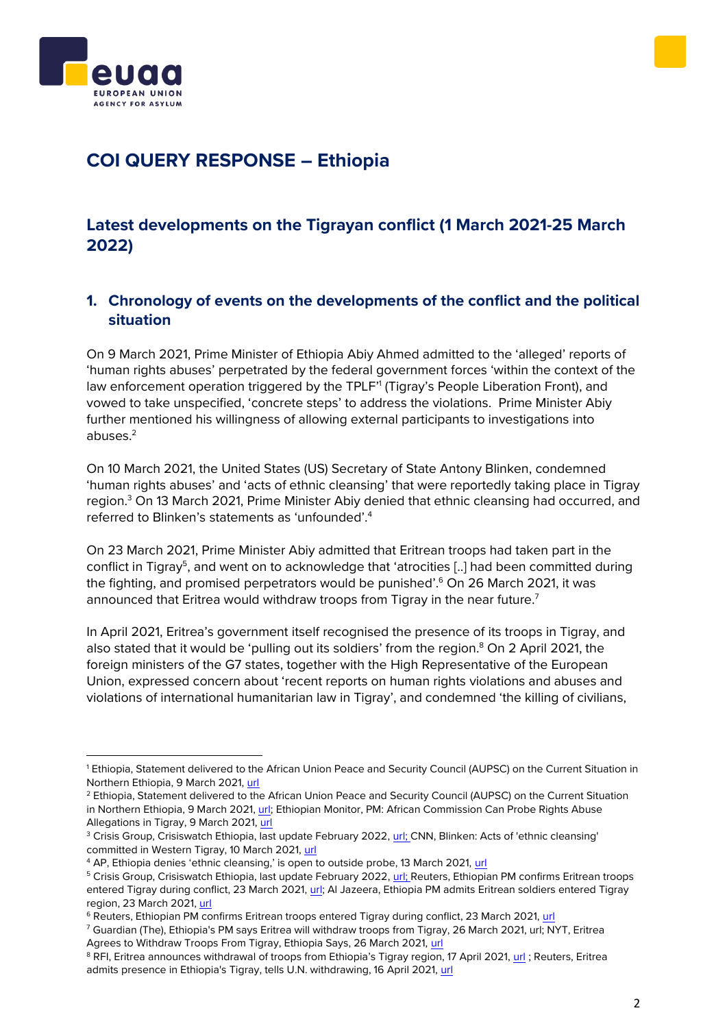# COI QUERY RESPONSE – Ethiopia

## Latest developments on the Tigrayan conflict (1 March 2021-25 March 2022)

### 1. Chronology of events on the developments of the conflict and the political situation

On 9 March 2021, Prime Minister of Ethiopia Abiy Ahmed admitted to the 'alleged' reports of 'human rights abuses' perpetrated by the federal government forces 'within the context of the law enforcement operation triggered by the TPLF'[1] (Tigray's People Liberation Front), and vowed to take unspecified, 'concrete steps' to address the violations. Prime Minister Abiy further mentioned his willingness of allowing external participants to investigations into abuses.[2]

On 10 March 2021, the United States (US) Secretary of State Antony Blinken, condemned 'human rights abuses' and 'acts of ethnic cleansing' that were reportedly taking place in Tigray region.[3] On 13 March 2021, Prime Minister Abiy denied that ethnic cleansing had occurred, and referred to Blinken's statements as 'unfounded'.[4]

On 23 March 2021, Prime Minister Abiy admitted that Eritrean troops had taken part in the conflict in Tigray[5], and went on to acknowledge that 'atrocities [..] had been committed during the fighting, and promised perpetrators would be punished'.[6] On 26 March 2021, it was announced that Eritrea would withdraw troops from Tigray in the near future.[7]

In April 2021, Eritrea's government itself recognised the presence of its troops in Tigray, and also stated that it would be 'pulling out its soldiers' from the region.[8] On 2 April 2021, the foreign ministers of the G7 states, together with the High Representative of the European Union, expressed concern about 'recent reports on human rights violations and abuses and violations of international humanitarian law in Tigray', and condemned 'the killing of civilians,

---

[1] Ethiopia, Statement delivered to the African Union Peace and Security Council (AUPSC) on the Current Situation in Northern Ethiopia, 9 March 2021, url

[2] Ethiopia, Statement delivered to the African Union Peace and Security Council (AUPSC) on the Current Situation in Northern Ethiopia, 9 March 2021, url; Ethiopian Monitor, PM: African Commission Can Probe Rights Abuse Allegations in Tigray, 9 March 2021, url

[3] Crisis Group, Crisiswatch Ethiopia, last update February 2022, url; CNN, Blinken: Acts of 'ethnic cleansing' committed in Western Tigray, 10 March 2021, url

[4] AP, Ethiopia denies 'ethnic cleansing,' is open to outside probe, 13 March 2021, url

[5] Crisis Group, Crisiswatch Ethiopia, last update February 2022, url; Reuters, Ethiopian PM confirms Eritrean troops entered Tigray during conflict, 23 March 2021, url; Al Jazeera, Ethiopia PM admits Eritrean soldiers entered Tigray region, 23 March 2021, url

[6] Reuters, Ethiopian PM confirms Eritrean troops entered Tigray during conflict, 23 March 2021, url

[7] Guardian (The), Ethiopia's PM says Eritrea will withdraw troops from Tigray, 26 March 2021, url; NYT, Eritrea Agrees to Withdraw Troops From Tigray, Ethiopia Says, 26 March 2021, url

[8] RFI, Eritrea announces withdrawal of troops from Ethiopia's Tigray region, 17 April 2021, url ; Reuters, Eritrea admits presence in Ethiopia's Tigray, tells U.N. withdrawing, 16 April 2021, url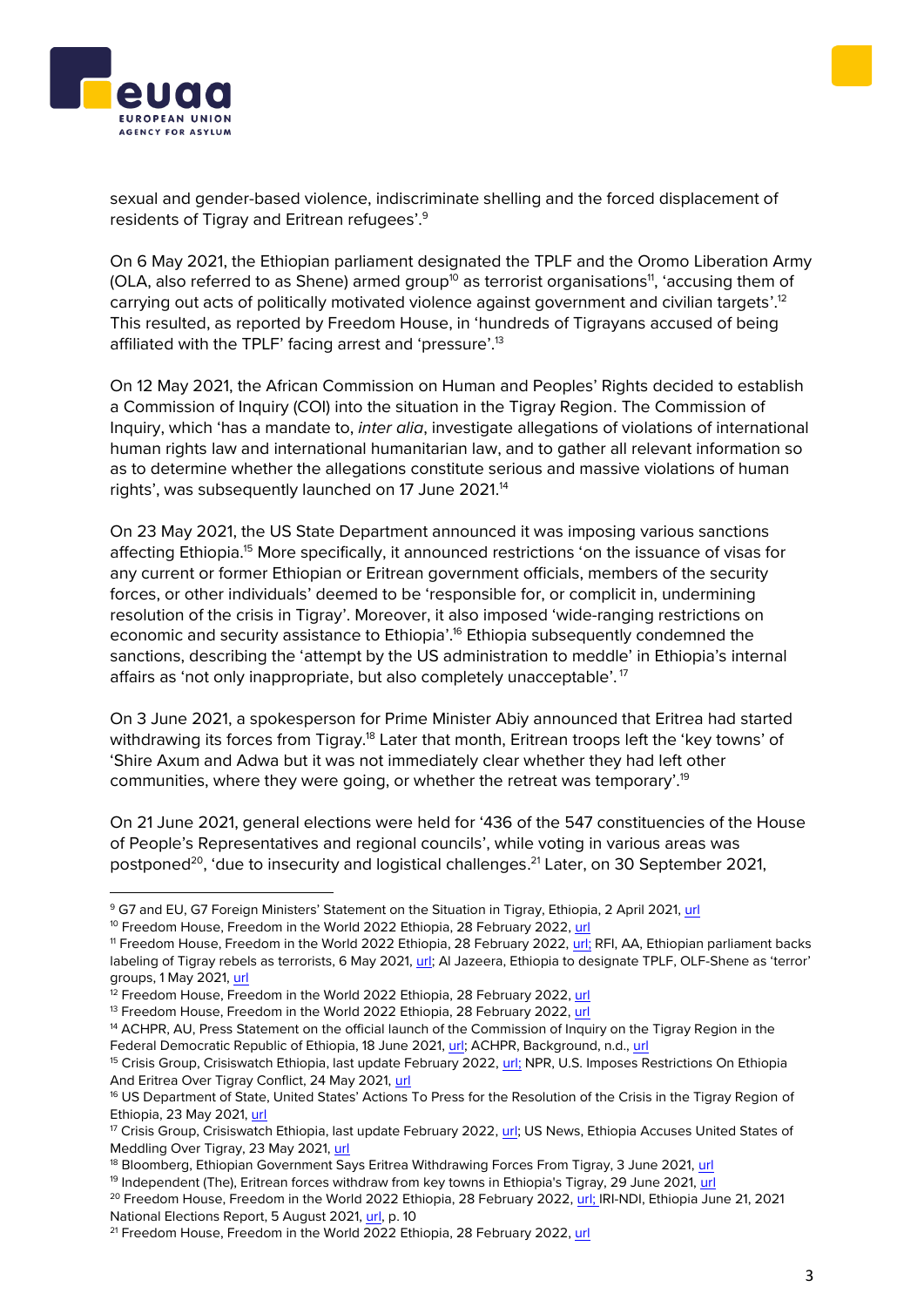sexual and gender-based violence, indiscriminate shelling and the forced displacement of residents of Tigray and Eritrean refugees'.[9]

On 6 May 2021, the Ethiopian parliament designated the TPLF and the Oromo Liberation Army (OLA, also referred to as Shene) armed group[10] as terrorist organisations[11], 'accusing them of carrying out acts of politically motivated violence against government and civilian targets'.[12] This resulted, as reported by Freedom House, in 'hundreds of Tigrayans accused of being affiliated with the TPLF' facing arrest and 'pressure'.[13]

On 12 May 2021, the African Commission on Human and Peoples' Rights decided to establish a Commission of Inquiry (COI) into the situation in the Tigray Region. The Commission of Inquiry, which 'has a mandate to, *inter alia*, investigate allegations of violations of international human rights law and international humanitarian law, and to gather all relevant information so as to determine whether the allegations constitute serious and massive violations of human rights', was subsequently launched on 17 June 2021.[14]

On 23 May 2021, the US State Department announced it was imposing various sanctions affecting Ethiopia.[15] More specifically, it announced restrictions 'on the issuance of visas for any current or former Ethiopian or Eritrean government officials, members of the security forces, or other individuals' deemed to be 'responsible for, or complicit in, undermining resolution of the crisis in Tigray'. Moreover, it also imposed 'wide-ranging restrictions on economic and security assistance to Ethiopia'.[16] Ethiopia subsequently condemned the sanctions, describing the 'attempt by the US administration to meddle' in Ethiopia's internal affairs as 'not only inappropriate, but also completely unacceptable'.[17]

On 3 June 2021, a spokesperson for Prime Minister Abiy announced that Eritrea had started withdrawing its forces from Tigray.[18] Later that month, Eritrean troops left the 'key towns' of 'Shire Axum and Adwa but it was not immediately clear whether they had left other communities, where they were going, or whether the retreat was temporary'.[19]

On 21 June 2021, general elections were held for '436 of the 547 constituencies of the House of People's Representatives and regional councils', while voting in various areas was postponed[20], 'due to insecurity and logistical challenges.[21] Later, on 30 September 2021,

---

[9] G7 and EU, G7 Foreign Ministers' Statement on the Situation in Tigray, Ethiopia, 2 April 2021, url

[10] Freedom House, Freedom in the World 2022 Ethiopia, 28 February 2022, url

[11] Freedom House, Freedom in the World 2022 Ethiopia, 28 February 2022, url; RFI, AA, Ethiopian parliament backs labeling of Tigray rebels as terrorists, 6 May 2021, url; Al Jazeera, Ethiopia to designate TPLF, OLF-Shene as 'terror' groups, 1 May 2021, url

[12] Freedom House, Freedom in the World 2022 Ethiopia, 28 February 2022, url

[13] Freedom House, Freedom in the World 2022 Ethiopia, 28 February 2022, url

[14] ACHPR, AU, Press Statement on the official launch of the Commission of Inquiry on the Tigray Region in the Federal Democratic Republic of Ethiopia, 18 June 2021, url; ACHPR, Background, n.d., url

[15] Crisis Group, Crisiswatch Ethiopia, last update February 2022, url; NPR, U.S. Imposes Restrictions On Ethiopia And Eritrea Over Tigray Conflict, 24 May 2021, url

[16] US Department of State, United States' Actions To Press for the Resolution of the Crisis in the Tigray Region of Ethiopia, 23 May 2021, url

[17] Crisis Group, Crisiswatch Ethiopia, last update February 2022, url; US News, Ethiopia Accuses United States of Meddling Over Tigray, 23 May 2021, url

[18] Bloomberg, Ethiopian Government Says Eritrea Withdrawing Forces From Tigray, 3 June 2021, url

[19] Independent (The), Eritrean forces withdraw from key towns in Ethiopia's Tigray, 29 June 2021, url

[20] Freedom House, Freedom in the World 2022 Ethiopia, 28 February 2022, url; IRI-NDI, Ethiopia June 21, 2021 National Elections Report, 5 August 2021, url, p. 10

[21] Freedom House, Freedom in the World 2022 Ethiopia, 28 February 2022, url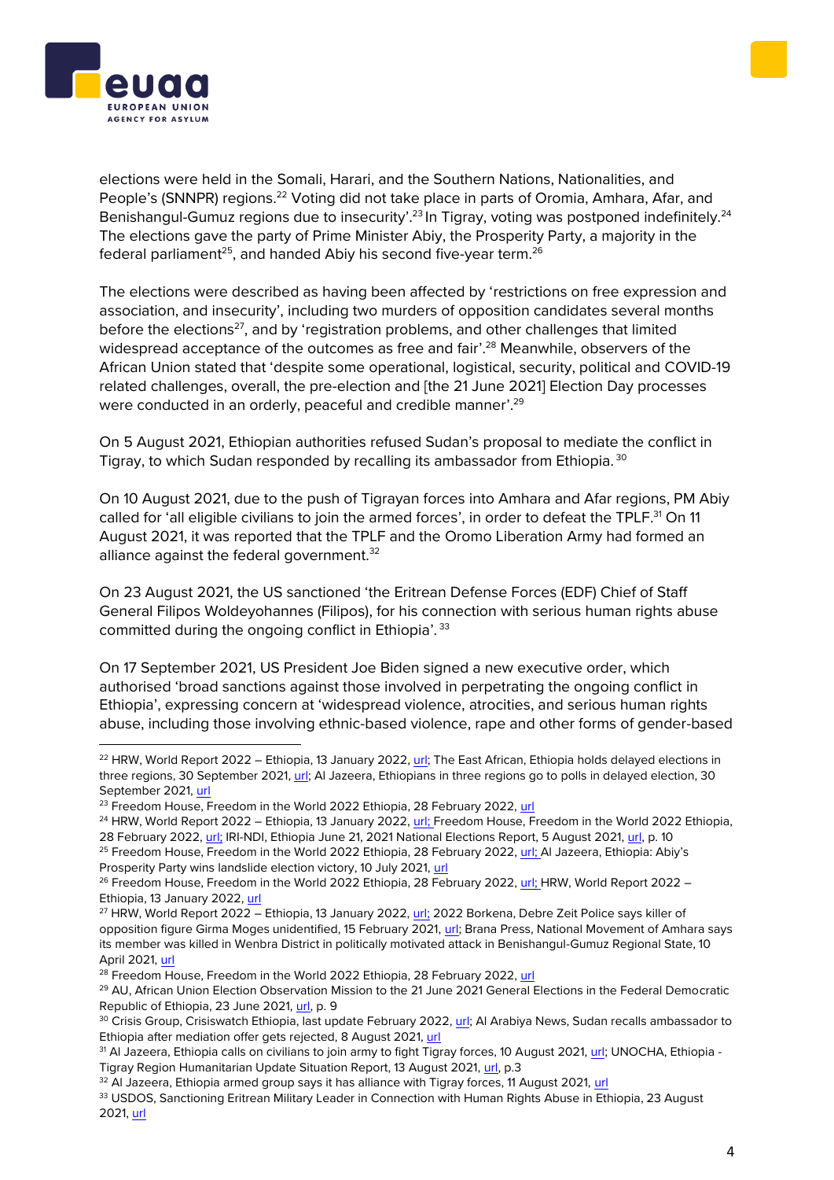elections were held in the Somali, Harari, and the Southern Nations, Nationalities, and People's (SNNPR) regions.[22] Voting did not take place in parts of Oromia, Amhara, Afar, and Benishangul-Gumuz regions due to insecurity'.[23] In Tigray, voting was postponed indefinitely.[24] The elections gave the party of Prime Minister Abiy, the Prosperity Party, a majority in the federal parliament[25], and handed Abiy his second five-year term.[26]

The elections were described as having been affected by 'restrictions on free expression and association, and insecurity', including two murders of opposition candidates several months before the elections[27], and by 'registration problems, and other challenges that limited widespread acceptance of the outcomes as free and fair'.[28] Meanwhile, observers of the African Union stated that 'despite some operational, logistical, security, political and COVID-19 related challenges, overall, the pre-election and [the 21 June 2021] Election Day processes were conducted in an orderly, peaceful and credible manner'.[29]

On 5 August 2021, Ethiopian authorities refused Sudan's proposal to mediate the conflict in Tigray, to which Sudan responded by recalling its ambassador from Ethiopia.[30]

On 10 August 2021, due to the push of Tigrayan forces into Amhara and Afar regions, PM Abiy called for 'all eligible civilians to join the armed forces', in order to defeat the TPLF.[31] On 11 August 2021, it was reported that the TPLF and the Oromo Liberation Army had formed an alliance against the federal government.[32]

On 23 August 2021, the US sanctioned 'the Eritrean Defense Forces (EDF) Chief of Staff General Filipos Woldeyohannes (Filipos), for his connection with serious human rights abuse committed during the ongoing conflict in Ethiopia'.[33]

On 17 September 2021, US President Joe Biden signed a new executive order, which authorised 'broad sanctions against those involved in perpetrating the ongoing conflict in Ethiopia', expressing concern at 'widespread violence, atrocities, and serious human rights abuse, including those involving ethnic-based violence, rape and other forms of gender-based

---

[22] HRW, World Report 2022 – Ethiopia, 13 January 2022, url; The East African, Ethiopia holds delayed elections in three regions, 30 September 2021, url; Al Jazeera, Ethiopians in three regions go to polls in delayed election, 30 September 2021, url

[23] Freedom House, Freedom in the World 2022 Ethiopia, 28 February 2022, url

[24] HRW, World Report 2022 – Ethiopia, 13 January 2022, url; Freedom House, Freedom in the World 2022 Ethiopia, 28 February 2022, url; IRI-NDI, Ethiopia June 21, 2021 National Elections Report, 5 August 2021, url, p. 10

[25] Freedom House, Freedom in the World 2022 Ethiopia, 28 February 2022, url; Al Jazeera, Ethiopia: Abiy's Prosperity Party wins landslide election victory, 10 July 2021, url

[26] Freedom House, Freedom in the World 2022 Ethiopia, 28 February 2022, url; HRW, World Report 2022 – Ethiopia, 13 January 2022, url

[27] HRW, World Report 2022 – Ethiopia, 13 January 2022, url; 2022 Borkena, Debre Zeit Police says killer of opposition figure Girma Moges unidentified, 15 February 2021, url; Brana Press, National Movement of Amhara says its member was killed in Wenbra District in politically motivated attack in Benishangul-Gumuz Regional State, 10 April 2021, url

[28] Freedom House, Freedom in the World 2022 Ethiopia, 28 February 2022, url

[29] AU, African Union Election Observation Mission to the 21 June 2021 General Elections in the Federal Democratic Republic of Ethiopia, 23 June 2021, url, p. 9

[30] Crisis Group, Crisiswatch Ethiopia, last update February 2022, url; Al Arabiya News, Sudan recalls ambassador to Ethiopia after mediation offer gets rejected, 8 August 2021, url

[31] Al Jazeera, Ethiopia calls on civilians to join army to fight Tigray forces, 10 August 2021, url; UNOCHA, Ethiopia - Tigray Region Humanitarian Update Situation Report, 13 August 2021, url, p.3

[32] Al Jazeera, Ethiopia armed group says it has alliance with Tigray forces, 11 August 2021, url

[33] USDOS, Sanctioning Eritrean Military Leader in Connection with Human Rights Abuse in Ethiopia, 23 August 2021, url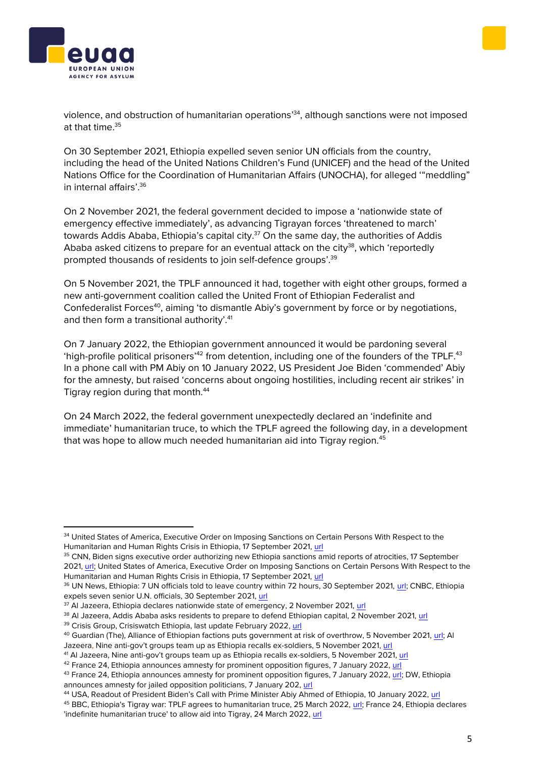violence, and obstruction of humanitarian operations'[34], although sanctions were not imposed at that time.[35]

On 30 September 2021, Ethiopia expelled seven senior UN officials from the country, including the head of the United Nations Children's Fund (UNICEF) and the head of the United Nations Office for the Coordination of Humanitarian Affairs (UNOCHA), for alleged '"meddling" in internal affairs'.[36]

On 2 November 2021, the federal government decided to impose a 'nationwide state of emergency effective immediately', as advancing Tigrayan forces 'threatened to march' towards Addis Ababa, Ethiopia's capital city.[37] On the same day, the authorities of Addis Ababa asked citizens to prepare for an eventual attack on the city[38], which 'reportedly prompted thousands of residents to join self-defence groups'.[39]

On 5 November 2021, the TPLF announced it had, together with eight other groups, formed a new anti-government coalition called the United Front of Ethiopian Federalist and Confederalist Forces[40], aiming 'to dismantle Abiy's government by force or by negotiations, and then form a transitional authority'.[41]

On 7 January 2022, the Ethiopian government announced it would be pardoning several 'high-profile political prisoners'[42] from detention, including one of the founders of the TPLF.[43] In a phone call with PM Abiy on 10 January 2022, US President Joe Biden 'commended' Abiy for the amnesty, but raised 'concerns about ongoing hostilities, including recent air strikes' in Tigray region during that month.[44]

On 24 March 2022, the federal government unexpectedly declared an 'indefinite and immediate' humanitarian truce, to which the TPLF agreed the following day, in a development that was hope to allow much needed humanitarian aid into Tigray region.[45]

---

[34] United States of America, Executive Order on Imposing Sanctions on Certain Persons With Respect to the Humanitarian and Human Rights Crisis in Ethiopia, 17 September 2021, url

[35] CNN, Biden signs executive order authorizing new Ethiopia sanctions amid reports of atrocities, 17 September 2021, url; United States of America, Executive Order on Imposing Sanctions on Certain Persons With Respect to the Humanitarian and Human Rights Crisis in Ethiopia, 17 September 2021, url

[36] UN News, Ethiopia: 7 UN officials told to leave country within 72 hours, 30 September 2021, url; CNBC, Ethiopia expels seven senior U.N. officials, 30 September 2021, url

[37] Al Jazeera, Ethiopia declares nationwide state of emergency, 2 November 2021, url

[38] Al Jazeera, Addis Ababa asks residents to prepare to defend Ethiopian capital, 2 November 2021, url

[39] Crisis Group, Crisiswatch Ethiopia, last update February 2022, url

[40] Guardian (The), Alliance of Ethiopian factions puts government at risk of overthrow, 5 November 2021, url; Al Jazeera, Nine anti-gov't groups team up as Ethiopia recalls ex-soldiers, 5 November 2021, url

[41] Al Jazeera, Nine anti-gov't groups team up as Ethiopia recalls ex-soldiers, 5 November 2021, url

[42] France 24, Ethiopia announces amnesty for prominent opposition figures, 7 January 2022, url

[43] France 24, Ethiopia announces amnesty for prominent opposition figures, 7 January 2022, url; DW, Ethiopia announces amnesty for jailed opposition politicians, 7 January 202, url

[44] USA, Readout of President Biden's Call with Prime Minister Abiy Ahmed of Ethiopia, 10 January 2022, url

[45] BBC, Ethiopia's Tigray war: TPLF agrees to humanitarian truce, 25 March 2022, url; France 24, Ethiopia declares 'indefinite humanitarian truce' to allow aid into Tigray, 24 March 2022, url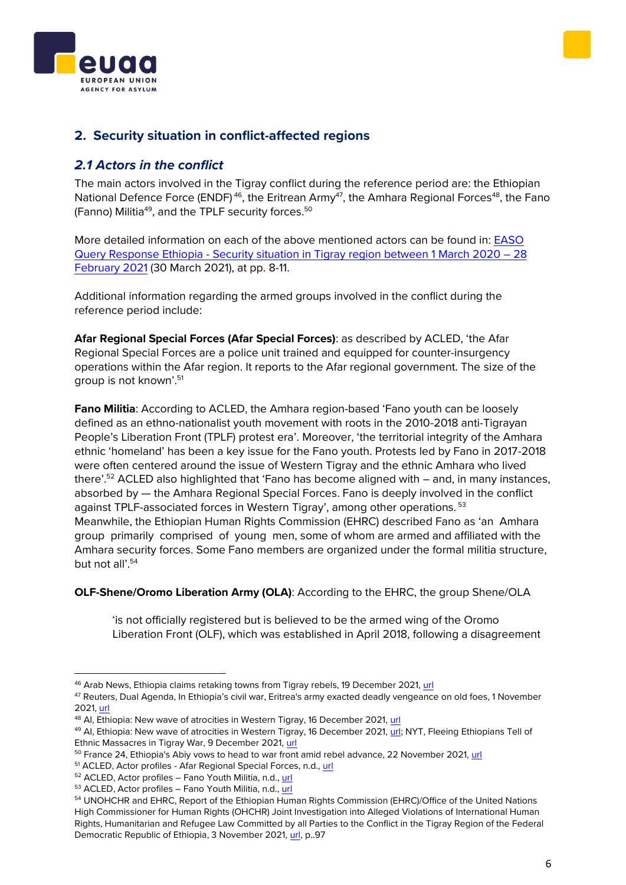## 2. Security situation in conflict-affected regions

### *2.1 Actors in the conflict*

The main actors involved in the Tigray conflict during the reference period are: the Ethiopian National Defence Force (ENDF)[46], the Eritrean Army[47], the Amhara Regional Forces[48], the Fano (Fanno) Militia[49], and the TPLF security forces.[50]

More detailed information on each of the above mentioned actors can be found in: [EASO Query Response Ethiopia - Security situation in Tigray region between 1 March 2020 – 28 February 2021](url) (30 March 2021), at pp. 8-11.

Additional information regarding the armed groups involved in the conflict during the reference period include:

**Afar Regional Special Forces (Afar Special Forces)**: as described by ACLED, 'the Afar Regional Special Forces are a police unit trained and equipped for counter-insurgency operations within the Afar region. It reports to the Afar regional government. The size of the group is not known'.[51]

**Fano Militia**: According to ACLED, the Amhara region-based 'Fano youth can be loosely defined as an ethno-nationalist youth movement with roots in the 2010-2018 anti-Tigrayan People's Liberation Front (TPLF) protest era'. Moreover, 'the territorial integrity of the Amhara ethnic 'homeland' has been a key issue for the Fano youth. Protests led by Fano in 2017-2018 were often centered around the issue of Western Tigray and the ethnic Amhara who lived there'.[52] ACLED also highlighted that 'Fano has become aligned with – and, in many instances, absorbed by — the Amhara Regional Special Forces. Fano is deeply involved in the conflict against TPLF-associated forces in Western Tigray', among other operations.[53]
Meanwhile, the Ethiopian Human Rights Commission (EHRC) described Fano as 'an Amhara group primarily comprised of young men, some of whom are armed and affiliated with the Amhara security forces. Some Fano members are organized under the formal militia structure, but not all'.[54]

**OLF-Shene/Oromo Liberation Army (OLA)**: According to the EHRC, the group Shene/OLA

> 'is not officially registered but is believed to be the armed wing of the Oromo Liberation Front (OLF), which was established in April 2018, following a disagreement

---

[46] Arab News, Ethiopia claims retaking towns from Tigray rebels, 19 December 2021, url
[47] Reuters, Dual Agenda, In Ethiopia's civil war, Eritrea's army exacted deadly vengeance on old foes, 1 November 2021, url
[48] AI, Ethiopia: New wave of atrocities in Western Tigray, 16 December 2021, url
[49] AI, Ethiopia: New wave of atrocities in Western Tigray, 16 December 2021, url; NYT, Fleeing Ethiopians Tell of Ethnic Massacres in Tigray War, 9 December 2021, url
[50] France 24, Ethiopia's Abiy vows to head to war front amid rebel advance, 22 November 2021, url
[51] ACLED, Actor profiles - Afar Regional Special Forces, n.d., url
[52] ACLED, Actor profiles – Fano Youth Militia, n.d., url
[53] ACLED, Actor profiles – Fano Youth Militia, n.d., url
[54] UNOHCHR and EHRC, Report of the Ethiopian Human Rights Commission (EHRC)/Office of the United Nations High Commissioner for Human Rights (OHCHR) Joint Investigation into Alleged Violations of International Human Rights, Humanitarian and Refugee Law Committed by all Parties to the Conflict in the Tigray Region of the Federal Democratic Republic of Ethiopia, 3 November 2021, url, p..97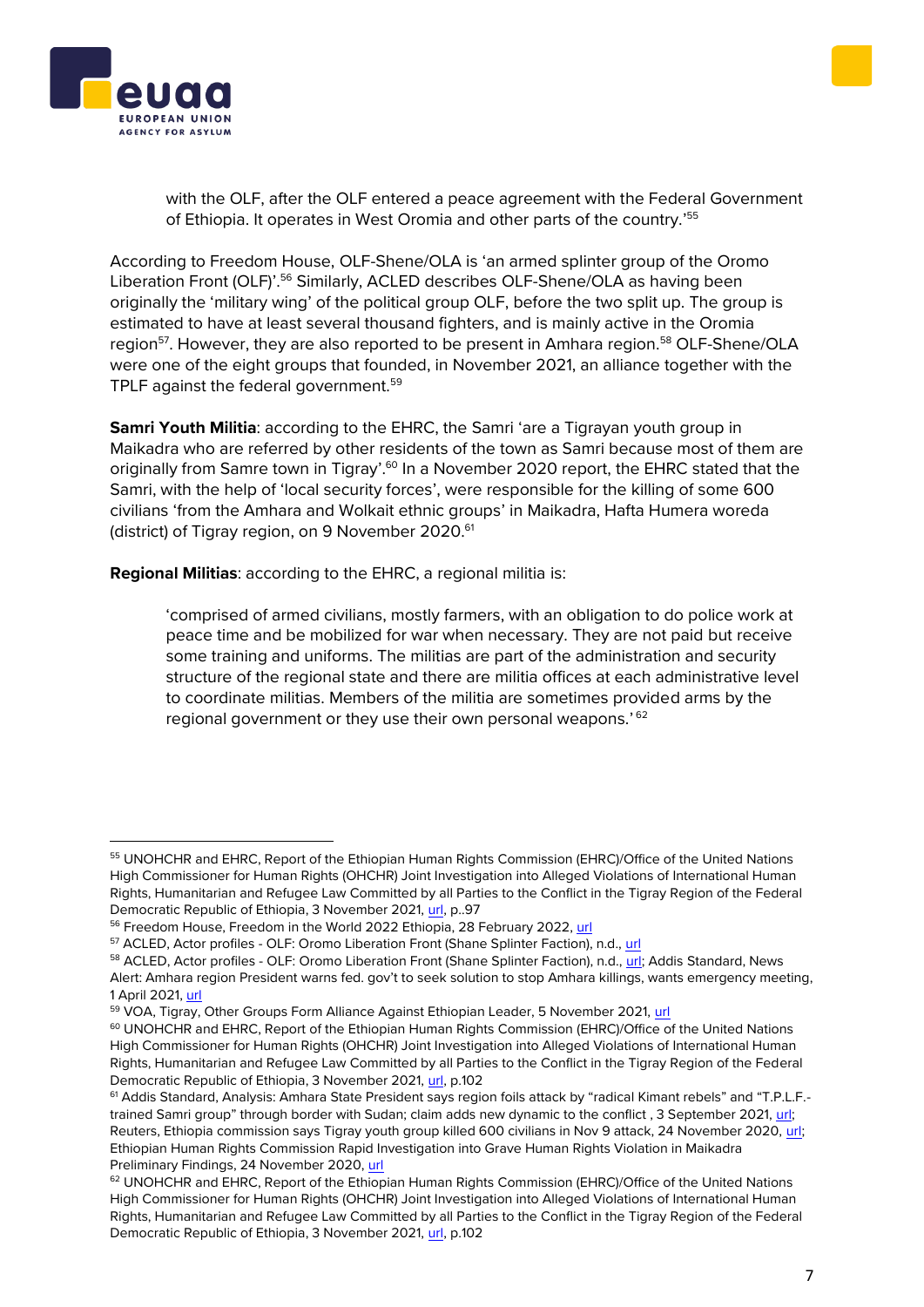> with the OLF, after the OLF entered a peace agreement with the Federal Government of Ethiopia. It operates in West Oromia and other parts of the country.'[55]

According to Freedom House, OLF-Shene/OLA is 'an armed splinter group of the Oromo Liberation Front (OLF)'.[56] Similarly, ACLED describes OLF-Shene/OLA as having been originally the 'military wing' of the political group OLF, before the two split up. The group is estimated to have at least several thousand fighters, and is mainly active in the Oromia region[57]. However, they are also reported to be present in Amhara region.[58] OLF-Shene/OLA were one of the eight groups that founded, in November 2021, an alliance together with the TPLF against the federal government.[59]

**Samri Youth Militia**: according to the EHRC, the Samri 'are a Tigrayan youth group in Maikadra who are referred by other residents of the town as Samri because most of them are originally from Samre town in Tigray'.[60] In a November 2020 report, the EHRC stated that the Samri, with the help of 'local security forces', were responsible for the killing of some 600 civilians 'from the Amhara and Wolkait ethnic groups' in Maikadra, Hafta Humera woreda (district) of Tigray region, on 9 November 2020.[61]

**Regional Militias**: according to the EHRC, a regional militia is:

> 'comprised of armed civilians, mostly farmers, with an obligation to do police work at peace time and be mobilized for war when necessary. They are not paid but receive some training and uniforms. The militias are part of the administration and security structure of the regional state and there are militia offices at each administrative level to coordinate militias. Members of the militia are sometimes provided arms by the regional government or they use their own personal weapons.' [62]

---

[55] UNOHCHR and EHRC, Report of the Ethiopian Human Rights Commission (EHRC)/Office of the United Nations High Commissioner for Human Rights (OHCHR) Joint Investigation into Alleged Violations of International Human Rights, Humanitarian and Refugee Law Committed by all Parties to the Conflict in the Tigray Region of the Federal Democratic Republic of Ethiopia, 3 November 2021, url, p..97

[56] Freedom House, Freedom in the World 2022 Ethiopia, 28 February 2022, url

[57] ACLED, Actor profiles - OLF: Oromo Liberation Front (Shane Splinter Faction), n.d., url

[58] ACLED, Actor profiles - OLF: Oromo Liberation Front (Shane Splinter Faction), n.d., url; Addis Standard, News Alert: Amhara region President warns fed. gov't to seek solution to stop Amhara killings, wants emergency meeting, 1 April 2021, url

[59] VOA, Tigray, Other Groups Form Alliance Against Ethiopian Leader, 5 November 2021, url

[60] UNOHCHR and EHRC, Report of the Ethiopian Human Rights Commission (EHRC)/Office of the United Nations High Commissioner for Human Rights (OHCHR) Joint Investigation into Alleged Violations of International Human Rights, Humanitarian and Refugee Law Committed by all Parties to the Conflict in the Tigray Region of the Federal Democratic Republic of Ethiopia, 3 November 2021, url, p.102

[61] Addis Standard, Analysis: Amhara State President says region foils attack by "radical Kimant rebels" and "T.P.L.F.-trained Samri group" through border with Sudan; claim adds new dynamic to the conflict , 3 September 2021, url; Reuters, Ethiopia commission says Tigray youth group killed 600 civilians in Nov 9 attack, 24 November 2020, url; Ethiopian Human Rights Commission Rapid Investigation into Grave Human Rights Violation in Maikadra Preliminary Findings, 24 November 2020, url

[62] UNOHCHR and EHRC, Report of the Ethiopian Human Rights Commission (EHRC)/Office of the United Nations High Commissioner for Human Rights (OHCHR) Joint Investigation into Alleged Violations of International Human Rights, Humanitarian and Refugee Law Committed by all Parties to the Conflict in the Tigray Region of the Federal Democratic Republic of Ethiopia, 3 November 2021, url, p.102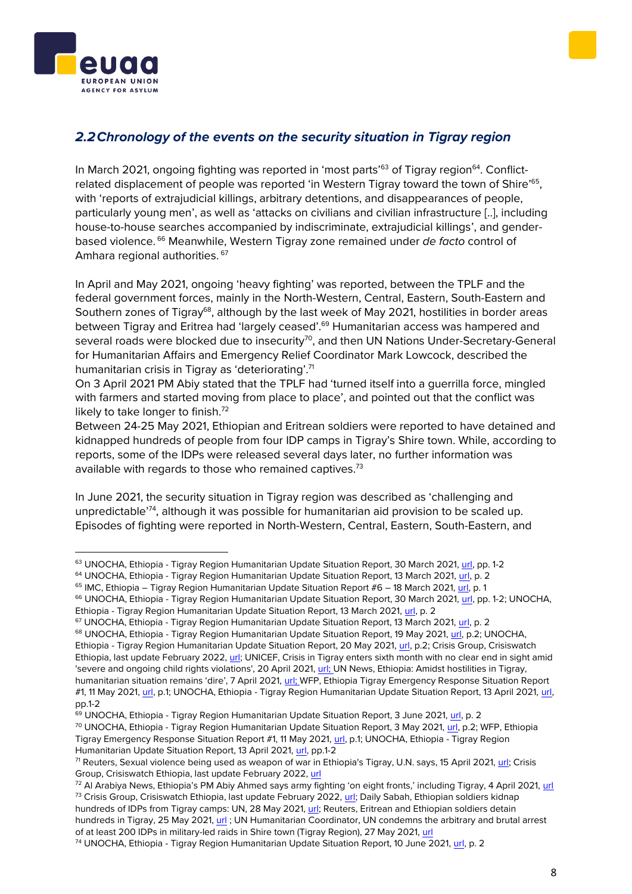## 2.2 Chronology of the events on the security situation in Tigray region

In March 2021, ongoing fighting was reported in 'most parts'[63] of Tigray region[64]. Conflict-related displacement of people was reported 'in Western Tigray toward the town of Shire'[65], with 'reports of extrajudicial killings, arbitrary detentions, and disappearances of people, particularly young men', as well as 'attacks on civilians and civilian infrastructure [..], including house-to-house searches accompanied by indiscriminate, extrajudicial killings', and gender-based violence. [66] Meanwhile, Western Tigray zone remained under *de facto* control of Amhara regional authorities. [67]

In April and May 2021, ongoing 'heavy fighting' was reported, between the TPLF and the federal government forces, mainly in the North-Western, Central, Eastern, South-Eastern and Southern zones of Tigray[68], although by the last week of May 2021, hostilities in border areas between Tigray and Eritrea had 'largely ceased'.[69] Humanitarian access was hampered and several roads were blocked due to insecurity[70], and then UN Nations Under-Secretary-General for Humanitarian Affairs and Emergency Relief Coordinator Mark Lowcock, described the humanitarian crisis in Tigray as 'deteriorating'.[71]

On 3 April 2021 PM Abiy stated that the TPLF had 'turned itself into a guerrilla force, mingled with farmers and started moving from place to place', and pointed out that the conflict was likely to take longer to finish.[72]

Between 24-25 May 2021, Ethiopian and Eritrean soldiers were reported to have detained and kidnapped hundreds of people from four IDP camps in Tigray's Shire town. While, according to reports, some of the IDPs were released several days later, no further information was available with regards to those who remained captives.[73]

In June 2021, the security situation in Tigray region was described as 'challenging and unpredictable'[74], although it was possible for humanitarian aid provision to be scaled up. Episodes of fighting were reported in North-Western, Central, Eastern, South-Eastern, and

---

[63] UNOCHA, Ethiopia - Tigray Region Humanitarian Update Situation Report, 30 March 2021, url, pp. 1-2

[64] UNOCHA, Ethiopia - Tigray Region Humanitarian Update Situation Report, 13 March 2021, url, p. 2

[65] IMC, Ethiopia – Tigray Region Humanitarian Situation Report #6 – 18 March 2021, url, p. 1

[66] UNOCHA, Ethiopia - Tigray Region Humanitarian Update Situation Report, 30 March 2021, url, pp. 1-2; UNOCHA, Ethiopia - Tigray Region Humanitarian Update Situation Report, 13 March 2021, url, p. 2

[67] UNOCHA, Ethiopia - Tigray Region Humanitarian Update Situation Report, 13 March 2021, url, p. 2

[68] UNOCHA, Ethiopia - Tigray Region Humanitarian Update Situation Report, 19 May 2021, url, p.2; UNOCHA, Ethiopia - Tigray Region Humanitarian Update Situation Report, 20 May 2021, url, p.2; Crisis Group, Crisiswatch Ethiopia, last update February 2022, url; UNICEF, Crisis in Tigray enters sixth month with no clear end in sight amid 'severe and ongoing child rights violations', 20 April 2021, url; UN News, Ethiopia: Amidst hostilities in Tigray, humanitarian situation remains 'dire', 7 April 2021, url; WFP, Ethiopia Tigray Emergency Response Situation Report #1, 11 May 2021, url, p.1; UNOCHA, Ethiopia - Tigray Region Humanitarian Update Situation Report, 13 April 2021, url, pp.1-2

[69] UNOCHA, Ethiopia - Tigray Region Humanitarian Update Situation Report, 3 June 2021, url, p. 2

[70] UNOCHA, Ethiopia - Tigray Region Humanitarian Update Situation Report, 3 May 2021, url, p.2; WFP, Ethiopia Tigray Emergency Response Situation Report #1, 11 May 2021, url, p.1; UNOCHA, Ethiopia - Tigray Region Humanitarian Update Situation Report, 13 April 2021, url, pp.1-2

[71] Reuters, Sexual violence being used as weapon of war in Ethiopia's Tigray, U.N. says, 15 April 2021, url; Crisis Group, Crisiswatch Ethiopia, last update February 2022, url

[72] Al Arabiya News, Ethiopia's PM Abiy Ahmed says army fighting 'on eight fronts,' including Tigray, 4 April 2021, url

[73] Crisis Group, Crisiswatch Ethiopia, last update February 2022, url; Daily Sabah, Ethiopian soldiers kidnap hundreds of IDPs from Tigray camps: UN, 28 May 2021, url; Reuters, Eritrean and Ethiopian soldiers detain hundreds in Tigray, 25 May 2021, url ; UN Humanitarian Coordinator, UN condemns the arbitrary and brutal arrest of at least 200 IDPs in military-led raids in Shire town (Tigray Region), 27 May 2021, url

[74] UNOCHA, Ethiopia - Tigray Region Humanitarian Update Situation Report, 10 June 2021, url, p. 2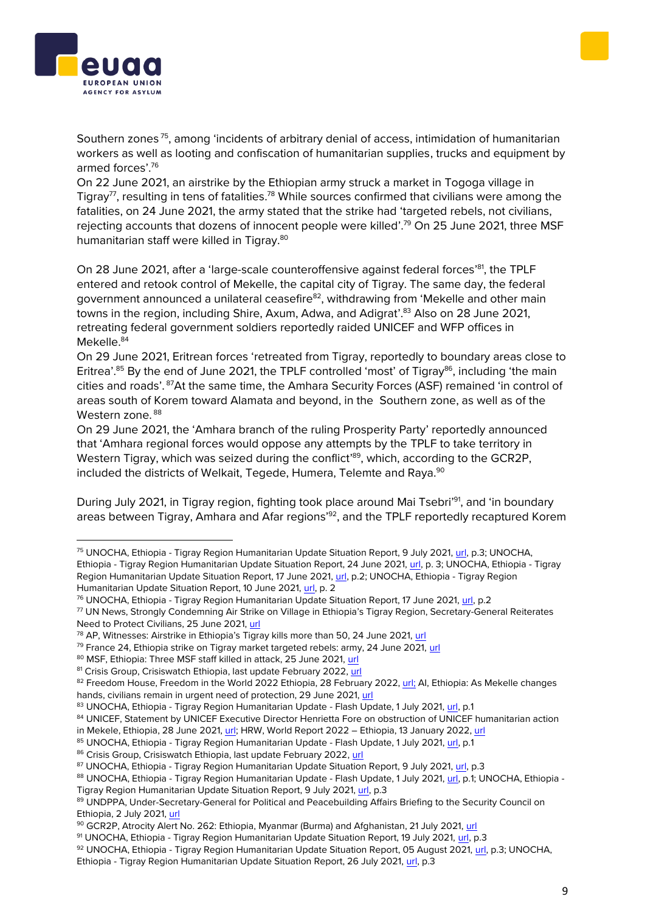Southern zones [75], among 'incidents of arbitrary denial of access, intimidation of humanitarian workers as well as looting and confiscation of humanitarian supplies, trucks and equipment by armed forces'.[76]

On 22 June 2021, an airstrike by the Ethiopian army struck a market in Togoga village in Tigray[77], resulting in tens of fatalities.[78] While sources confirmed that civilians were among the fatalities, on 24 June 2021, the army stated that the strike had 'targeted rebels, not civilians, rejecting accounts that dozens of innocent people were killed'.[79] On 25 June 2021, three MSF humanitarian staff were killed in Tigray.[80]

On 28 June 2021, after a 'large-scale counteroffensive against federal forces'[81], the TPLF entered and retook control of Mekelle, the capital city of Tigray. The same day, the federal government announced a unilateral ceasefire[82], withdrawing from 'Mekelle and other main towns in the region, including Shire, Axum, Adwa, and Adigrat'.[83] Also on 28 June 2021, retreating federal government soldiers reportedly raided UNICEF and WFP offices in Mekelle.[84]

On 29 June 2021, Eritrean forces 'retreated from Tigray, reportedly to boundary areas close to Eritrea'.[85] By the end of June 2021, the TPLF controlled 'most' of Tigray[86], including 'the main cities and roads'.[87] At the same time, the Amhara Security Forces (ASF) remained 'in control of areas south of Korem toward Alamata and beyond, in the Southern zone, as well as of the Western zone.[88]

On 29 June 2021, the 'Amhara branch of the ruling Prosperity Party' reportedly announced that 'Amhara regional forces would oppose any attempts by the TPLF to take territory in Western Tigray, which was seized during the conflict'[89], which, according to the GCR2P, included the districts of Welkait, Tegede, Humera, Telemte and Raya.[90]

During July 2021, in Tigray region, fighting took place around Mai Tsebri'[91], and 'in boundary areas between Tigray, Amhara and Afar regions'[92], and the TPLF reportedly recaptured Korem

---

[75] UNOCHA, Ethiopia - Tigray Region Humanitarian Update Situation Report, 9 July 2021, url, p.3; UNOCHA, Ethiopia - Tigray Region Humanitarian Update Situation Report, 24 June 2021, url, p. 3; UNOCHA, Ethiopia - Tigray Region Humanitarian Update Situation Report, 17 June 2021, url, p.2; UNOCHA, Ethiopia - Tigray Region Humanitarian Update Situation Report, 10 June 2021, url, p. 2

[76] UNOCHA, Ethiopia - Tigray Region Humanitarian Update Situation Report, 17 June 2021, url, p.2

[77] UN News, Strongly Condemning Air Strike on Village in Ethiopia's Tigray Region, Secretary-General Reiterates Need to Protect Civilians, 25 June 2021, url

[78] AP, Witnesses: Airstrike in Ethiopia's Tigray kills more than 50, 24 June 2021, url

[79] France 24, Ethiopia strike on Tigray market targeted rebels: army, 24 June 2021, url

[80] MSF, Ethiopia: Three MSF staff killed in attack, 25 June 2021, url

[81] Crisis Group, Crisiswatch Ethiopia, last update February 2022, url

[82] Freedom House, Freedom in the World 2022 Ethiopia, 28 February 2022, url; AI, Ethiopia: As Mekelle changes hands, civilians remain in urgent need of protection, 29 June 2021, url

[83] UNOCHA, Ethiopia - Tigray Region Humanitarian Update - Flash Update, 1 July 2021, url, p.1

[84] UNICEF, Statement by UNICEF Executive Director Henrietta Fore on obstruction of UNICEF humanitarian action in Mekele, Ethiopia, 28 June 2021, url; HRW, World Report 2022 – Ethiopia, 13 January 2022, url

[85] UNOCHA, Ethiopia - Tigray Region Humanitarian Update - Flash Update, 1 July 2021, url, p.1

[86] Crisis Group, Crisiswatch Ethiopia, last update February 2022, url

[87] UNOCHA, Ethiopia - Tigray Region Humanitarian Update Situation Report, 9 July 2021, url, p.3

[88] UNOCHA, Ethiopia - Tigray Region Humanitarian Update - Flash Update, 1 July 2021, url, p.1; UNOCHA, Ethiopia - Tigray Region Humanitarian Update Situation Report, 9 July 2021, url, p.3

[89] UNDPPA, Under-Secretary-General for Political and Peacebuilding Affairs Briefing to the Security Council on Ethiopia, 2 July 2021, url

[90] GCR2P, Atrocity Alert No. 262: Ethiopia, Myanmar (Burma) and Afghanistan, 21 July 2021, url

[91] UNOCHA, Ethiopia - Tigray Region Humanitarian Update Situation Report, 19 July 2021, url, p.3

[92] UNOCHA, Ethiopia - Tigray Region Humanitarian Update Situation Report, 05 August 2021, url, p.3; UNOCHA, Ethiopia - Tigray Region Humanitarian Update Situation Report, 26 July 2021, url, p.3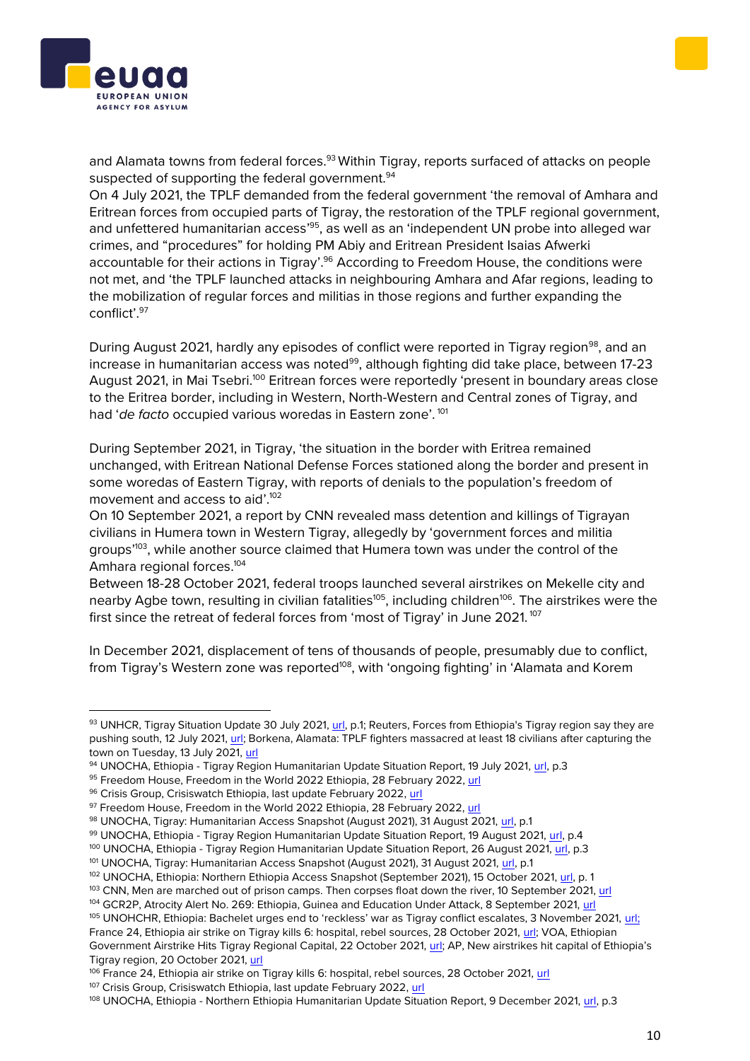and Alamata towns from federal forces.[93] Within Tigray, reports surfaced of attacks on people suspected of supporting the federal government.[94]

On 4 July 2021, the TPLF demanded from the federal government 'the removal of Amhara and Eritrean forces from occupied parts of Tigray, the restoration of the TPLF regional government, and unfettered humanitarian access'[95], as well as an 'independent UN probe into alleged war crimes, and "procedures" for holding PM Abiy and Eritrean President Isaias Afwerki accountable for their actions in Tigray'.[96] According to Freedom House, the conditions were not met, and 'the TPLF launched attacks in neighbouring Amhara and Afar regions, leading to the mobilization of regular forces and militias in those regions and further expanding the conflict'.[97]

During August 2021, hardly any episodes of conflict were reported in Tigray region[98], and an increase in humanitarian access was noted[99], although fighting did take place, between 17-23 August 2021, in Mai Tsebri.[100] Eritrean forces were reportedly 'present in boundary areas close to the Eritrea border, including in Western, North-Western and Central zones of Tigray, and had '*de facto* occupied various woredas in Eastern zone'.[101]

During September 2021, in Tigray, 'the situation in the border with Eritrea remained unchanged, with Eritrean National Defense Forces stationed along the border and present in some woredas of Eastern Tigray, with reports of denials to the population's freedom of movement and access to aid'.[102]

On 10 September 2021, a report by CNN revealed mass detention and killings of Tigrayan civilians in Humera town in Western Tigray, allegedly by 'government forces and militia groups'[103], while another source claimed that Humera town was under the control of the Amhara regional forces.[104]

Between 18-28 October 2021, federal troops launched several airstrikes on Mekelle city and nearby Agbe town, resulting in civilian fatalities[105], including children[106]. The airstrikes were the first since the retreat of federal forces from 'most of Tigray' in June 2021.[107]

In December 2021, displacement of tens of thousands of people, presumably due to conflict, from Tigray's Western zone was reported[108], with 'ongoing fighting' in 'Alamata and Korem

---

[93] UNHCR, Tigray Situation Update 30 July 2021, url, p.1; Reuters, Forces from Ethiopia's Tigray region say they are pushing south, 12 July 2021, url; Borkena, Alamata: TPLF fighters massacred at least 18 civilians after capturing the town on Tuesday, 13 July 2021, url

[94] UNOCHA, Ethiopia - Tigray Region Humanitarian Update Situation Report, 19 July 2021, url, p.3

[95] Freedom House, Freedom in the World 2022 Ethiopia, 28 February 2022, url

[96] Crisis Group, Crisiswatch Ethiopia, last update February 2022, url

[97] Freedom House, Freedom in the World 2022 Ethiopia, 28 February 2022, url

[98] UNOCHA, Tigray: Humanitarian Access Snapshot (August 2021), 31 August 2021, url, p.1

[99] UNOCHA, Ethiopia - Tigray Region Humanitarian Update Situation Report, 19 August 2021, url, p.4

[100] UNOCHA, Ethiopia - Tigray Region Humanitarian Update Situation Report, 26 August 2021, url, p.3

[101] UNOCHA, Tigray: Humanitarian Access Snapshot (August 2021), 31 August 2021, url, p.1

[102] UNOCHA, Ethiopia: Northern Ethiopia Access Snapshot (September 2021), 15 October 2021, url, p. 1

[103] CNN, Men are marched out of prison camps. Then corpses float down the river, 10 September 2021, url

[104] GCR2P, Atrocity Alert No. 269: Ethiopia, Guinea and Education Under Attack, 8 September 2021, url

[105] UNOHCHR, Ethiopia: Bachelet urges end to 'reckless' war as Tigray conflict escalates, 3 November 2021, url; France 24, Ethiopia air strike on Tigray kills 6: hospital, rebel sources, 28 October 2021, url; VOA, Ethiopian Government Airstrike Hits Tigray Regional Capital, 22 October 2021, url; AP, New airstrikes hit capital of Ethiopia's Tigray region, 20 October 2021, url

[106] France 24, Ethiopia air strike on Tigray kills 6: hospital, rebel sources, 28 October 2021, url

[107] Crisis Group, Crisiswatch Ethiopia, last update February 2022, url

[108] UNOCHA, Ethiopia - Northern Ethiopia Humanitarian Update Situation Report, 9 December 2021, url, p.3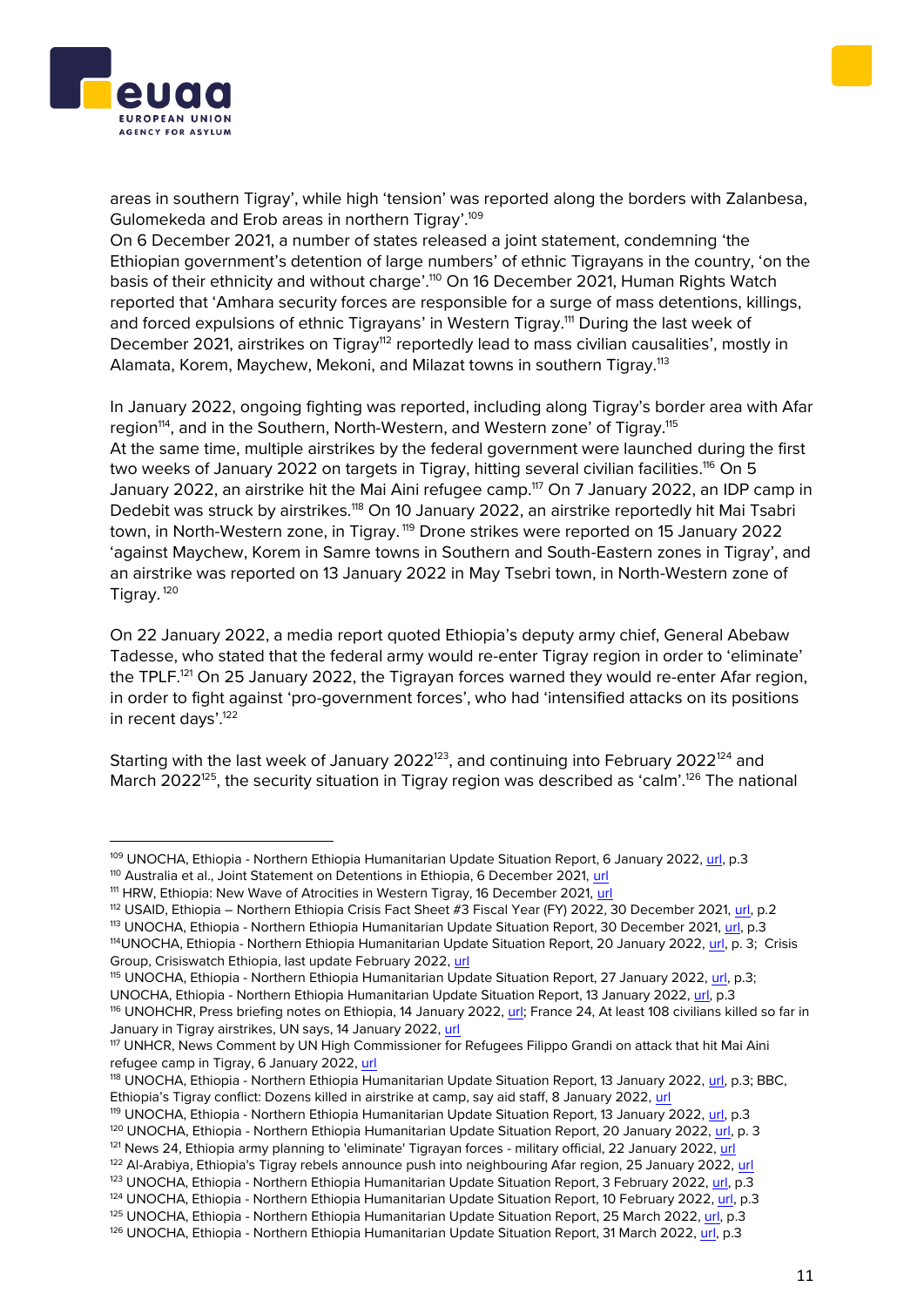areas in southern Tigray', while high 'tension' was reported along the borders with Zalanbesa, Gulomekeda and Erob areas in northern Tigray'.[109]

On 6 December 2021, a number of states released a joint statement, condemning 'the Ethiopian government's detention of large numbers' of ethnic Tigrayans in the country, 'on the basis of their ethnicity and without charge'.[110] On 16 December 2021, Human Rights Watch reported that 'Amhara security forces are responsible for a surge of mass detentions, killings, and forced expulsions of ethnic Tigrayans' in Western Tigray.[111] During the last week of December 2021, airstrikes on Tigray[112] reportedly lead to mass civilian causalities', mostly in Alamata, Korem, Maychew, Mekoni, and Milazat towns in southern Tigray.[113]

In January 2022, ongoing fighting was reported, including along Tigray's border area with Afar region[114], and in the Southern, North-Western, and Western zone' of Tigray.[115]

At the same time, multiple airstrikes by the federal government were launched during the first two weeks of January 2022 on targets in Tigray, hitting several civilian facilities.[116] On 5 January 2022, an airstrike hit the Mai Aini refugee camp.[117] On 7 January 2022, an IDP camp in Dedebit was struck by airstrikes.[118] On 10 January 2022, an airstrike reportedly hit Mai Tsabri town, in North-Western zone, in Tigray.[119] Drone strikes were reported on 15 January 2022 'against Maychew, Korem in Samre towns in Southern and South-Eastern zones in Tigray', and an airstrike was reported on 13 January 2022 in May Tsebri town, in North-Western zone of Tigray.[120]

On 22 January 2022, a media report quoted Ethiopia's deputy army chief, General Abebaw Tadesse, who stated that the federal army would re-enter Tigray region in order to 'eliminate' the TPLF.[121] On 25 January 2022, the Tigrayan forces warned they would re-enter Afar region, in order to fight against 'pro-government forces', who had 'intensified attacks on its positions in recent days'.[122]

Starting with the last week of January 2022[123], and continuing into February 2022[124] and March 2022[125], the security situation in Tigray region was described as 'calm'.[126] The national

---

[109] UNOCHA, Ethiopia - Northern Ethiopia Humanitarian Update Situation Report, 6 January 2022, url, p.3

[110] Australia et al., Joint Statement on Detentions in Ethiopia, 6 December 2021, url

[111] HRW, Ethiopia: New Wave of Atrocities in Western Tigray, 16 December 2021, url

[112] USAID, Ethiopia – Northern Ethiopia Crisis Fact Sheet #3 Fiscal Year (FY) 2022, 30 December 2021, url, p.2

[113] UNOCHA, Ethiopia - Northern Ethiopia Humanitarian Update Situation Report, 30 December 2021, url, p.3

[114] UNOCHA, Ethiopia - Northern Ethiopia Humanitarian Update Situation Report, 20 January 2022, url, p. 3; Crisis Group, Crisiswatch Ethiopia, last update February 2022, url

[115] UNOCHA, Ethiopia - Northern Ethiopia Humanitarian Update Situation Report, 27 January 2022, url, p.3; UNOCHA, Ethiopia - Northern Ethiopia Humanitarian Update Situation Report, 13 January 2022, url, p.3

[116] UNOHCHR, Press briefing notes on Ethiopia, 14 January 2022, url; France 24, At least 108 civilians killed so far in January in Tigray airstrikes, UN says, 14 January 2022, url

[117] UNHCR, News Comment by UN High Commissioner for Refugees Filippo Grandi on attack that hit Mai Aini refugee camp in Tigray, 6 January 2022, url

[118] UNOCHA, Ethiopia - Northern Ethiopia Humanitarian Update Situation Report, 13 January 2022, url, p.3; BBC, Ethiopia's Tigray conflict: Dozens killed in airstrike at camp, say aid staff, 8 January 2022, url

[119] UNOCHA, Ethiopia - Northern Ethiopia Humanitarian Update Situation Report, 13 January 2022, url, p.3

[120] UNOCHA, Ethiopia - Northern Ethiopia Humanitarian Update Situation Report, 20 January 2022, url, p. 3

[121] News 24, Ethiopia army planning to 'eliminate' Tigrayan forces - military official, 22 January 2022, url

[122] Al-Arabiya, Ethiopia's Tigray rebels announce push into neighbouring Afar region, 25 January 2022, url

[123] UNOCHA, Ethiopia - Northern Ethiopia Humanitarian Update Situation Report, 3 February 2022, url, p.3

[124] UNOCHA, Ethiopia - Northern Ethiopia Humanitarian Update Situation Report, 10 February 2022, url, p.3

[125] UNOCHA, Ethiopia - Northern Ethiopia Humanitarian Update Situation Report, 25 March 2022, url, p.3

[126] UNOCHA, Ethiopia - Northern Ethiopia Humanitarian Update Situation Report, 31 March 2022, url, p.3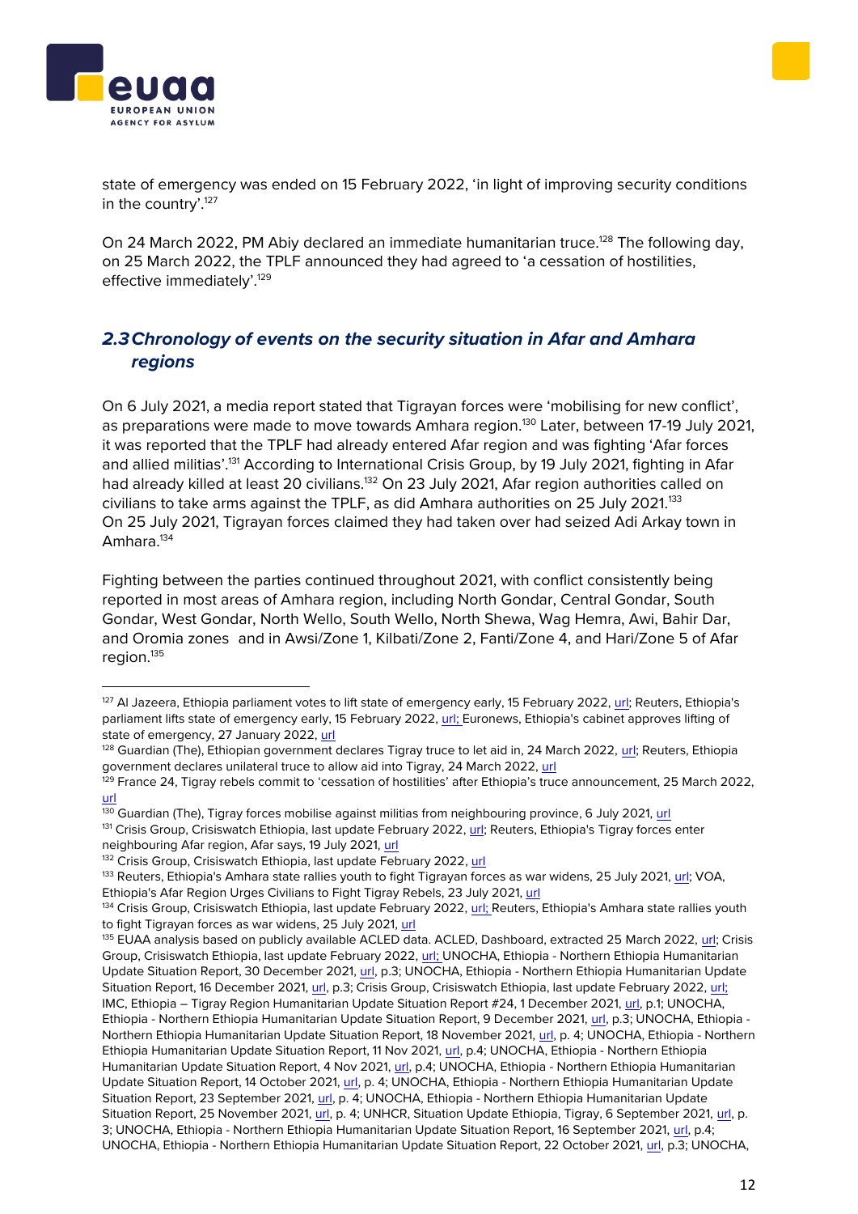state of emergency was ended on 15 February 2022, 'in light of improving security conditions in the country'.[127]

On 24 March 2022, PM Abiy declared an immediate humanitarian truce.[128] The following day, on 25 March 2022, the TPLF announced they had agreed to 'a cessation of hostilities, effective immediately'.[129]

## *2.3 Chronology of events on the security situation in Afar and Amhara regions*

On 6 July 2021, a media report stated that Tigrayan forces were 'mobilising for new conflict', as preparations were made to move towards Amhara region.[130] Later, between 17-19 July 2021, it was reported that the TPLF had already entered Afar region and was fighting 'Afar forces and allied militias'.[131] According to International Crisis Group, by 19 July 2021, fighting in Afar had already killed at least 20 civilians.[132] On 23 July 2021, Afar region authorities called on civilians to take arms against the TPLF, as did Amhara authorities on 25 July 2021.[133] On 25 July 2021, Tigrayan forces claimed they had taken over had seized Adi Arkay town in Amhara.[134]

Fighting between the parties continued throughout 2021, with conflict consistently being reported in most areas of Amhara region, including North Gondar, Central Gondar, South Gondar, West Gondar, North Wello, South Wello, North Shewa, Wag Hemra, Awi, Bahir Dar, and Oromia zones  and in Awsi/Zone 1, Kilbati/Zone 2, Fanti/Zone 4, and Hari/Zone 5 of Afar region.[135]

---

[127] Al Jazeera, Ethiopia parliament votes to lift state of emergency early, 15 February 2022, url; Reuters, Ethiopia's parliament lifts state of emergency early, 15 February 2022, url; Euronews, Ethiopia's cabinet approves lifting of state of emergency, 27 January 2022, url

[128] Guardian (The), Ethiopian government declares Tigray truce to let aid in, 24 March 2022, url; Reuters, Ethiopia government declares unilateral truce to allow aid into Tigray, 24 March 2022, url

[129] France 24, Tigray rebels commit to 'cessation of hostilities' after Ethiopia's truce announcement, 25 March 2022, url

[130] Guardian (The), Tigray forces mobilise against militias from neighbouring province, 6 July 2021, url

[131] Crisis Group, Crisiswatch Ethiopia, last update February 2022, url; Reuters, Ethiopia's Tigray forces enter neighbouring Afar region, Afar says, 19 July 2021, url

[132] Crisis Group, Crisiswatch Ethiopia, last update February 2022, url

[133] Reuters, Ethiopia's Amhara state rallies youth to fight Tigrayan forces as war widens, 25 July 2021, url; VOA, Ethiopia's Afar Region Urges Civilians to Fight Tigray Rebels, 23 July 2021, url

[134] Crisis Group, Crisiswatch Ethiopia, last update February 2022, url; Reuters, Ethiopia's Amhara state rallies youth to fight Tigrayan forces as war widens, 25 July 2021, url

[135] EUAA analysis based on publicly available ACLED data. ACLED, Dashboard, extracted 25 March 2022, url; Crisis Group, Crisiswatch Ethiopia, last update February 2022, url; UNOCHA, Ethiopia - Northern Ethiopia Humanitarian Update Situation Report, 30 December 2021, url, p.3; UNOCHA, Ethiopia - Northern Ethiopia Humanitarian Update Situation Report, 16 December 2021, url, p.3; Crisis Group, Crisiswatch Ethiopia, last update February 2022, url; IMC, Ethiopia – Tigray Region Humanitarian Update Situation Report #24, 1 December 2021, url, p.1; UNOCHA, Ethiopia - Northern Ethiopia Humanitarian Update Situation Report, 9 December 2021, url, p.3; UNOCHA, Ethiopia - Northern Ethiopia Humanitarian Update Situation Report, 18 November 2021, url, p. 4; UNOCHA, Ethiopia - Northern Ethiopia Humanitarian Update Situation Report, 11 Nov 2021, url, p.4; UNOCHA, Ethiopia - Northern Ethiopia Humanitarian Update Situation Report, 4 Nov 2021, url, p.4; UNOCHA, Ethiopia - Northern Ethiopia Humanitarian Update Situation Report, 14 October 2021, url, p. 4; UNOCHA, Ethiopia - Northern Ethiopia Humanitarian Update Situation Report, 23 September 2021, url, p. 4; UNOCHA, Ethiopia - Northern Ethiopia Humanitarian Update Situation Report, 25 November 2021, url, p. 4; UNHCR, Situation Update Ethiopia, Tigray, 6 September 2021, url, p. 3; UNOCHA, Ethiopia - Northern Ethiopia Humanitarian Update Situation Report, 16 September 2021, url, p.4; UNOCHA, Ethiopia - Northern Ethiopia Humanitarian Update Situation Report, 22 October 2021, url, p.3; UNOCHA,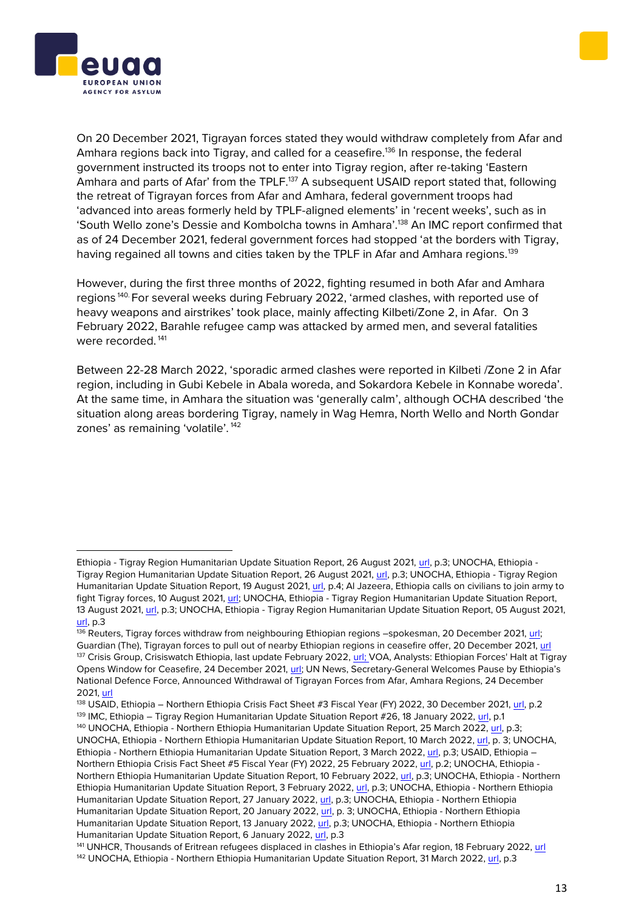On 20 December 2021, Tigrayan forces stated they would withdraw completely from Afar and Amhara regions back into Tigray, and called for a ceasefire.[136] In response, the federal government instructed its troops not to enter into Tigray region, after re-taking 'Eastern Amhara and parts of Afar' from the TPLF.[137] A subsequent USAID report stated that, following the retreat of Tigrayan forces from Afar and Amhara, federal government troops had 'advanced into areas formerly held by TPLF-aligned elements' in 'recent weeks', such as in 'South Wello zone's Dessie and Kombolcha towns in Amhara'.[138] An IMC report confirmed that as of 24 December 2021, federal government forces had stopped 'at the borders with Tigray, having regained all towns and cities taken by the TPLF in Afar and Amhara regions.[139]

However, during the first three months of 2022, fighting resumed in both Afar and Amhara regions[140]. For several weeks during February 2022, 'armed clashes, with reported use of heavy weapons and airstrikes' took place, mainly affecting Kilbeti/Zone 2, in Afar. On 3 February 2022, Barahle refugee camp was attacked by armed men, and several fatalities were recorded.[141]

Between 22-28 March 2022, 'sporadic armed clashes were reported in Kilbeti /Zone 2 in Afar region, including in Gubi Kebele in Abala woreda, and Sokardora Kebele in Konnabe woreda'. At the same time, in Amhara the situation was 'generally calm', although OCHA described 'the situation along areas bordering Tigray, namely in Wag Hemra, North Wello and North Gondar zones' as remaining 'volatile'.[142]

---

Ethiopia - Tigray Region Humanitarian Update Situation Report, 26 August 2021, url, p.3; UNOCHA, Ethiopia - Tigray Region Humanitarian Update Situation Report, 26 August 2021, url, p.3; UNOCHA, Ethiopia - Tigray Region Humanitarian Update Situation Report, 19 August 2021, url, p.4; Al Jazeera, Ethiopia calls on civilians to join army to fight Tigray forces, 10 August 2021, url; UNOCHA, Ethiopia - Tigray Region Humanitarian Update Situation Report, 13 August 2021, url, p.3; UNOCHA, Ethiopia - Tigray Region Humanitarian Update Situation Report, 05 August 2021, url, p.3

[136] Reuters, Tigray forces withdraw from neighbouring Ethiopian regions –spokesman, 20 December 2021, url; Guardian (The), Tigrayan forces to pull out of nearby Ethiopian regions in ceasefire offer, 20 December 2021, url

[137] Crisis Group, Crisiswatch Ethiopia, last update February 2022, url; VOA, Analysts: Ethiopian Forces' Halt at Tigray Opens Window for Ceasefire, 24 December 2021, url; UN News, Secretary-General Welcomes Pause by Ethiopia's National Defence Force, Announced Withdrawal of Tigrayan Forces from Afar, Amhara Regions, 24 December 2021, url

[138] USAID, Ethiopia – Northern Ethiopia Crisis Fact Sheet #3 Fiscal Year (FY) 2022, 30 December 2021, url, p.2

[139] IMC, Ethiopia – Tigray Region Humanitarian Update Situation Report #26, 18 January 2022, url, p.1

[140] UNOCHA, Ethiopia - Northern Ethiopia Humanitarian Update Situation Report, 25 March 2022, url, p.3; UNOCHA, Ethiopia - Northern Ethiopia Humanitarian Update Situation Report, 10 March 2022, url, p. 3; UNOCHA, Ethiopia - Northern Ethiopia Humanitarian Update Situation Report, 3 March 2022, url, p.3; USAID, Ethiopia – Northern Ethiopia Crisis Fact Sheet #5 Fiscal Year (FY) 2022, 25 February 2022, url, p.2; UNOCHA, Ethiopia - Northern Ethiopia Humanitarian Update Situation Report, 10 February 2022, url, p.3; UNOCHA, Ethiopia - Northern Ethiopia Humanitarian Update Situation Report, 3 February 2022, url, p.3; UNOCHA, Ethiopia - Northern Ethiopia Humanitarian Update Situation Report, 27 January 2022, url, p.3; UNOCHA, Ethiopia - Northern Ethiopia Humanitarian Update Situation Report, 20 January 2022, url, p. 3; UNOCHA, Ethiopia - Northern Ethiopia Humanitarian Update Situation Report, 13 January 2022, url, p.3; UNOCHA, Ethiopia - Northern Ethiopia Humanitarian Update Situation Report, 6 January 2022, url, p.3

[141] UNHCR, Thousands of Eritrean refugees displaced in clashes in Ethiopia's Afar region, 18 February 2022, url

[142] UNOCHA, Ethiopia - Northern Ethiopia Humanitarian Update Situation Report, 31 March 2022, url, p.3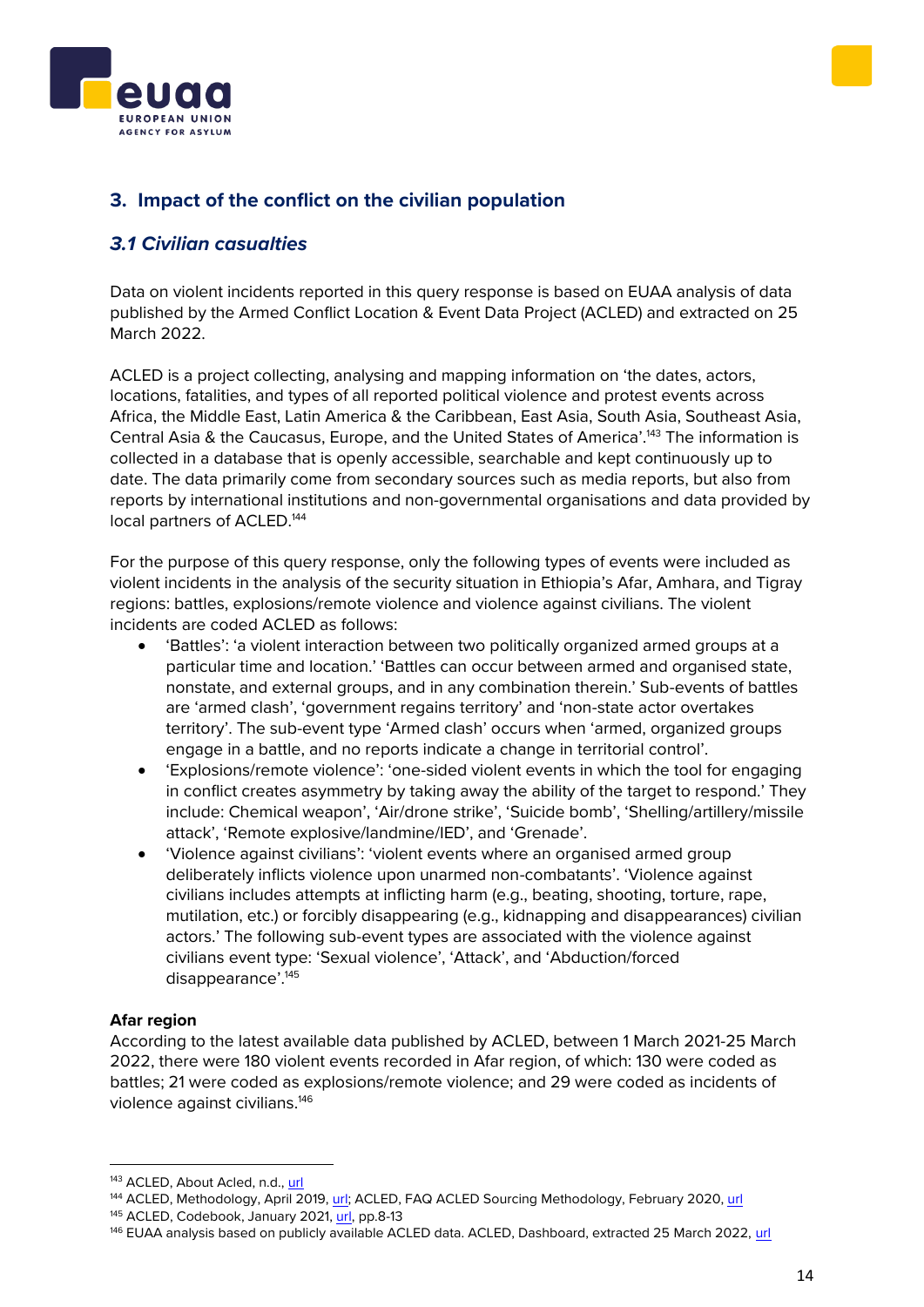## 3. Impact of the conflict on the civilian population

### *3.1 Civilian casualties*

Data on violent incidents reported in this query response is based on EUAA analysis of data published by the Armed Conflict Location & Event Data Project (ACLED) and extracted on 25 March 2022.

ACLED is a project collecting, analysing and mapping information on 'the dates, actors, locations, fatalities, and types of all reported political violence and protest events across Africa, the Middle East, Latin America & the Caribbean, East Asia, South Asia, Southeast Asia, Central Asia & the Caucasus, Europe, and the United States of America'.[143] The information is collected in a database that is openly accessible, searchable and kept continuously up to date. The data primarily come from secondary sources such as media reports, but also from reports by international institutions and non-governmental organisations and data provided by local partners of ACLED.[144]

For the purpose of this query response, only the following types of events were included as violent incidents in the analysis of the security situation in Ethiopia's Afar, Amhara, and Tigray regions: battles, explosions/remote violence and violence against civilians. The violent incidents are coded ACLED as follows:

- 'Battles': 'a violent interaction between two politically organized armed groups at a particular time and location.' 'Battles can occur between armed and organised state, nonstate, and external groups, and in any combination therein.' Sub-events of battles are 'armed clash', 'government regains territory' and 'non-state actor overtakes territory'. The sub-event type 'Armed clash' occurs when 'armed, organized groups engage in a battle, and no reports indicate a change in territorial control'.
- 'Explosions/remote violence': 'one-sided violent events in which the tool for engaging in conflict creates asymmetry by taking away the ability of the target to respond.' They include: Chemical weapon', 'Air/drone strike', 'Suicide bomb', 'Shelling/artillery/missile attack', 'Remote explosive/landmine/IED', and 'Grenade'.
- 'Violence against civilians': 'violent events where an organised armed group deliberately inflicts violence upon unarmed non-combatants'. 'Violence against civilians includes attempts at inflicting harm (e.g., beating, shooting, torture, rape, mutilation, etc.) or forcibly disappearing (e.g., kidnapping and disappearances) civilian actors.' The following sub-event types are associated with the violence against civilians event type: 'Sexual violence', 'Attack', and 'Abduction/forced disappearance'.[145]

**Afar region**

According to the latest available data published by ACLED, between 1 March 2021-25 March 2022, there were 180 violent events recorded in Afar region, of which: 130 were coded as battles; 21 were coded as explosions/remote violence; and 29 were coded as incidents of violence against civilians.[146]

---

[143] ACLED, About Acled, n.d., url

[144] ACLED, Methodology, April 2019, url; ACLED, FAQ ACLED Sourcing Methodology, February 2020, url

[145] ACLED, Codebook, January 2021, url, pp.8-13

[146] EUAA analysis based on publicly available ACLED data. ACLED, Dashboard, extracted 25 March 2022, url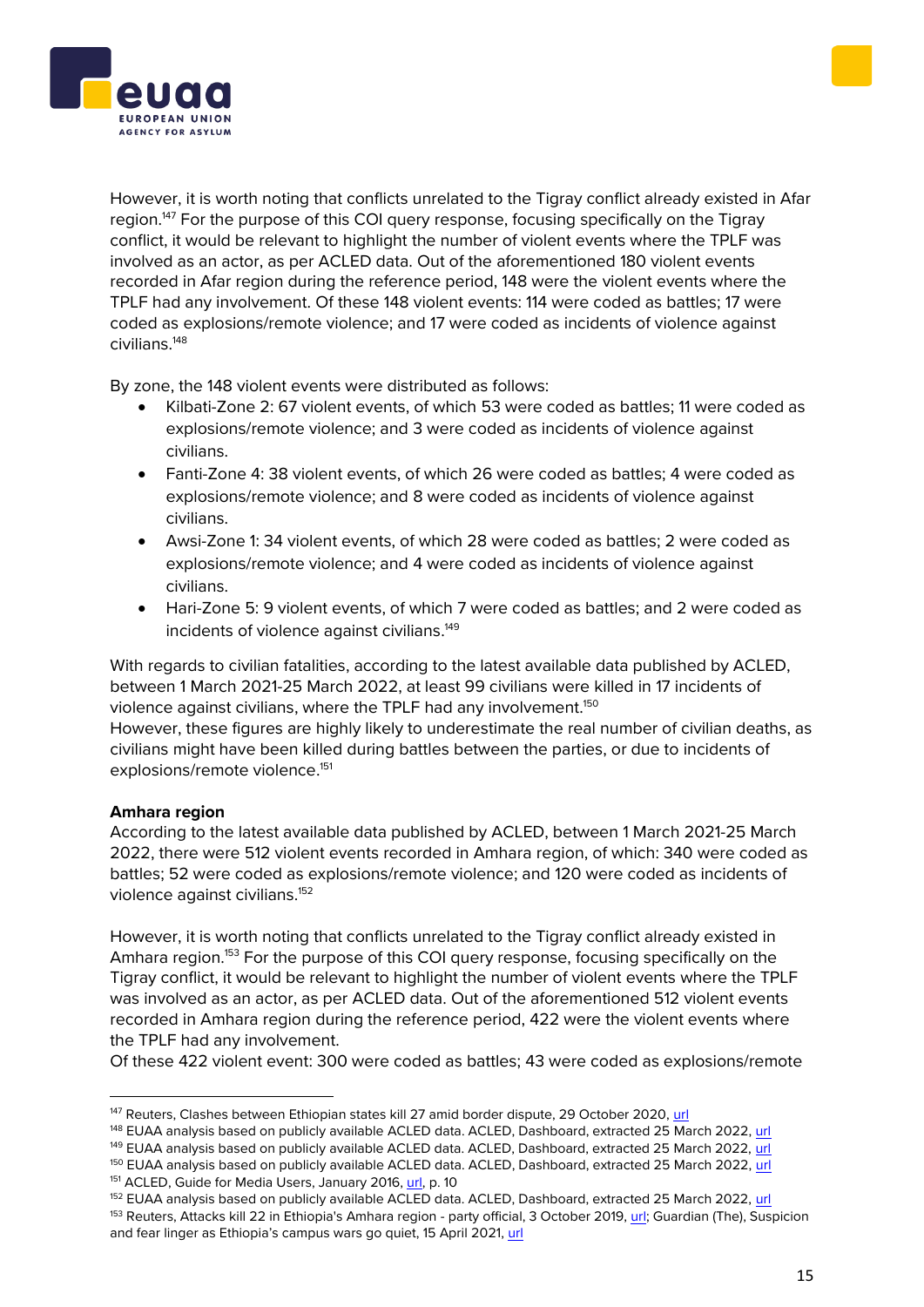However, it is worth noting that conflicts unrelated to the Tigray conflict already existed in Afar region.[147] For the purpose of this COI query response, focusing specifically on the Tigray conflict, it would be relevant to highlight the number of violent events where the TPLF was involved as an actor, as per ACLED data. Out of the aforementioned 180 violent events recorded in Afar region during the reference period, 148 were the violent events where the TPLF had any involvement. Of these 148 violent events: 114 were coded as battles; 17 were coded as explosions/remote violence; and 17 were coded as incidents of violence against civilians.[148]

By zone, the 148 violent events were distributed as follows:

- Kilbati-Zone 2: 67 violent events, of which 53 were coded as battles; 11 were coded as explosions/remote violence; and 3 were coded as incidents of violence against civilians.
- Fanti-Zone 4: 38 violent events, of which 26 were coded as battles; 4 were coded as explosions/remote violence; and 8 were coded as incidents of violence against civilians.
- Awsi-Zone 1: 34 violent events, of which 28 were coded as battles; 2 were coded as explosions/remote violence; and 4 were coded as incidents of violence against civilians.
- Hari-Zone 5: 9 violent events, of which 7 were coded as battles; and 2 were coded as incidents of violence against civilians.[149]

With regards to civilian fatalities, according to the latest available data published by ACLED, between 1 March 2021-25 March 2022, at least 99 civilians were killed in 17 incidents of violence against civilians, where the TPLF had any involvement.[150]
However, these figures are highly likely to underestimate the real number of civilian deaths, as civilians might have been killed during battles between the parties, or due to incidents of explosions/remote violence.[151]

**Amhara region**
According to the latest available data published by ACLED, between 1 March 2021-25 March 2022, there were 512 violent events recorded in Amhara region, of which: 340 were coded as battles; 52 were coded as explosions/remote violence; and 120 were coded as incidents of violence against civilians.[152]

However, it is worth noting that conflicts unrelated to the Tigray conflict already existed in Amhara region.[153] For the purpose of this COI query response, focusing specifically on the Tigray conflict, it would be relevant to highlight the number of violent events where the TPLF was involved as an actor, as per ACLED data. Out of the aforementioned 512 violent events recorded in Amhara region during the reference period, 422 were the violent events where the TPLF had any involvement.
Of these 422 violent event: 300 were coded as battles; 43 were coded as explosions/remote

---

[147] Reuters, Clashes between Ethiopian states kill 27 amid border dispute, 29 October 2020, url
[148] EUAA analysis based on publicly available ACLED data. ACLED, Dashboard, extracted 25 March 2022, url
[149] EUAA analysis based on publicly available ACLED data. ACLED, Dashboard, extracted 25 March 2022, url
[150] EUAA analysis based on publicly available ACLED data. ACLED, Dashboard, extracted 25 March 2022, url
[151] ACLED, Guide for Media Users, January 2016, url, p. 10
[152] EUAA analysis based on publicly available ACLED data. ACLED, Dashboard, extracted 25 March 2022, url
[153] Reuters, Attacks kill 22 in Ethiopia's Amhara region - party official, 3 October 2019, url; Guardian (The), Suspicion and fear linger as Ethiopia's campus wars go quiet, 15 April 2021, url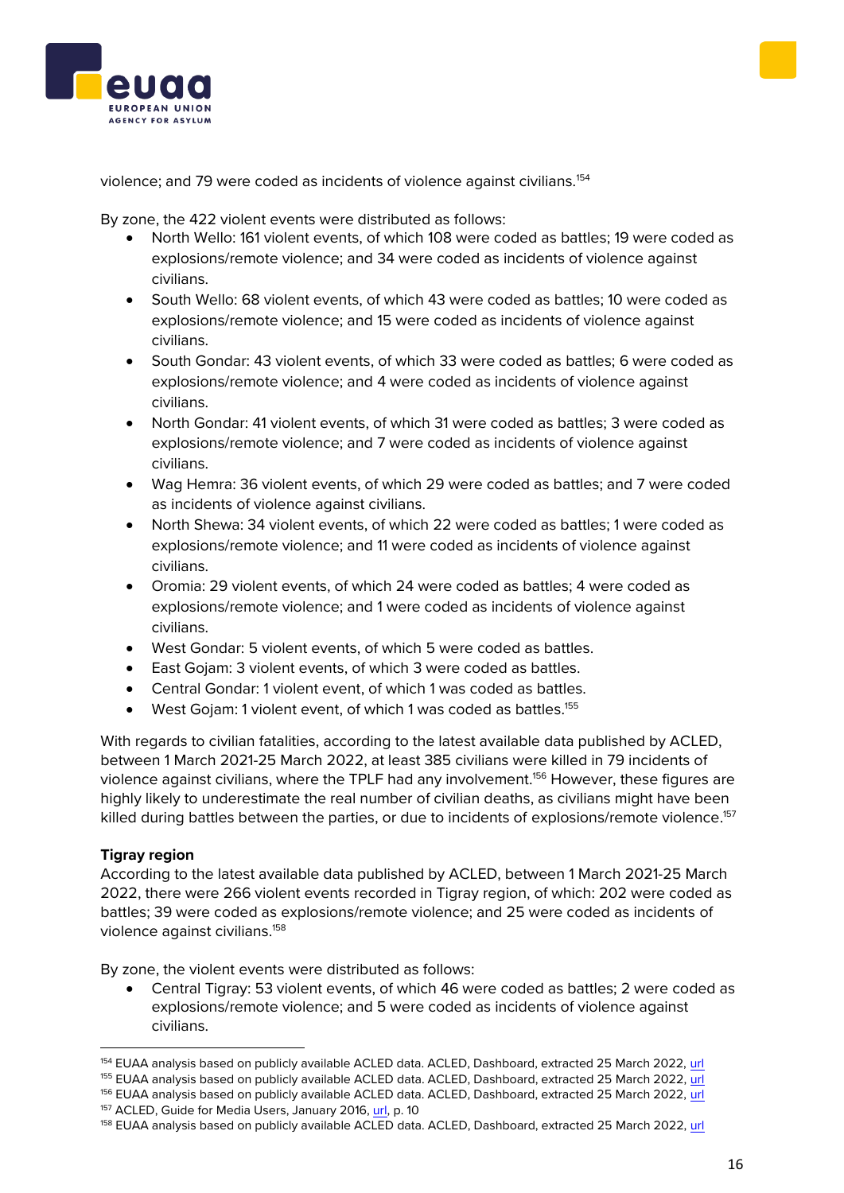violence; and 79 were coded as incidents of violence against civilians.[154]

By zone, the 422 violent events were distributed as follows:

- North Wello: 161 violent events, of which 108 were coded as battles; 19 were coded as explosions/remote violence; and 34 were coded as incidents of violence against civilians.
- South Wello: 68 violent events, of which 43 were coded as battles; 10 were coded as explosions/remote violence; and 15 were coded as incidents of violence against civilians.
- South Gondar: 43 violent events, of which 33 were coded as battles; 6 were coded as explosions/remote violence; and 4 were coded as incidents of violence against civilians.
- North Gondar: 41 violent events, of which 31 were coded as battles; 3 were coded as explosions/remote violence; and 7 were coded as incidents of violence against civilians.
- Wag Hemra: 36 violent events, of which 29 were coded as battles; and 7 were coded as incidents of violence against civilians.
- North Shewa: 34 violent events, of which 22 were coded as battles; 1 were coded as explosions/remote violence; and 11 were coded as incidents of violence against civilians.
- Oromia: 29 violent events, of which 24 were coded as battles; 4 were coded as explosions/remote violence; and 1 were coded as incidents of violence against civilians.
- West Gondar: 5 violent events, of which 5 were coded as battles.
- East Gojam: 3 violent events, of which 3 were coded as battles.
- Central Gondar: 1 violent event, of which 1 was coded as battles.
- West Gojam: 1 violent event, of which 1 was coded as battles.[155]

With regards to civilian fatalities, according to the latest available data published by ACLED, between 1 March 2021-25 March 2022, at least 385 civilians were killed in 79 incidents of violence against civilians, where the TPLF had any involvement.[156] However, these figures are highly likely to underestimate the real number of civilian deaths, as civilians might have been killed during battles between the parties, or due to incidents of explosions/remote violence.[157]

**Tigray region**

According to the latest available data published by ACLED, between 1 March 2021-25 March 2022, there were 266 violent events recorded in Tigray region, of which: 202 were coded as battles; 39 were coded as explosions/remote violence; and 25 were coded as incidents of violence against civilians.[158]

By zone, the violent events were distributed as follows:

- Central Tigray: 53 violent events, of which 46 were coded as battles; 2 were coded as explosions/remote violence; and 5 were coded as incidents of violence against civilians.

---

[154] EUAA analysis based on publicly available ACLED data. ACLED, Dashboard, extracted 25 March 2022, url
[155] EUAA analysis based on publicly available ACLED data. ACLED, Dashboard, extracted 25 March 2022, url
[156] EUAA analysis based on publicly available ACLED data. ACLED, Dashboard, extracted 25 March 2022, url
[157] ACLED, Guide for Media Users, January 2016, url, p. 10
[158] EUAA analysis based on publicly available ACLED data. ACLED, Dashboard, extracted 25 March 2022, url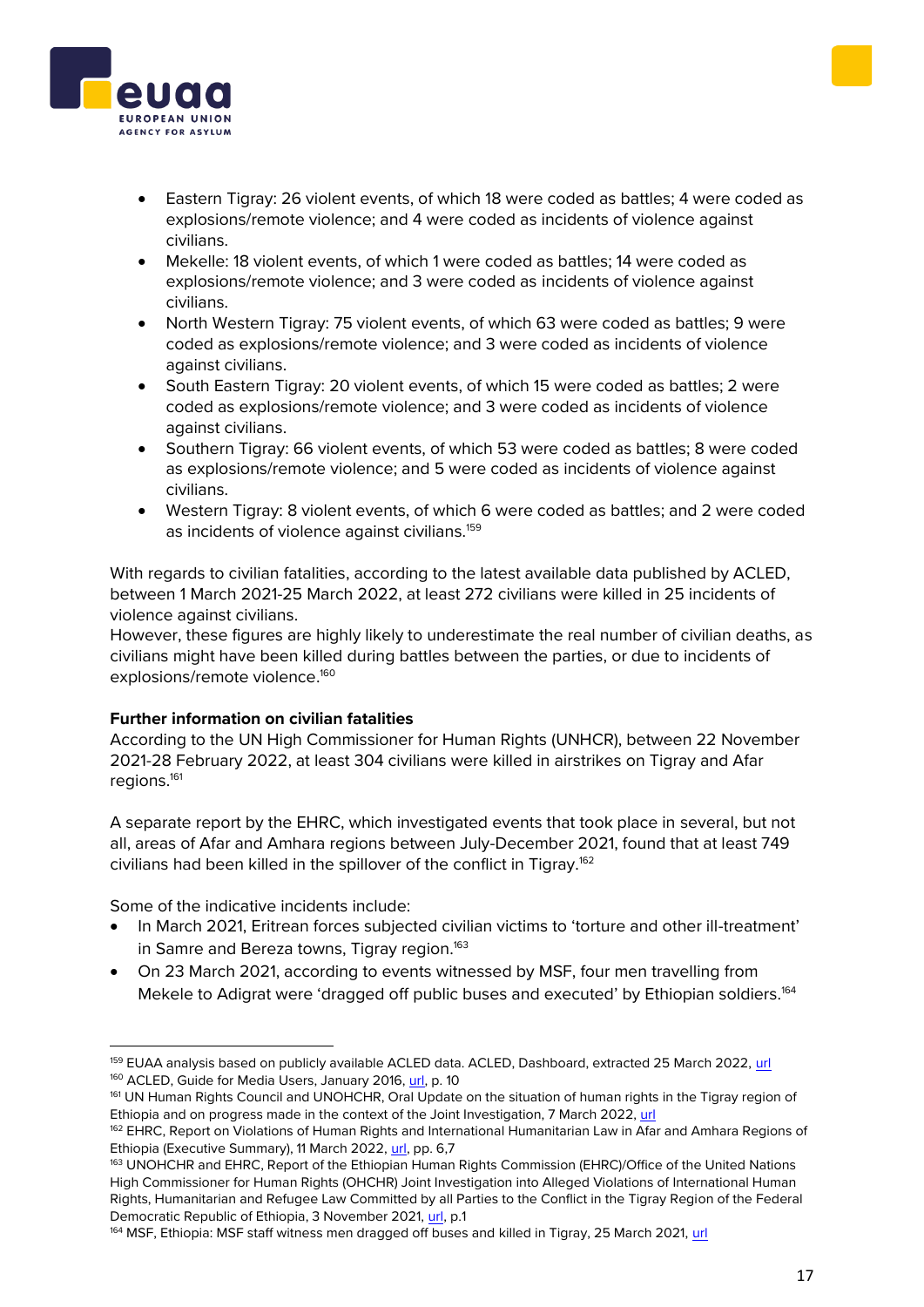- Eastern Tigray: 26 violent events, of which 18 were coded as battles; 4 were coded as explosions/remote violence; and 4 were coded as incidents of violence against civilians.
- Mekelle: 18 violent events, of which 1 were coded as battles; 14 were coded as explosions/remote violence; and 3 were coded as incidents of violence against civilians.
- North Western Tigray: 75 violent events, of which 63 were coded as battles; 9 were coded as explosions/remote violence; and 3 were coded as incidents of violence against civilians.
- South Eastern Tigray: 20 violent events, of which 15 were coded as battles; 2 were coded as explosions/remote violence; and 3 were coded as incidents of violence against civilians.
- Southern Tigray: 66 violent events, of which 53 were coded as battles; 8 were coded as explosions/remote violence; and 5 were coded as incidents of violence against civilians.
- Western Tigray: 8 violent events, of which 6 were coded as battles; and 2 were coded as incidents of violence against civilians.[159]

With regards to civilian fatalities, according to the latest available data published by ACLED, between 1 March 2021-25 March 2022, at least 272 civilians were killed in 25 incidents of violence against civilians.
However, these figures are highly likely to underestimate the real number of civilian deaths, as civilians might have been killed during battles between the parties, or due to incidents of explosions/remote violence.[160]

**Further information on civilian fatalities**
According to the UN High Commissioner for Human Rights (UNHCR), between 22 November 2021-28 February 2022, at least 304 civilians were killed in airstrikes on Tigray and Afar regions.[161]

A separate report by the EHRC, which investigated events that took place in several, but not all, areas of Afar and Amhara regions between July-December 2021, found that at least 749 civilians had been killed in the spillover of the conflict in Tigray.[162]

Some of the indicative incidents include:
- In March 2021, Eritrean forces subjected civilian victims to 'torture and other ill-treatment' in Samre and Bereza towns, Tigray region.[163]
- On 23 March 2021, according to events witnessed by MSF, four men travelling from Mekele to Adigrat were 'dragged off public buses and executed' by Ethiopian soldiers.[164]

---

[159] EUAA analysis based on publicly available ACLED data. ACLED, Dashboard, extracted 25 March 2022, url
[160] ACLED, Guide for Media Users, January 2016, url, p. 10
[161] UN Human Rights Council and UNOHCHR, Oral Update on the situation of human rights in the Tigray region of Ethiopia and on progress made in the context of the Joint Investigation, 7 March 2022, url
[162] EHRC, Report on Violations of Human Rights and International Humanitarian Law in Afar and Amhara Regions of Ethiopia (Executive Summary), 11 March 2022, url, pp. 6,7
[163] UNOHCHR and EHRC, Report of the Ethiopian Human Rights Commission (EHRC)/Office of the United Nations High Commissioner for Human Rights (OHCHR) Joint Investigation into Alleged Violations of International Human Rights, Humanitarian and Refugee Law Committed by all Parties to the Conflict in the Tigray Region of the Federal Democratic Republic of Ethiopia, 3 November 2021, url, p.1
[164] MSF, Ethiopia: MSF staff witness men dragged off buses and killed in Tigray, 25 March 2021, url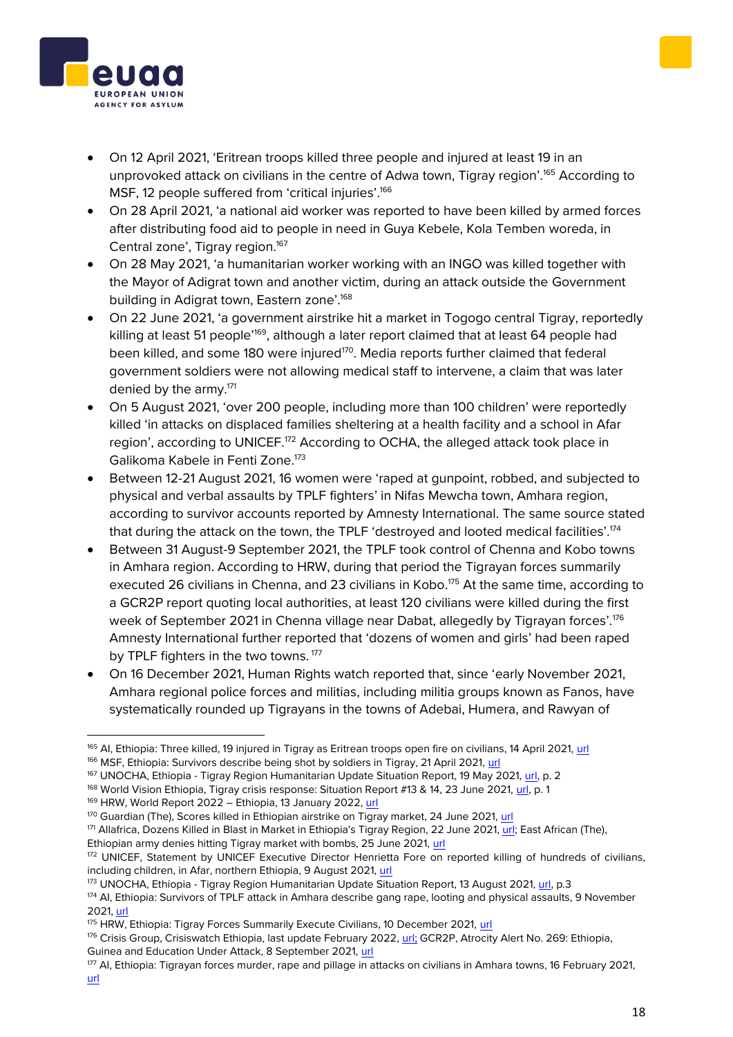- On 12 April 2021, 'Eritrean troops killed three people and injured at least 19 in an unprovoked attack on civilians in the centre of Adwa town, Tigray region'.[165] According to MSF, 12 people suffered from 'critical injuries'.[166]
- On 28 April 2021, 'a national aid worker was reported to have been killed by armed forces after distributing food aid to people in need in Guya Kebele, Kola Temben woreda, in Central zone', Tigray region.[167]
- On 28 May 2021, 'a humanitarian worker working with an INGO was killed together with the Mayor of Adigrat town and another victim, during an attack outside the Government building in Adigrat town, Eastern zone'.[168]
- On 22 June 2021, 'a government airstrike hit a market in Togogo central Tigray, reportedly killing at least 51 people'[169], although a later report claimed that at least 64 people had been killed, and some 180 were injured[170]. Media reports further claimed that federal government soldiers were not allowing medical staff to intervene, a claim that was later denied by the army.[171]
- On 5 August 2021, 'over 200 people, including more than 100 children' were reportedly killed 'in attacks on displaced families sheltering at a health facility and a school in Afar region', according to UNICEF.[172] According to OCHA, the alleged attack took place in Galikoma Kabele in Fenti Zone.[173]
- Between 12-21 August 2021, 16 women were 'raped at gunpoint, robbed, and subjected to physical and verbal assaults by TPLF fighters' in Nifas Mewcha town, Amhara region, according to survivor accounts reported by Amnesty International. The same source stated that during the attack on the town, the TPLF 'destroyed and looted medical facilities'.[174]
- Between 31 August-9 September 2021, the TPLF took control of Chenna and Kobo towns in Amhara region. According to HRW, during that period the Tigrayan forces summarily executed 26 civilians in Chenna, and 23 civilians in Kobo.[175] At the same time, according to a GCR2P report quoting local authorities, at least 120 civilians were killed during the first week of September 2021 in Chenna village near Dabat, allegedly by Tigrayan forces'.[176] Amnesty International further reported that 'dozens of women and girls' had been raped by TPLF fighters in the two towns. [177]
- On 16 December 2021, Human Rights watch reported that, since 'early November 2021, Amhara regional police forces and militias, including militia groups known as Fanos, have systematically rounded up Tigrayans in the towns of Adebai, Humera, and Rawyan of

---

[165] AI, Ethiopia: Three killed, 19 injured in Tigray as Eritrean troops open fire on civilians, 14 April 2021, url

[166] MSF, Ethiopia: Survivors describe being shot by soldiers in Tigray, 21 April 2021, url

[167] UNOCHA, Ethiopia - Tigray Region Humanitarian Update Situation Report, 19 May 2021, url, p. 2

[168] World Vision Ethiopia, Tigray crisis response: Situation Report #13 & 14, 23 June 2021, url, p. 1

[169] HRW, World Report 2022 – Ethiopia, 13 January 2022, url

[170] Guardian (The), Scores killed in Ethiopian airstrike on Tigray market, 24 June 2021, url

[171] Allafrica, Dozens Killed in Blast in Market in Ethiopia's Tigray Region, 22 June 2021, url; East African (The), Ethiopian army denies hitting Tigray market with bombs, 25 June 2021, url

[172] UNICEF, Statement by UNICEF Executive Director Henrietta Fore on reported killing of hundreds of civilians, including children, in Afar, northern Ethiopia, 9 August 2021, url

[173] UNOCHA, Ethiopia - Tigray Region Humanitarian Update Situation Report, 13 August 2021, url, p.3

[174] AI, Ethiopia: Survivors of TPLF attack in Amhara describe gang rape, looting and physical assaults, 9 November 2021, url

[175] HRW, Ethiopia: Tigray Forces Summarily Execute Civilians, 10 December 2021, url

[176] Crisis Group, Crisiswatch Ethiopia, last update February 2022, url; GCR2P, Atrocity Alert No. 269: Ethiopia, Guinea and Education Under Attack, 8 September 2021, url

[177] AI, Ethiopia: Tigrayan forces murder, rape and pillage in attacks on civilians in Amhara towns, 16 February 2021, url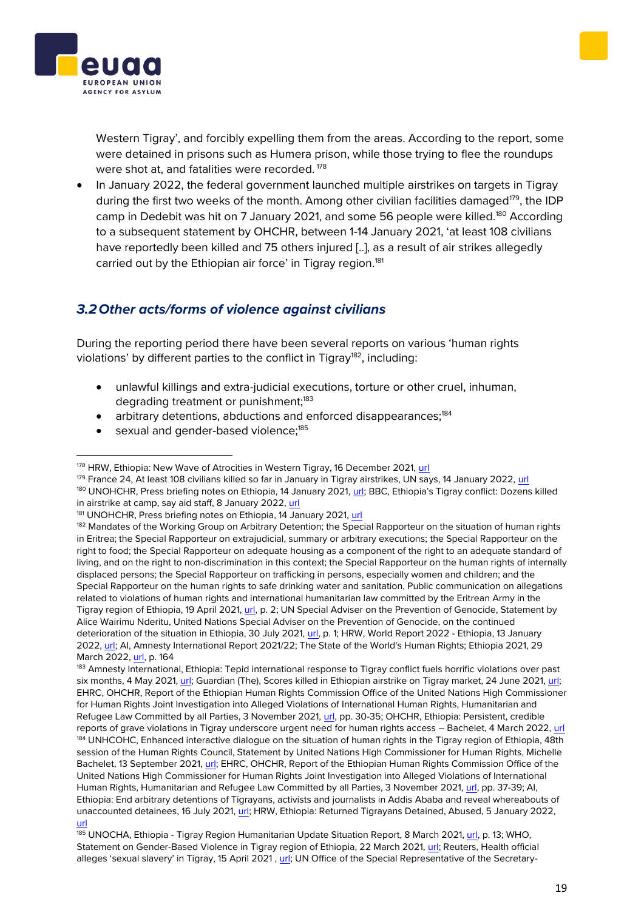Western Tigray', and forcibly expelling them from the areas. According to the report, some were detained in prisons such as Humera prison, while those trying to flee the roundups were shot at, and fatalities were recorded. [178]

- In January 2022, the federal government launched multiple airstrikes on targets in Tigray during the first two weeks of the month. Among other civilian facilities damaged[179], the IDP camp in Dedebit was hit on 7 January 2021, and some 56 people were killed.[180] According to a subsequent statement by OHCHR, between 1-14 January 2021, 'at least 108 civilians have reportedly been killed and 75 others injured [..], as a result of air strikes allegedly carried out by the Ethiopian air force' in Tigray region.[181]

## 3.2 Other acts/forms of violence against civilians

During the reporting period there have been several reports on various 'human rights violations' by different parties to the conflict in Tigray[182], including:

- unlawful killings and extra-judicial executions, torture or other cruel, inhuman, degrading treatment or punishment;[183]
- arbitrary detentions, abductions and enforced disappearances;[184]
- sexual and gender-based violence;[185]

---

[178] HRW, Ethiopia: New Wave of Atrocities in Western Tigray, 16 December 2021, url

[179] France 24, At least 108 civilians killed so far in January in Tigray airstrikes, UN says, 14 January 2022, url

[180] UNOHCHR, Press briefing notes on Ethiopia, 14 January 2021, url; BBC, Ethiopia's Tigray conflict: Dozens killed in airstrike at camp, say aid staff, 8 January 2022, url

[181] UNOHCHR, Press briefing notes on Ethiopia, 14 January 2021, url

[182] Mandates of the Working Group on Arbitrary Detention; the Special Rapporteur on the situation of human rights in Eritrea; the Special Rapporteur on extrajudicial, summary or arbitrary executions; the Special Rapporteur on the right to food; the Special Rapporteur on adequate housing as a component of the right to an adequate standard of living, and on the right to non-discrimination in this context; the Special Rapporteur on the human rights of internally displaced persons; the Special Rapporteur on trafficking in persons, especially women and children; and the Special Rapporteur on the human rights to safe drinking water and sanitation, Public communication on allegations related to violations of human rights and international humanitarian law committed by the Eritrean Army in the Tigray region of Ethiopia, 19 April 2021, url, p. 2; UN Special Adviser on the Prevention of Genocide, Statement by Alice Wairimu Nderitu, United Nations Special Adviser on the Prevention of Genocide, on the continued deterioration of the situation in Ethiopia, 30 July 2021, url, p. 1; HRW, World Report 2022 - Ethiopia, 13 January 2022, url; AI, Amnesty International Report 2021/22; The State of the World's Human Rights; Ethiopia 2021, 29 March 2022, url, p. 164

[183] Amnesty International, Ethiopia: Tepid international response to Tigray conflict fuels horrific violations over past six months, 4 May 2021, url; Guardian (The), Scores killed in Ethiopian airstrike on Tigray market, 24 June 2021, url; EHRC, OHCHR, Report of the Ethiopian Human Rights Commission Office of the United Nations High Commissioner for Human Rights Joint Investigation into Alleged Violations of International Human Rights, Humanitarian and Refugee Law Committed by all Parties, 3 November 2021, url, pp. 30-35; OHCHR, Ethiopia: Persistent, credible reports of grave violations in Tigray underscore urgent need for human rights access – Bachelet, 4 March 2022, url

[184] UNHCOHC, Enhanced interactive dialogue on the situation of human rights in the Tigray region of Ethiopia, 48th session of the Human Rights Council, Statement by United Nations High Commissioner for Human Rights, Michelle Bachelet, 13 September 2021, url; EHRC, OHCHR, Report of the Ethiopian Human Rights Commission Office of the United Nations High Commissioner for Human Rights Joint Investigation into Alleged Violations of International Human Rights, Humanitarian and Refugee Law Committed by all Parties, 3 November 2021, url, pp. 37-39; AI, Ethiopia: End arbitrary detentions of Tigrayans, activists and journalists in Addis Ababa and reveal whereabouts of unaccounted detainees, 16 July 2021, url; HRW, Ethiopia: Returned Tigrayans Detained, Abused, 5 January 2022, url

[185] UNOCHA, Ethiopia - Tigray Region Humanitarian Update Situation Report, 8 March 2021, url, p. 13; WHO, Statement on Gender-Based Violence in Tigray region of Ethiopia, 22 March 2021, url; Reuters, Health official alleges 'sexual slavery' in Tigray, 15 April 2021 , url; UN Office of the Special Representative of the Secretary-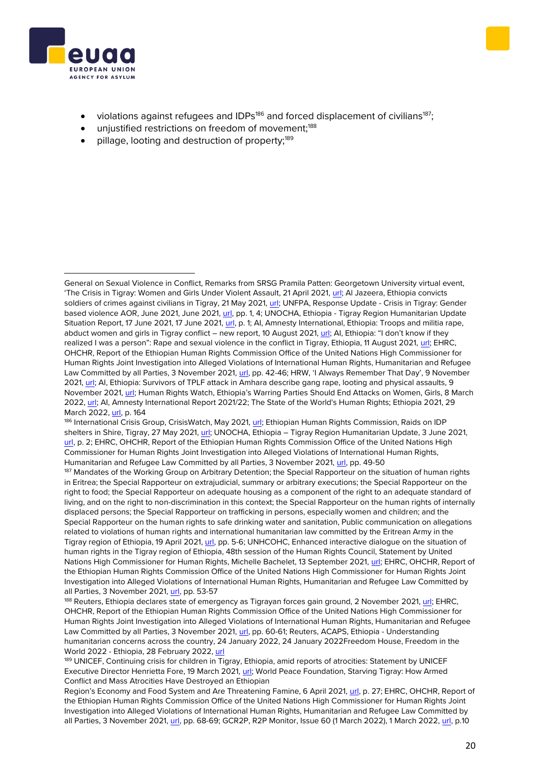- violations against refugees and IDPs[186] and forced displacement of civilians[187];
- unjustified restrictions on freedom of movement;[188]
- pillage, looting and destruction of property;[189]

---

General on Sexual Violence in Conflict, Remarks from SRSG Pramila Patten: Georgetown University virtual event, 'The Crisis in Tigray: Women and Girls Under Violent Assault, 21 April 2021, url; Al Jazeera, Ethiopia convicts soldiers of crimes against civilians in Tigray, 21 May 2021, url; UNFPA, Response Update - Crisis in Tigray: Gender based violence AOR, June 2021, June 2021, url, pp. 1, 4; UNOCHA, Ethiopia - Tigray Region Humanitarian Update Situation Report, 17 June 2021, 17 June 2021, url, p. 1; AI, Amnesty International, Ethiopia: Troops and militia rape, abduct women and girls in Tigray conflict – new report, 10 August 2021, url; AI, Ethiopia: "I don't know if they realized I was a person": Rape and sexual violence in the conflict in Tigray, Ethiopia, 11 August 2021, url; EHRC, OHCHR, Report of the Ethiopian Human Rights Commission Office of the United Nations High Commissioner for Human Rights Joint Investigation into Alleged Violations of International Human Rights, Humanitarian and Refugee Law Committed by all Parties, 3 November 2021, url, pp. 42-46; HRW, 'I Always Remember That Day', 9 November 2021, url; AI, Ethiopia: Survivors of TPLF attack in Amhara describe gang rape, looting and physical assaults, 9 November 2021, url; Human Rights Watch, Ethiopia's Warring Parties Should End Attacks on Women, Girls, 8 March 2022, url; AI, Amnesty International Report 2021/22; The State of the World's Human Rights; Ethiopia 2021, 29 March 2022, url, p. 164

[186] International Crisis Group, CrisisWatch, May 2021, url; Ethiopian Human Rights Commission, Raids on IDP shelters in Shire, Tigray, 27 May 2021, url; UNOCHA, Ethiopia – Tigray Region Humanitarian Update, 3 June 2021, url, p. 2; EHRC, OHCHR, Report of the Ethiopian Human Rights Commission Office of the United Nations High Commissioner for Human Rights Joint Investigation into Alleged Violations of International Human Rights, Humanitarian and Refugee Law Committed by all Parties, 3 November 2021, url, pp. 49-50

[187] Mandates of the Working Group on Arbitrary Detention; the Special Rapporteur on the situation of human rights in Eritrea; the Special Rapporteur on extrajudicial, summary or arbitrary executions; the Special Rapporteur on the right to food; the Special Rapporteur on adequate housing as a component of the right to an adequate standard of living, and on the right to non-discrimination in this context; the Special Rapporteur on the human rights of internally displaced persons; the Special Rapporteur on trafficking in persons, especially women and children; and the Special Rapporteur on the human rights to safe drinking water and sanitation, Public communication on allegations related to violations of human rights and international humanitarian law committed by the Eritrean Army in the Tigray region of Ethiopia, 19 April 2021, url, pp. 5-6; UNHCOHC, Enhanced interactive dialogue on the situation of human rights in the Tigray region of Ethiopia, 48th session of the Human Rights Council, Statement by United Nations High Commissioner for Human Rights, Michelle Bachelet, 13 September 2021, url; EHRC, OHCHR, Report of the Ethiopian Human Rights Commission Office of the United Nations High Commissioner for Human Rights Joint Investigation into Alleged Violations of International Human Rights, Humanitarian and Refugee Law Committed by all Parties, 3 November 2021, url, pp. 53-57

[188] Reuters, Ethiopia declares state of emergency as Tigrayan forces gain ground, 2 November 2021, url; EHRC, OHCHR, Report of the Ethiopian Human Rights Commission Office of the United Nations High Commissioner for Human Rights Joint Investigation into Alleged Violations of International Human Rights, Humanitarian and Refugee Law Committed by all Parties, 3 November 2021, url, pp. 60-61; Reuters, ACAPS, Ethiopia - Understanding humanitarian concerns across the country, 24 January 2022, 24 January 2022Freedom House, Freedom in the World 2022 - Ethiopia, 28 February 2022, url

[189] UNICEF, Continuing crisis for children in Tigray, Ethiopia, amid reports of atrocities: Statement by UNICEF Executive Director Henrietta Fore, 19 March 2021, url; World Peace Foundation, Starving Tigray: How Armed Conflict and Mass Atrocities Have Destroyed an Ethiopian Region's Economy and Food System and Are Threatening Famine, 6 April 2021, url, p. 27; EHRC, OHCHR, Report of the Ethiopian Human Rights Commission Office of the United Nations High Commissioner for Human Rights Joint Investigation into Alleged Violations of International Human Rights, Humanitarian and Refugee Law Committed by all Parties, 3 November 2021, url, pp. 68-69; GCR2P, R2P Monitor, Issue 60 (1 March 2022), 1 March 2022, url, p.10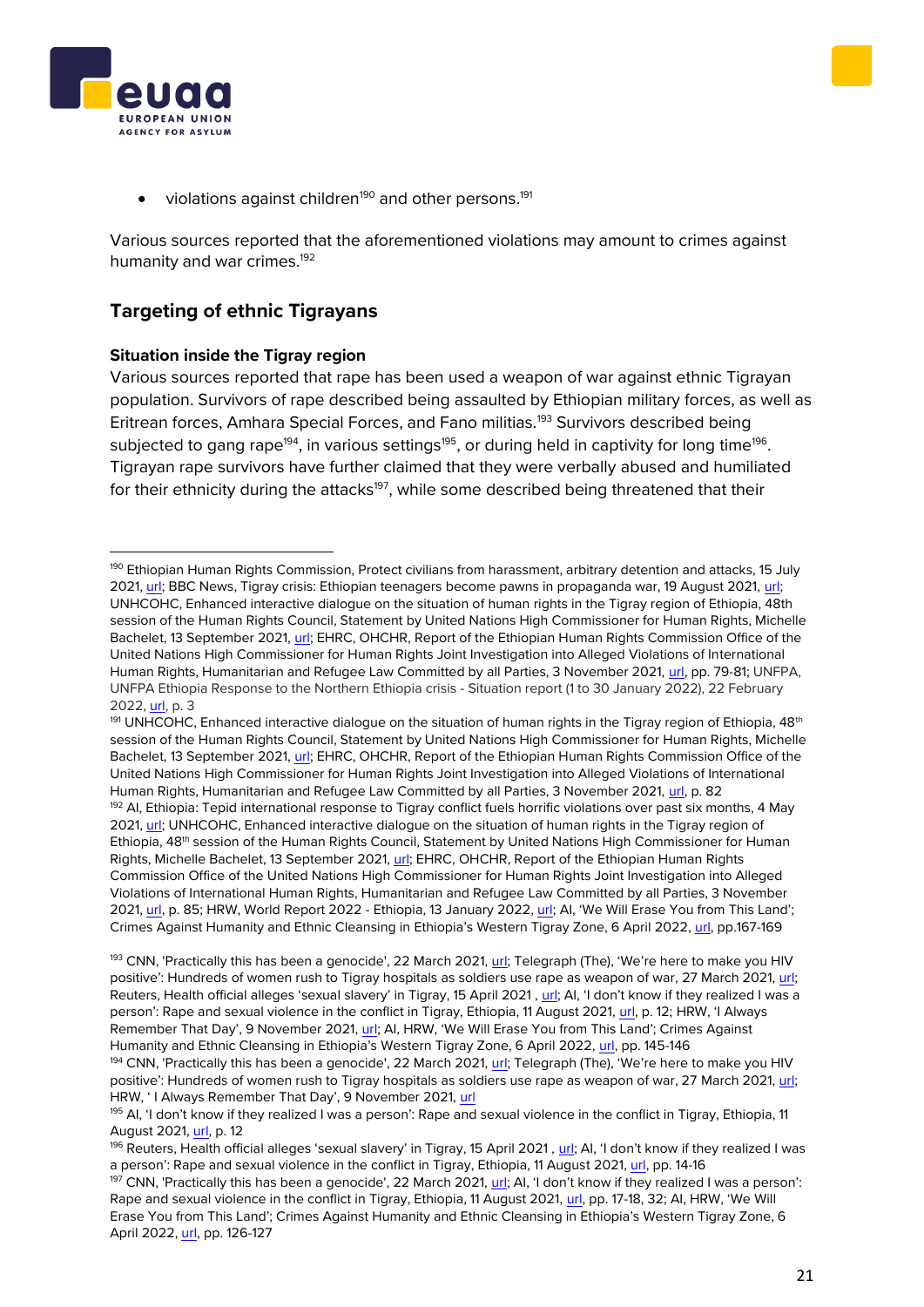- violations against children[190] and other persons.[191]

Various sources reported that the aforementioned violations may amount to crimes against humanity and war crimes.[192]

## Targeting of ethnic Tigrayans

### Situation inside the Tigray region

Various sources reported that rape has been used a weapon of war against ethnic Tigrayan population. Survivors of rape described being assaulted by Ethiopian military forces, as well as Eritrean forces, Amhara Special Forces, and Fano militias.[193] Survivors described being subjected to gang rape[194], in various settings[195], or during held in captivity for long time[196]. Tigrayan rape survivors have further claimed that they were verbally abused and humiliated for their ethnicity during the attacks[197], while some described being threatened that their

---

[190] Ethiopian Human Rights Commission, Protect civilians from harassment, arbitrary detention and attacks, 15 July 2021, url; BBC News, Tigray crisis: Ethiopian teenagers become pawns in propaganda war, 19 August 2021, url; UNHCOHC, Enhanced interactive dialogue on the situation of human rights in the Tigray region of Ethiopia, 48th session of the Human Rights Council, Statement by United Nations High Commissioner for Human Rights, Michelle Bachelet, 13 September 2021, url; EHRC, OHCHR, Report of the Ethiopian Human Rights Commission Office of the United Nations High Commissioner for Human Rights Joint Investigation into Alleged Violations of International Human Rights, Humanitarian and Refugee Law Committed by all Parties, 3 November 2021, url, pp. 79-81; UNFPA, UNFPA Ethiopia Response to the Northern Ethiopia crisis - Situation report (1 to 30 January 2022), 22 February 2022, url, p. 3

[191] UNHCOHC, Enhanced interactive dialogue on the situation of human rights in the Tigray region of Ethiopia, 48th session of the Human Rights Council, Statement by United Nations High Commissioner for Human Rights, Michelle Bachelet, 13 September 2021, url; EHRC, OHCHR, Report of the Ethiopian Human Rights Commission Office of the United Nations High Commissioner for Human Rights Joint Investigation into Alleged Violations of International Human Rights, Humanitarian and Refugee Law Committed by all Parties, 3 November 2021, url, p. 82

[192] AI, Ethiopia: Tepid international response to Tigray conflict fuels horrific violations over past six months, 4 May 2021, url; UNHCOHC, Enhanced interactive dialogue on the situation of human rights in the Tigray region of Ethiopia, 48th session of the Human Rights Council, Statement by United Nations High Commissioner for Human Rights, Michelle Bachelet, 13 September 2021, url; EHRC, OHCHR, Report of the Ethiopian Human Rights Commission Office of the United Nations High Commissioner for Human Rights Joint Investigation into Alleged Violations of International Human Rights, Humanitarian and Refugee Law Committed by all Parties, 3 November 2021, url, p. 85; HRW, World Report 2022 - Ethiopia, 13 January 2022, url; AI, HRW, 'We Will Erase You from This Land'; Crimes Against Humanity and Ethnic Cleansing in Ethiopia's Western Tigray Zone, 6 April 2022, url, pp.167-169

[193] CNN, 'Practically this has been a genocide', 22 March 2021, url; Telegraph (The), 'We're here to make you HIV positive': Hundreds of women rush to Tigray hospitals as soldiers use rape as weapon of war, 27 March 2021, url; Reuters, Health official alleges 'sexual slavery' in Tigray, 15 April 2021 , url; AI, 'I don't know if they realized I was a person': Rape and sexual violence in the conflict in Tigray, Ethiopia, 11 August 2021, url, p. 12; HRW, 'I Always Remember That Day', 9 November 2021, url; AI, HRW, 'We Will Erase You from This Land'; Crimes Against Humanity and Ethnic Cleansing in Ethiopia's Western Tigray Zone, 6 April 2022, url, pp. 145-146

[194] CNN, 'Practically this has been a genocide', 22 March 2021, url; Telegraph (The), 'We're here to make you HIV positive': Hundreds of women rush to Tigray hospitals as soldiers use rape as weapon of war, 27 March 2021, url; HRW, ' I Always Remember That Day', 9 November 2021, url

[195] AI, 'I don't know if they realized I was a person': Rape and sexual violence in the conflict in Tigray, Ethiopia, 11 August 2021, url, p. 12

[196] Reuters, Health official alleges 'sexual slavery' in Tigray, 15 April 2021 , url; AI, 'I don't know if they realized I was a person': Rape and sexual violence in the conflict in Tigray, Ethiopia, 11 August 2021, url, pp. 14-16

[197] CNN, 'Practically this has been a genocide', 22 March 2021, url; AI, 'I don't know if they realized I was a person': Rape and sexual violence in the conflict in Tigray, Ethiopia, 11 August 2021, url, pp. 17-18, 32; AI, HRW, 'We Will Erase You from This Land'; Crimes Against Humanity and Ethnic Cleansing in Ethiopia's Western Tigray Zone, 6 April 2022, url, pp. 126-127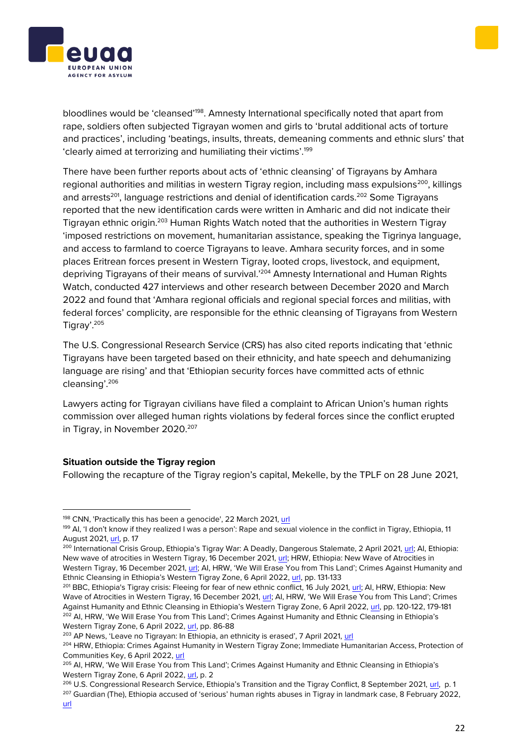bloodlines would be 'cleansed'[198]. Amnesty International specifically noted that apart from rape, soldiers often subjected Tigrayan women and girls to 'brutal additional acts of torture and practices', including 'beatings, insults, threats, demeaning comments and ethnic slurs' that 'clearly aimed at terrorizing and humiliating their victims'.[199]

There have been further reports about acts of 'ethnic cleansing' of Tigrayans by Amhara regional authorities and militias in western Tigray region, including mass expulsions[200], killings and arrests[201], language restrictions and denial of identification cards.[202] Some Tigrayans reported that the new identification cards were written in Amharic and did not indicate their Tigrayan ethnic origin.[203] Human Rights Watch noted that the authorities in Western Tigray 'imposed restrictions on movement, humanitarian assistance, speaking the Tigrinya language, and access to farmland to coerce Tigrayans to leave. Amhara security forces, and in some places Eritrean forces present in Western Tigray, looted crops, livestock, and equipment, depriving Tigrayans of their means of survival.'[204] Amnesty International and Human Rights Watch, conducted 427 interviews and other research between December 2020 and March 2022 and found that 'Amhara regional officials and regional special forces and militias, with federal forces' complicity, are responsible for the ethnic cleansing of Tigrayans from Western Tigray'.[205]

The U.S. Congressional Research Service (CRS) has also cited reports indicating that 'ethnic Tigrayans have been targeted based on their ethnicity, and hate speech and dehumanizing language are rising' and that 'Ethiopian security forces have committed acts of ethnic cleansing'.[206]

Lawyers acting for Tigrayan civilians have filed a complaint to African Union's human rights commission over alleged human rights violations by federal forces since the conflict erupted in Tigray, in November 2020.[207]

**Situation outside the Tigray region**

Following the recapture of the Tigray region's capital, Mekelle, by the TPLF on 28 June 2021,

---

[198] CNN, 'Practically this has been a genocide', 22 March 2021, url

[199] AI, 'I don't know if they realized I was a person': Rape and sexual violence in the conflict in Tigray, Ethiopia, 11 August 2021, url, p. 17

[200] International Crisis Group, Ethiopia's Tigray War: A Deadly, Dangerous Stalemate, 2 April 2021, url; AI, Ethiopia: New wave of atrocities in Western Tigray, 16 December 2021, url; HRW, Ethiopia: New Wave of Atrocities in Western Tigray, 16 December 2021, url; AI, HRW, 'We Will Erase You from This Land'; Crimes Against Humanity and Ethnic Cleansing in Ethiopia's Western Tigray Zone, 6 April 2022, url, pp. 131-133

[201] BBC, Ethiopia's Tigray crisis: Fleeing for fear of new ethnic conflict, 16 July 2021, url; AI, HRW, Ethiopia: New Wave of Atrocities in Western Tigray, 16 December 2021, url; AI, HRW, 'We Will Erase You from This Land'; Crimes Against Humanity and Ethnic Cleansing in Ethiopia's Western Tigray Zone, 6 April 2022, url, pp. 120-122, 179-181

[202] AI, HRW, 'We Will Erase You from This Land'; Crimes Against Humanity and Ethnic Cleansing in Ethiopia's Western Tigray Zone, 6 April 2022, url, pp. 86-88

[203] AP News, 'Leave no Tigrayan: In Ethiopia, an ethnicity is erased', 7 April 2021, url

[204] HRW, Ethiopia: Crimes Against Humanity in Western Tigray Zone; Immediate Humanitarian Access, Protection of Communities Key, 6 April 2022, url

[205] AI, HRW, 'We Will Erase You from This Land'; Crimes Against Humanity and Ethnic Cleansing in Ethiopia's Western Tigray Zone, 6 April 2022, url, p. 2

[206] U.S. Congressional Research Service, Ethiopia's Transition and the Tigray Conflict, 8 September 2021, url, p. 1

[207] Guardian (The), Ethiopia accused of 'serious' human rights abuses in Tigray in landmark case, 8 February 2022, url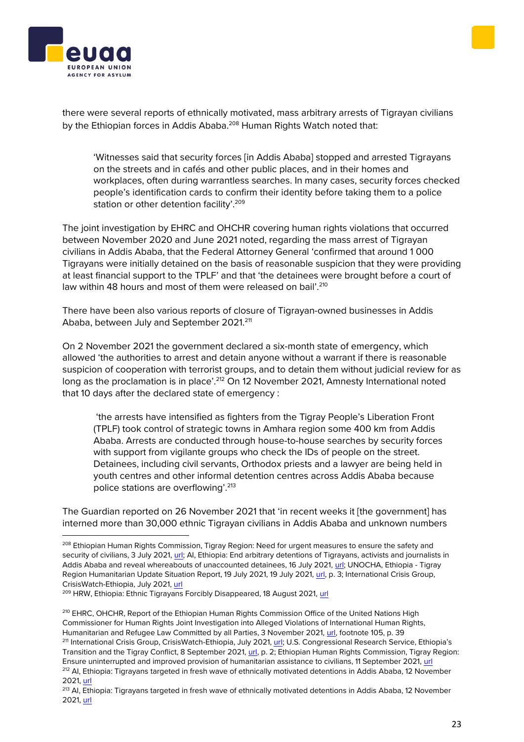there were several reports of ethnically motivated, mass arbitrary arrests of Tigrayan civilians by the Ethiopian forces in Addis Ababa.[208] Human Rights Watch noted that:

> 'Witnesses said that security forces [in Addis Ababa] stopped and arrested Tigrayans on the streets and in cafés and other public places, and in their homes and workplaces, often during warrantless searches. In many cases, security forces checked people's identification cards to confirm their identity before taking them to a police station or other detention facility'.[209]

The joint investigation by EHRC and OHCHR covering human rights violations that occurred between November 2020 and June 2021 noted, regarding the mass arrest of Tigrayan civilians in Addis Ababa, that the Federal Attorney General 'confirmed that around 1 000 Tigrayans were initially detained on the basis of reasonable suspicion that they were providing at least financial support to the TPLF' and that 'the detainees were brought before a court of law within 48 hours and most of them were released on bail'.[210]

There have been also various reports of closure of Tigrayan-owned businesses in Addis Ababa, between July and September 2021.[211]

On 2 November 2021 the government declared a six-month state of emergency, which allowed 'the authorities to arrest and detain anyone without a warrant if there is reasonable suspicion of cooperation with terrorist groups, and to detain them without judicial review for as long as the proclamation is in place'.[212] On 12 November 2021, Amnesty International noted that 10 days after the declared state of emergency :

> 'the arrests have intensified as fighters from the Tigray People's Liberation Front (TPLF) took control of strategic towns in Amhara region some 400 km from Addis Ababa. Arrests are conducted through house-to-house searches by security forces with support from vigilante groups who check the IDs of people on the street. Detainees, including civil servants, Orthodox priests and a lawyer are being held in youth centres and other informal detention centres across Addis Ababa because police stations are overflowing'.[213]

The Guardian reported on 26 November 2021 that 'in recent weeks it [the government] has interned more than 30,000 ethnic Tigrayan civilians in Addis Ababa and unknown numbers

---

[208] Ethiopian Human Rights Commission, Tigray Region: Need for urgent measures to ensure the safety and security of civilians, 3 July 2021, url; AI, Ethiopia: End arbitrary detentions of Tigrayans, activists and journalists in Addis Ababa and reveal whereabouts of unaccounted detainees, 16 July 2021, url; UNOCHA, Ethiopia - Tigray Region Humanitarian Update Situation Report, 19 July 2021, 19 July 2021, url, p. 3; International Crisis Group, CrisisWatch-Ethiopia, July 2021, url

[209] HRW, Ethiopia: Ethnic Tigrayans Forcibly Disappeared, 18 August 2021, url

[210] EHRC, OHCHR, Report of the Ethiopian Human Rights Commission Office of the United Nations High Commissioner for Human Rights Joint Investigation into Alleged Violations of International Human Rights, Humanitarian and Refugee Law Committed by all Parties, 3 November 2021, url, footnote 105, p. 39

[211] International Crisis Group, CrisisWatch-Ethiopia, July 2021, url; U.S. Congressional Research Service, Ethiopia's Transition and the Tigray Conflict, 8 September 2021, url, p. 2; Ethiopian Human Rights Commission, Tigray Region: Ensure uninterrupted and improved provision of humanitarian assistance to civilians, 11 September 2021, url

[212] AI, Ethiopia: Tigrayans targeted in fresh wave of ethnically motivated detentions in Addis Ababa, 12 November 2021, url

[213] AI, Ethiopia: Tigrayans targeted in fresh wave of ethnically motivated detentions in Addis Ababa, 12 November 2021, url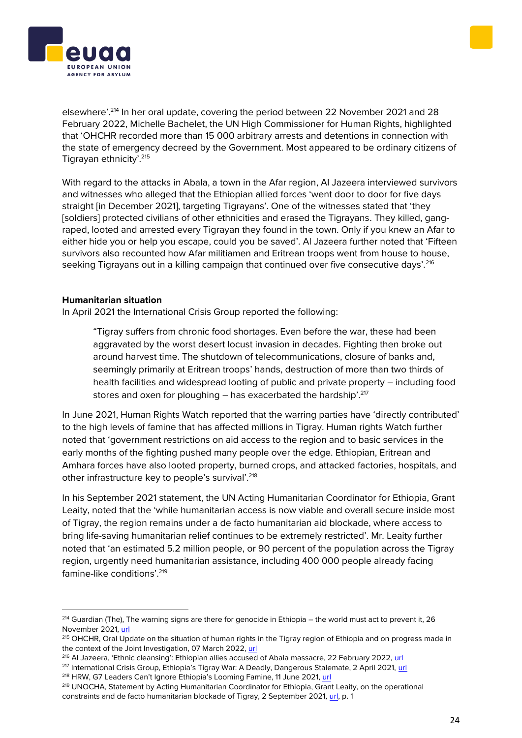elsewhere'.[214] In her oral update, covering the period between 22 November 2021 and 28 February 2022, Michelle Bachelet, the UN High Commissioner for Human Rights, highlighted that 'OHCHR recorded more than 15 000 arbitrary arrests and detentions in connection with the state of emergency decreed by the Government. Most appeared to be ordinary citizens of Tigrayan ethnicity'.[215]

With regard to the attacks in Abala, a town in the Afar region, Al Jazeera interviewed survivors and witnesses who alleged that the Ethiopian allied forces 'went door to door for five days straight [in December 2021], targeting Tigrayans'. One of the witnesses stated that 'they [soldiers] protected civilians of other ethnicities and erased the Tigrayans. They killed, gang-raped, looted and arrested every Tigrayan they found in the town. Only if you knew an Afar to either hide you or help you escape, could you be saved'. Al Jazeera further noted that 'Fifteen survivors also recounted how Afar militiamen and Eritrean troops went from house to house, seeking Tigrayans out in a killing campaign that continued over five consecutive days'.[216]

**Humanitarian situation**

In April 2021 the International Crisis Group reported the following:

> "Tigray suffers from chronic food shortages. Even before the war, these had been aggravated by the worst desert locust invasion in decades. Fighting then broke out around harvest time. The shutdown of telecommunications, closure of banks and, seemingly primarily at Eritrean troops' hands, destruction of more than two thirds of health facilities and widespread looting of public and private property – including food stores and oxen for ploughing – has exacerbated the hardship'.[217]

In June 2021, Human Rights Watch reported that the warring parties have 'directly contributed' to the high levels of famine that has affected millions in Tigray. Human rights Watch further noted that 'government restrictions on aid access to the region and to basic services in the early months of the fighting pushed many people over the edge. Ethiopian, Eritrean and Amhara forces have also looted property, burned crops, and attacked factories, hospitals, and other infrastructure key to people's survival'.[218]

In his September 2021 statement, the UN Acting Humanitarian Coordinator for Ethiopia, Grant Leaity, noted that the 'while humanitarian access is now viable and overall secure inside most of Tigray, the region remains under a de facto humanitarian aid blockade, where access to bring life-saving humanitarian relief continues to be extremely restricted'. Mr. Leaity further noted that 'an estimated 5.2 million people, or 90 percent of the population across the Tigray region, urgently need humanitarian assistance, including 400 000 people already facing famine-like conditions'.[219]

---

[214] Guardian (The), The warning signs are there for genocide in Ethiopia – the world must act to prevent it, 26 November 2021, url

[215] OHCHR, Oral Update on the situation of human rights in the Tigray region of Ethiopia and on progress made in the context of the Joint Investigation, 07 March 2022, url

[216] Al Jazeera, 'Ethnic cleansing': Ethiopian allies accused of Abala massacre, 22 February 2022, url

[217] International Crisis Group, Ethiopia's Tigray War: A Deadly, Dangerous Stalemate, 2 April 2021, url

[218] HRW, G7 Leaders Can't Ignore Ethiopia's Looming Famine, 11 June 2021, url

[219] UNOCHA, Statement by Acting Humanitarian Coordinator for Ethiopia, Grant Leaity, on the operational constraints and de facto humanitarian blockade of Tigray, 2 September 2021, url, p. 1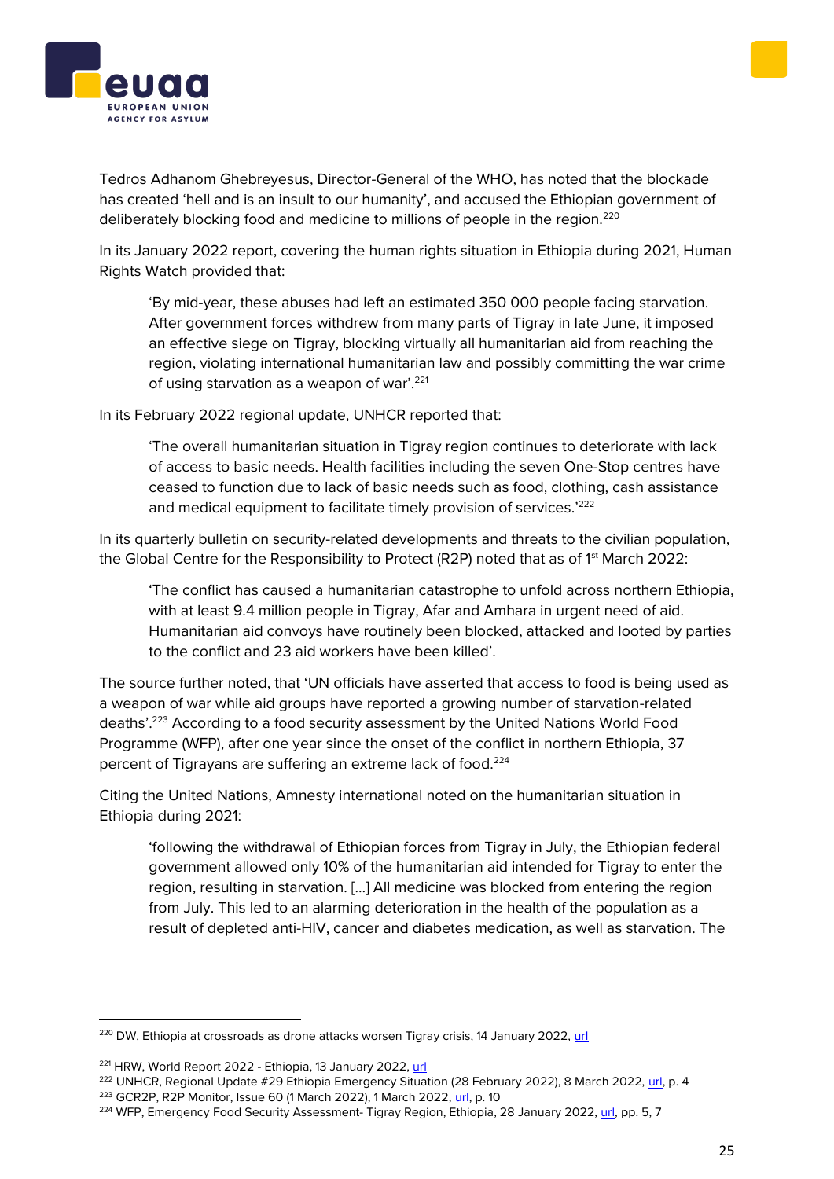Tedros Adhanom Ghebreyesus, Director-General of the WHO, has noted that the blockade has created 'hell and is an insult to our humanity', and accused the Ethiopian government of deliberately blocking food and medicine to millions of people in the region.[220]

In its January 2022 report, covering the human rights situation in Ethiopia during 2021, Human Rights Watch provided that:

> 'By mid-year, these abuses had left an estimated 350 000 people facing starvation. After government forces withdrew from many parts of Tigray in late June, it imposed an effective siege on Tigray, blocking virtually all humanitarian aid from reaching the region, violating international humanitarian law and possibly committing the war crime of using starvation as a weapon of war'.[221]

In its February 2022 regional update, UNHCR reported that:

> 'The overall humanitarian situation in Tigray region continues to deteriorate with lack of access to basic needs. Health facilities including the seven One-Stop centres have ceased to function due to lack of basic needs such as food, clothing, cash assistance and medical equipment to facilitate timely provision of services.'[222]

In its quarterly bulletin on security-related developments and threats to the civilian population, the Global Centre for the Responsibility to Protect (R2P) noted that as of 1st March 2022:

> 'The conflict has caused a humanitarian catastrophe to unfold across northern Ethiopia, with at least 9.4 million people in Tigray, Afar and Amhara in urgent need of aid. Humanitarian aid convoys have routinely been blocked, attacked and looted by parties to the conflict and 23 aid workers have been killed'.

The source further noted, that 'UN officials have asserted that access to food is being used as a weapon of war while aid groups have reported a growing number of starvation-related deaths'.[223] According to a food security assessment by the United Nations World Food Programme (WFP), after one year since the onset of the conflict in northern Ethiopia, 37 percent of Tigrayans are suffering an extreme lack of food.[224]

Citing the United Nations, Amnesty international noted on the humanitarian situation in Ethiopia during 2021:

> 'following the withdrawal of Ethiopian forces from Tigray in July, the Ethiopian federal government allowed only 10% of the humanitarian aid intended for Tigray to enter the region, resulting in starvation. […] All medicine was blocked from entering the region from July. This led to an alarming deterioration in the health of the population as a result of depleted anti-HIV, cancer and diabetes medication, as well as starvation. The

---

[220] DW, Ethiopia at crossroads as drone attacks worsen Tigray crisis, 14 January 2022, url

[221] HRW, World Report 2022 - Ethiopia, 13 January 2022, url

[222] UNHCR, Regional Update #29 Ethiopia Emergency Situation (28 February 2022), 8 March 2022, url, p. 4

[223] GCR2P, R2P Monitor, Issue 60 (1 March 2022), 1 March 2022, url, p. 10

[224] WFP, Emergency Food Security Assessment- Tigray Region, Ethiopia, 28 January 2022, url, pp. 5, 7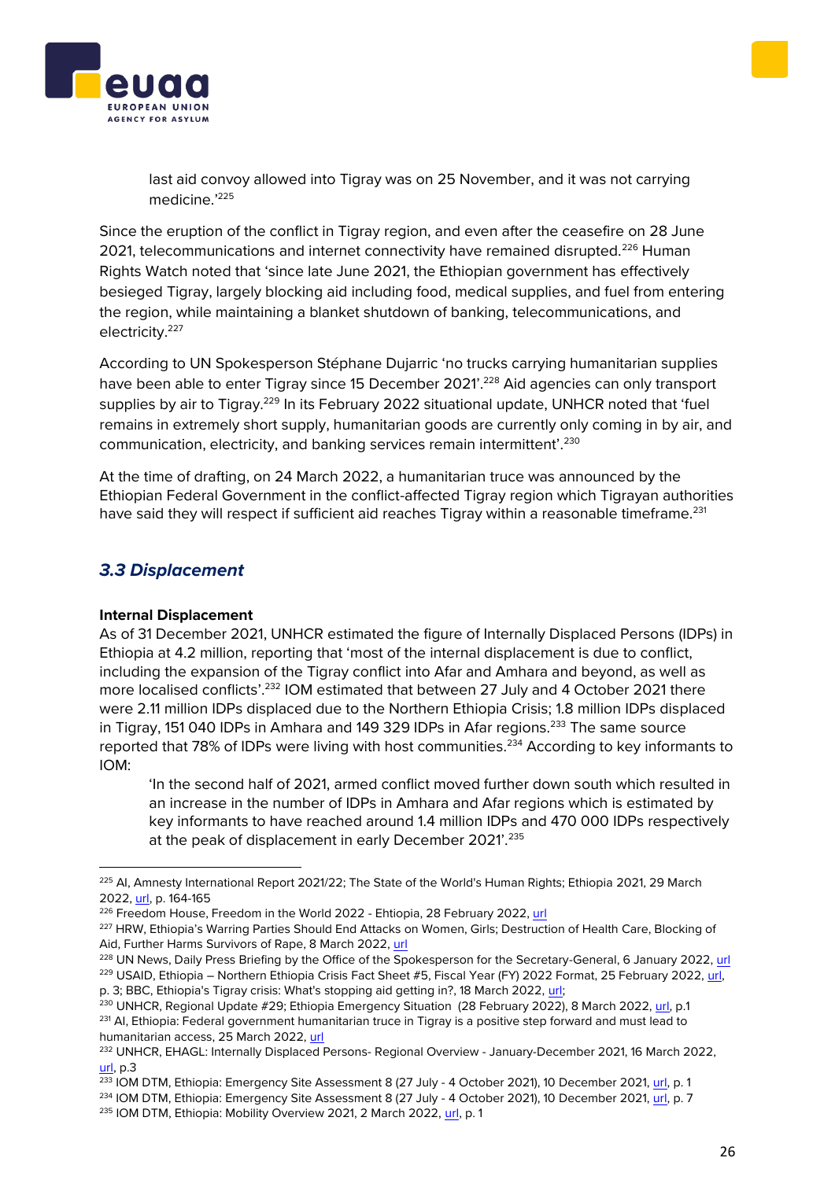> last aid convoy allowed into Tigray was on 25 November, and it was not carrying medicine.'[225]

Since the eruption of the conflict in Tigray region, and even after the ceasefire on 28 June 2021, telecommunications and internet connectivity have remained disrupted.[226] Human Rights Watch noted that 'since late June 2021, the Ethiopian government has effectively besieged Tigray, largely blocking aid including food, medical supplies, and fuel from entering the region, while maintaining a blanket shutdown of banking, telecommunications, and electricity.[227]

According to UN Spokesperson Stéphane Dujarric 'no trucks carrying humanitarian supplies have been able to enter Tigray since 15 December 2021'.[228] Aid agencies can only transport supplies by air to Tigray.[229] In its February 2022 situational update, UNHCR noted that 'fuel remains in extremely short supply, humanitarian goods are currently only coming in by air, and communication, electricity, and banking services remain intermittent'.[230]

At the time of drafting, on 24 March 2022, a humanitarian truce was announced by the Ethiopian Federal Government in the conflict-affected Tigray region which Tigrayan authorities have said they will respect if sufficient aid reaches Tigray within a reasonable timeframe.[231]

## *3.3 Displacement*

**Internal Displacement**

As of 31 December 2021, UNHCR estimated the figure of Internally Displaced Persons (IDPs) in Ethiopia at 4.2 million, reporting that 'most of the internal displacement is due to conflict, including the expansion of the Tigray conflict into Afar and Amhara and beyond, as well as more localised conflicts'.[232] IOM estimated that between 27 July and 4 October 2021 there were 2.11 million IDPs displaced due to the Northern Ethiopia Crisis; 1.8 million IDPs displaced in Tigray, 151 040 IDPs in Amhara and 149 329 IDPs in Afar regions.[233] The same source reported that 78% of IDPs were living with host communities.[234] According to key informants to IOM:

> 'In the second half of 2021, armed conflict moved further down south which resulted in an increase in the number of IDPs in Amhara and Afar regions which is estimated by key informants to have reached around 1.4 million IDPs and 470 000 IDPs respectively at the peak of displacement in early December 2021'.[235]

---

[225] AI, Amnesty International Report 2021/22; The State of the World's Human Rights; Ethiopia 2021, 29 March 2022, url, p. 164-165

[226] Freedom House, Freedom in the World 2022 - Ehtiopia, 28 February 2022, url

[227] HRW, Ethiopia's Warring Parties Should End Attacks on Women, Girls; Destruction of Health Care, Blocking of Aid, Further Harms Survivors of Rape, 8 March 2022, url

[228] UN News, Daily Press Briefing by the Office of the Spokesperson for the Secretary-General, 6 January 2022, url

[229] USAID, Ethiopia – Northern Ethiopia Crisis Fact Sheet #5, Fiscal Year (FY) 2022 Format, 25 February 2022, url, p. 3; BBC, Ethiopia's Tigray crisis: What's stopping aid getting in?, 18 March 2022, url;

[230] UNHCR, Regional Update #29; Ethiopia Emergency Situation (28 February 2022), 8 March 2022, url, p.1

[231] AI, Ethiopia: Federal government humanitarian truce in Tigray is a positive step forward and must lead to humanitarian access, 25 March 2022, url

[232] UNHCR, EHAGL: Internally Displaced Persons- Regional Overview - January-December 2021, 16 March 2022, url, p.3

[233] IOM DTM, Ethiopia: Emergency Site Assessment 8 (27 July - 4 October 2021), 10 December 2021, url, p. 1

[234] IOM DTM, Ethiopia: Emergency Site Assessment 8 (27 July - 4 October 2021), 10 December 2021, url, p. 7

[235] IOM DTM, Ethiopia: Mobility Overview 2021, 2 March 2022, url, p. 1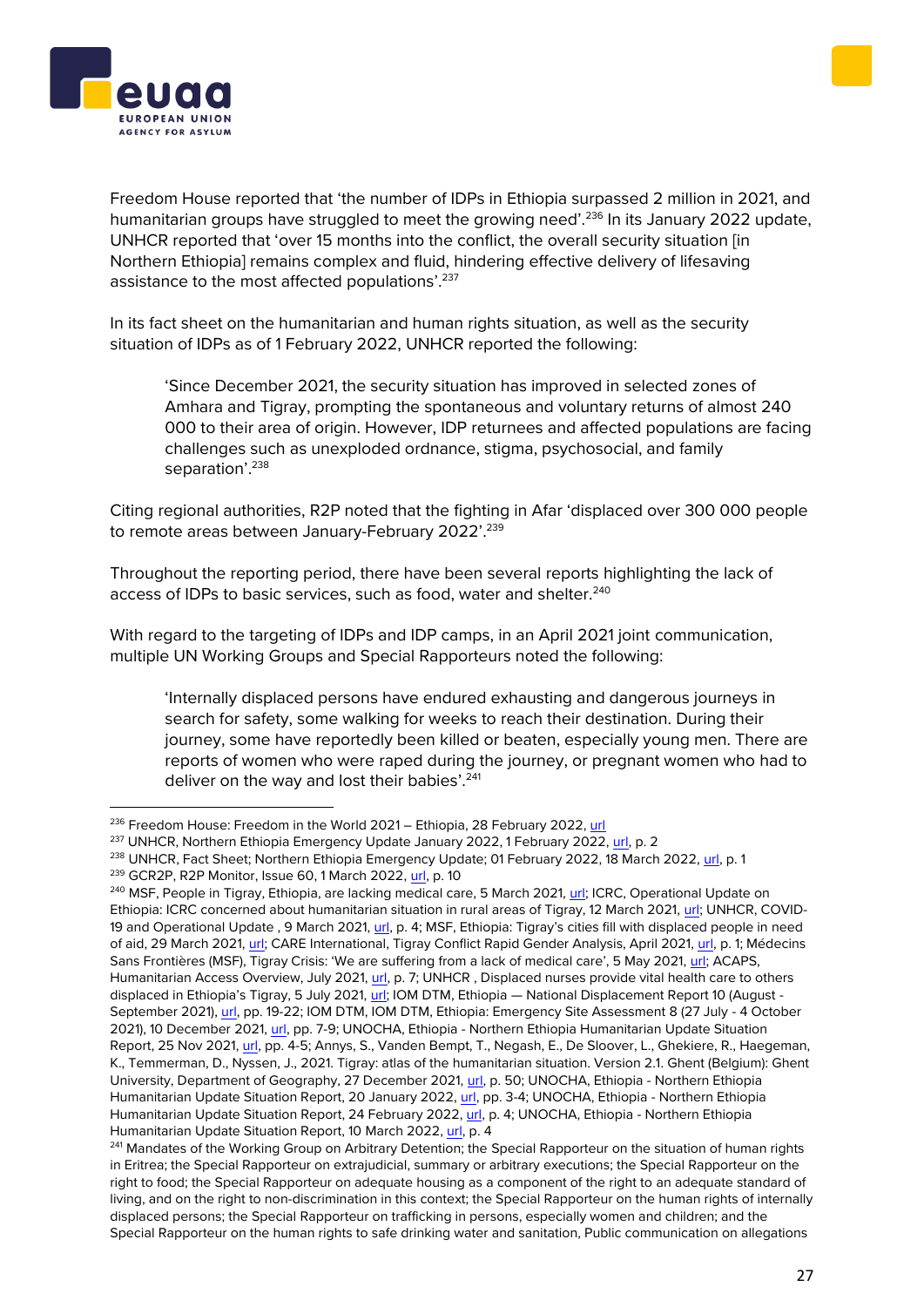Freedom House reported that 'the number of IDPs in Ethiopia surpassed 2 million in 2021, and humanitarian groups have struggled to meet the growing need'.[236] In its January 2022 update, UNHCR reported that 'over 15 months into the conflict, the overall security situation [in Northern Ethiopia] remains complex and fluid, hindering effective delivery of lifesaving assistance to the most affected populations'.[237]

In its fact sheet on the humanitarian and human rights situation, as well as the security situation of IDPs as of 1 February 2022, UNHCR reported the following:

> 'Since December 2021, the security situation has improved in selected zones of Amhara and Tigray, prompting the spontaneous and voluntary returns of almost 240 000 to their area of origin. However, IDP returnees and affected populations are facing challenges such as unexploded ordnance, stigma, psychosocial, and family separation'.[238]

Citing regional authorities, R2P noted that the fighting in Afar 'displaced over 300 000 people to remote areas between January-February 2022'.[239]

Throughout the reporting period, there have been several reports highlighting the lack of access of IDPs to basic services, such as food, water and shelter.[240]

With regard to the targeting of IDPs and IDP camps, in an April 2021 joint communication, multiple UN Working Groups and Special Rapporteurs noted the following:

> 'Internally displaced persons have endured exhausting and dangerous journeys in search for safety, some walking for weeks to reach their destination. During their journey, some have reportedly been killed or beaten, especially young men. There are reports of women who were raped during the journey, or pregnant women who had to deliver on the way and lost their babies'.[241]

---

[236] Freedom House: Freedom in the World 2021 – Ethiopia, 28 February 2022, url

[237] UNHCR, Northern Ethiopia Emergency Update January 2022, 1 February 2022, url, p. 2

[238] UNHCR, Fact Sheet; Northern Ethiopia Emergency Update; 01 February 2022, 18 March 2022, url, p. 1

[239] GCR2P, R2P Monitor, Issue 60, 1 March 2022, url, p. 10

[240] MSF, People in Tigray, Ethiopia, are lacking medical care, 5 March 2021, url; ICRC, Operational Update on Ethiopia: ICRC concerned about humanitarian situation in rural areas of Tigray, 12 March 2021, url; UNHCR, COVID-19 and Operational Update , 9 March 2021, url, p. 4; MSF, Ethiopia: Tigray's cities fill with displaced people in need of aid, 29 March 2021, url; CARE International, Tigray Conflict Rapid Gender Analysis, April 2021, url, p. 1; Médecins Sans Frontières (MSF), Tigray Crisis: 'We are suffering from a lack of medical care', 5 May 2021, url; ACAPS, Humanitarian Access Overview, July 2021, url, p. 7; UNHCR , Displaced nurses provide vital health care to others displaced in Ethiopia's Tigray, 5 July 2021, url; IOM DTM, Ethiopia — National Displacement Report 10 (August - September 2021), url, pp. 19-22; IOM DTM, IOM DTM, Ethiopia: Emergency Site Assessment 8 (27 July - 4 October 2021), 10 December 2021, url, pp. 7-9; UNOCHA, Ethiopia - Northern Ethiopia Humanitarian Update Situation Report, 25 Nov 2021, url, pp. 4-5; Annys, S., Vanden Bempt, T., Negash, E., De Sloover, L., Ghekiere, R., Haegeman, K., Temmerman, D., Nyssen, J., 2021. Tigray: atlas of the humanitarian situation. Version 2.1. Ghent (Belgium): Ghent University, Department of Geography, 27 December 2021, url, p. 50; UNOCHA, Ethiopia - Northern Ethiopia Humanitarian Update Situation Report, 20 January 2022, url, pp. 3-4; UNOCHA, Ethiopia - Northern Ethiopia Humanitarian Update Situation Report, 24 February 2022, url, p. 4; UNOCHA, Ethiopia - Northern Ethiopia Humanitarian Update Situation Report, 10 March 2022, url, p. 4

[241] Mandates of the Working Group on Arbitrary Detention; the Special Rapporteur on the situation of human rights in Eritrea; the Special Rapporteur on extrajudicial, summary or arbitrary executions; the Special Rapporteur on the right to food; the Special Rapporteur on adequate housing as a component of the right to an adequate standard of living, and on the right to non-discrimination in this context; the Special Rapporteur on the human rights of internally displaced persons; the Special Rapporteur on trafficking in persons, especially women and children; and the Special Rapporteur on the human rights to safe drinking water and sanitation, Public communication on allegations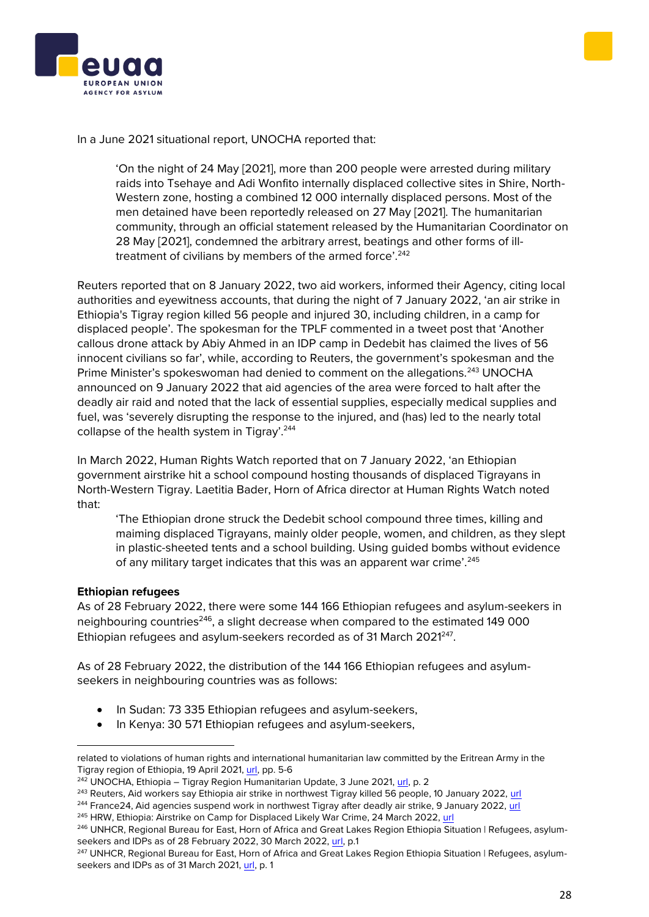In a June 2021 situational report, UNOCHA reported that:

> 'On the night of 24 May [2021], more than 200 people were arrested during military raids into Tsehaye and Adi Wonfito internally displaced collective sites in Shire, North-Western zone, hosting a combined 12 000 internally displaced persons. Most of the men detained have been reportedly released on 27 May [2021]. The humanitarian community, through an official statement released by the Humanitarian Coordinator on 28 May [2021], condemned the arbitrary arrest, beatings and other forms of ill-treatment of civilians by members of the armed force'.[242]

Reuters reported that on 8 January 2022, two aid workers, informed their Agency, citing local authorities and eyewitness accounts, that during the night of 7 January 2022, 'an air strike in Ethiopia's Tigray region killed 56 people and injured 30, including children, in a camp for displaced people'. The spokesman for the TPLF commented in a tweet post that 'Another callous drone attack by Abiy Ahmed in an IDP camp in Dedebit has claimed the lives of 56 innocent civilians so far', while, according to Reuters, the government's spokesman and the Prime Minister's spokeswoman had denied to comment on the allegations.[243] UNOCHA announced on 9 January 2022 that aid agencies of the area were forced to halt after the deadly air raid and noted that the lack of essential supplies, especially medical supplies and fuel, was 'severely disrupting the response to the injured, and (has) led to the nearly total collapse of the health system in Tigray'.[244]

In March 2022, Human Rights Watch reported that on 7 January 2022, 'an Ethiopian government airstrike hit a school compound hosting thousands of displaced Tigrayans in North-Western Tigray. Laetitia Bader, Horn of Africa director at Human Rights Watch noted that:

> 'The Ethiopian drone struck the Dedebit school compound three times, killing and maiming displaced Tigrayans, mainly older people, women, and children, as they slept in plastic-sheeted tents and a school building. Using guided bombs without evidence of any military target indicates that this was an apparent war crime'.[245]

**Ethiopian refugees**

As of 28 February 2022, there were some 144 166 Ethiopian refugees and asylum-seekers in neighbouring countries[246], a slight decrease when compared to the estimated 149 000 Ethiopian refugees and asylum-seekers recorded as of 31 March 2021[247].

As of 28 February 2022, the distribution of the 144 166 Ethiopian refugees and asylum-seekers in neighbouring countries was as follows:

- In Sudan: 73 335 Ethiopian refugees and asylum-seekers,
- In Kenya: 30 571 Ethiopian refugees and asylum-seekers,

---

related to violations of human rights and international humanitarian law committed by the Eritrean Army in the Tigray region of Ethiopia, 19 April 2021, url, pp. 5-6

[242] UNOCHA, Ethiopia – Tigray Region Humanitarian Update, 3 June 2021, url, p. 2

[243] Reuters, Aid workers say Ethiopia air strike in northwest Tigray killed 56 people, 10 January 2022, url

[244] France24, Aid agencies suspend work in northwest Tigray after deadly air strike, 9 January 2022, url

[245] HRW, Ethiopia: Airstrike on Camp for Displaced Likely War Crime, 24 March 2022, url

[246] UNHCR, Regional Bureau for East, Horn of Africa and Great Lakes Region Ethiopia Situation | Refugees, asylum-seekers and IDPs as of 28 February 2022, 30 March 2022, url, p.1

[247] UNHCR, Regional Bureau for East, Horn of Africa and Great Lakes Region Ethiopia Situation | Refugees, asylum-seekers and IDPs as of 31 March 2021, url, p. 1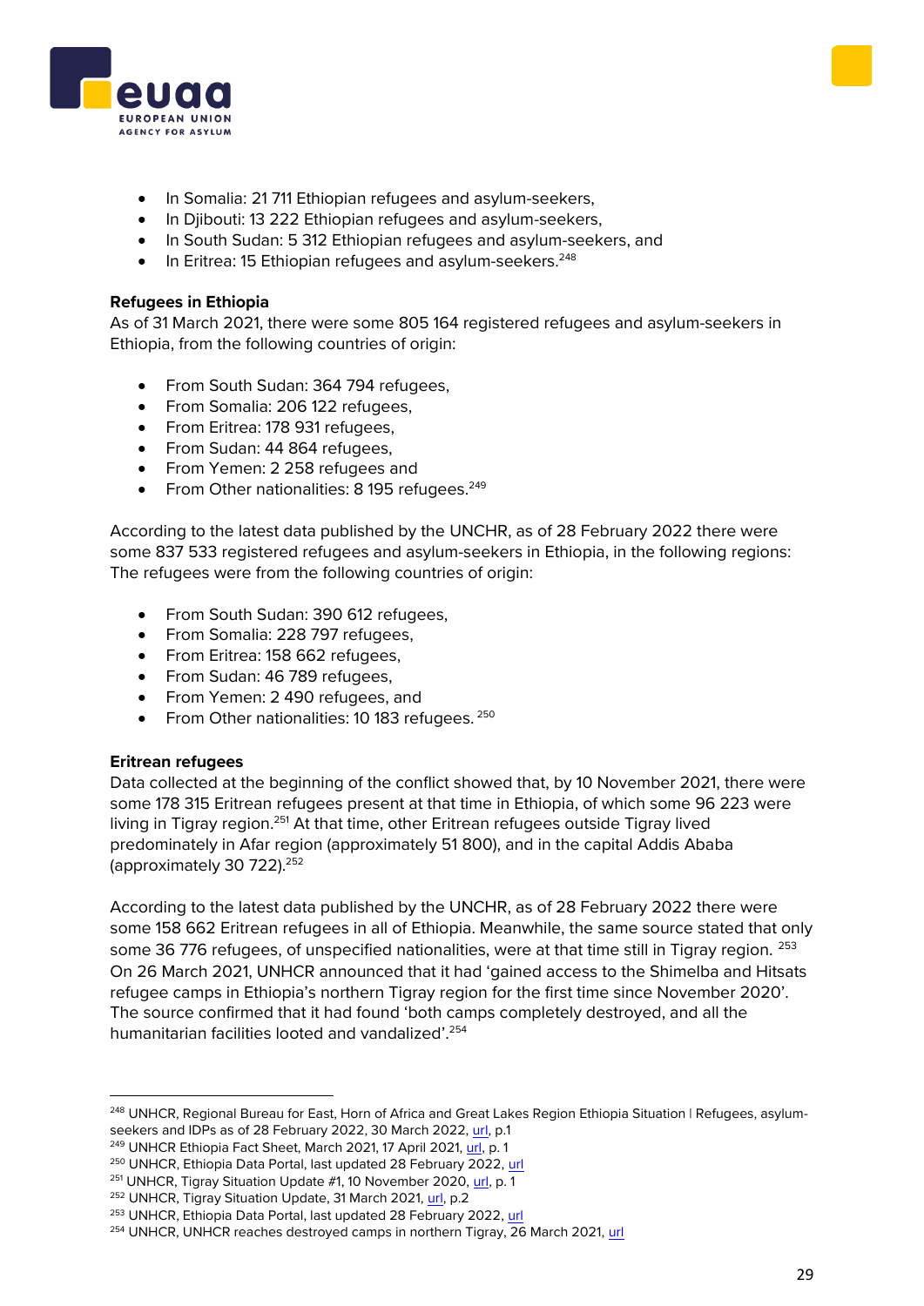- In Somalia: 21 711 Ethiopian refugees and asylum-seekers,
- In Djibouti: 13 222 Ethiopian refugees and asylum-seekers,
- In South Sudan: 5 312 Ethiopian refugees and asylum-seekers, and
- In Eritrea: 15 Ethiopian refugees and asylum-seekers.[248]

**Refugees in Ethiopia**

As of 31 March 2021, there were some 805 164 registered refugees and asylum-seekers in Ethiopia, from the following countries of origin:

- From South Sudan: 364 794 refugees,
- From Somalia: 206 122 refugees,
- From Eritrea: 178 931 refugees,
- From Sudan: 44 864 refugees,
- From Yemen: 2 258 refugees and
- From Other nationalities: 8 195 refugees.[249]

According to the latest data published by the UNCHR, as of 28 February 2022 there were some 837 533 registered refugees and asylum-seekers in Ethiopia, in the following regions: The refugees were from the following countries of origin:

- From South Sudan: 390 612 refugees,
- From Somalia: 228 797 refugees,
- From Eritrea: 158 662 refugees,
- From Sudan: 46 789 refugees,
- From Yemen: 2 490 refugees, and
- From Other nationalities: 10 183 refugees. [250]

**Eritrean refugees**

Data collected at the beginning of the conflict showed that, by 10 November 2021, there were some 178 315 Eritrean refugees present at that time in Ethiopia, of which some 96 223 were living in Tigray region.[251] At that time, other Eritrean refugees outside Tigray lived predominately in Afar region (approximately 51 800), and in the capital Addis Ababa (approximately 30 722).[252]

According to the latest data published by the UNCHR, as of 28 February 2022 there were some 158 662 Eritrean refugees in all of Ethiopia. Meanwhile, the same source stated that only some 36 776 refugees, of unspecified nationalities, were at that time still in Tigray region. [253] On 26 March 2021, UNHCR announced that it had 'gained access to the Shimelba and Hitsats refugee camps in Ethiopia's northern Tigray region for the first time since November 2020'. The source confirmed that it had found 'both camps completely destroyed, and all the humanitarian facilities looted and vandalized'.[254]

---

[248] UNHCR, Regional Bureau for East, Horn of Africa and Great Lakes Region Ethiopia Situation | Refugees, asylum-seekers and IDPs as of 28 February 2022, 30 March 2022, url, p.1
[249] UNHCR Ethiopia Fact Sheet, March 2021, 17 April 2021, url, p. 1
[250] UNHCR, Ethiopia Data Portal, last updated 28 February 2022, url
[251] UNHCR, Tigray Situation Update #1, 10 November 2020, url, p. 1
[252] UNHCR, Tigray Situation Update, 31 March 2021, url, p.2
[253] UNHCR, Ethiopia Data Portal, last updated 28 February 2022, url
[254] UNHCR, UNHCR reaches destroyed camps in northern Tigray, 26 March 2021, url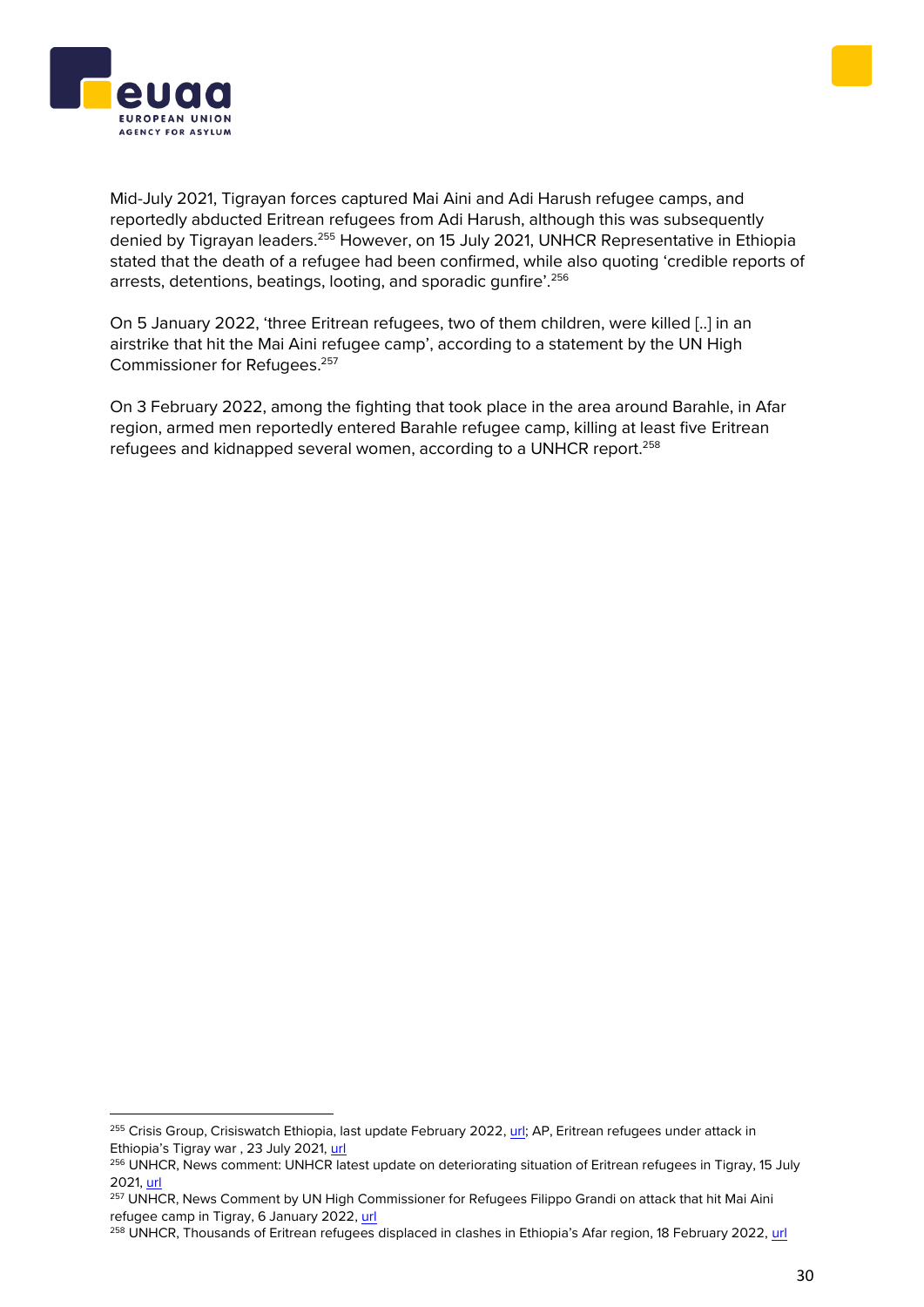Mid-July 2021, Tigrayan forces captured Mai Aini and Adi Harush refugee camps, and reportedly abducted Eritrean refugees from Adi Harush, although this was subsequently denied by Tigrayan leaders.[255] However, on 15 July 2021, UNHCR Representative in Ethiopia stated that the death of a refugee had been confirmed, while also quoting 'credible reports of arrests, detentions, beatings, looting, and sporadic gunfire'.[256]

On 5 January 2022, 'three Eritrean refugees, two of them children, were killed [..] in an airstrike that hit the Mai Aini refugee camp', according to a statement by the UN High Commissioner for Refugees.[257]

On 3 February 2022, among the fighting that took place in the area around Barahle, in Afar region, armed men reportedly entered Barahle refugee camp, killing at least five Eritrean refugees and kidnapped several women, according to a UNHCR report.[258]

---

[255] Crisis Group, Crisiswatch Ethiopia, last update February 2022, url; AP, Eritrean refugees under attack in Ethiopia's Tigray war , 23 July 2021, url

[256] UNHCR, News comment: UNHCR latest update on deteriorating situation of Eritrean refugees in Tigray, 15 July 2021, url

[257] UNHCR, News Comment by UN High Commissioner for Refugees Filippo Grandi on attack that hit Mai Aini refugee camp in Tigray, 6 January 2022, url

[258] UNHCR, Thousands of Eritrean refugees displaced in clashes in Ethiopia's Afar region, 18 February 2022, url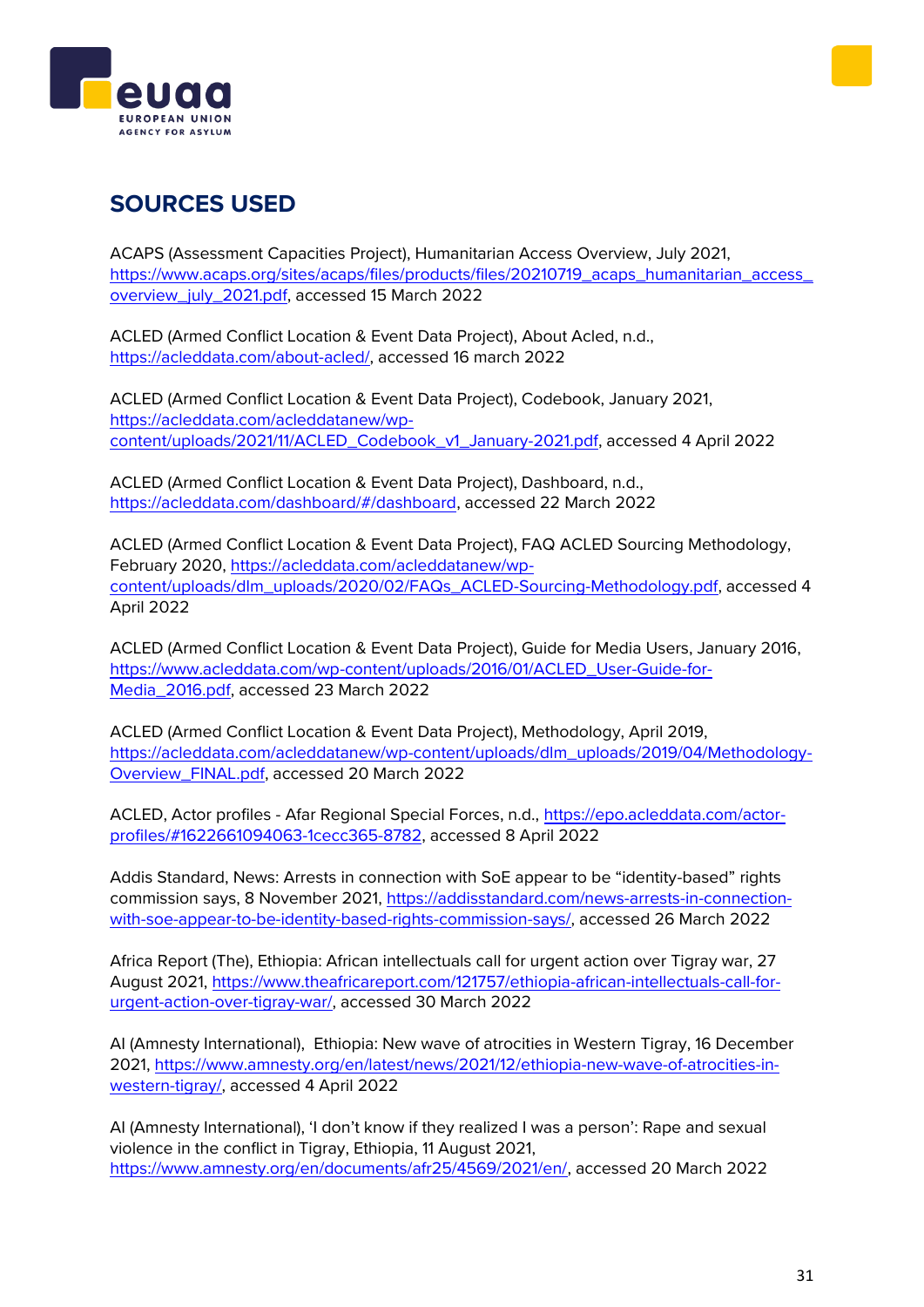## SOURCES USED

ACAPS (Assessment Capacities Project), Humanitarian Access Overview, July 2021, https://www.acaps.org/sites/acaps/files/products/files/20210719_acaps_humanitarian_access_overview_july_2021.pdf, accessed 15 March 2022

ACLED (Armed Conflict Location & Event Data Project), About Acled, n.d., https://acleddata.com/about-acled/, accessed 16 march 2022

ACLED (Armed Conflict Location & Event Data Project), Codebook, January 2021, https://acleddata.com/acleddatanew/wp-content/uploads/2021/11/ACLED_Codebook_v1_January-2021.pdf, accessed 4 April 2022

ACLED (Armed Conflict Location & Event Data Project), Dashboard, n.d., https://acleddata.com/dashboard/#/dashboard, accessed 22 March 2022

ACLED (Armed Conflict Location & Event Data Project), FAQ ACLED Sourcing Methodology, February 2020, https://acleddata.com/acleddatanew/wp-content/uploads/dlm_uploads/2020/02/FAQs_ACLED-Sourcing-Methodology.pdf, accessed 4 April 2022

ACLED (Armed Conflict Location & Event Data Project), Guide for Media Users, January 2016, https://www.acleddata.com/wp-content/uploads/2016/01/ACLED_User-Guide-for-Media_2016.pdf, accessed 23 March 2022

ACLED (Armed Conflict Location & Event Data Project), Methodology, April 2019, https://acleddata.com/acleddatanew/wp-content/uploads/dlm_uploads/2019/04/Methodology-Overview_FINAL.pdf, accessed 20 March 2022

ACLED, Actor profiles - Afar Regional Special Forces, n.d., https://epo.acleddata.com/actor-profiles/#1622661094063-1cecc365-8782, accessed 8 April 2022

Addis Standard, News: Arrests in connection with SoE appear to be “identity-based” rights commission says, 8 November 2021, https://addisstandard.com/news-arrests-in-connection-with-soe-appear-to-be-identity-based-rights-commission-says/, accessed 26 March 2022

Africa Report (The), Ethiopia: African intellectuals call for urgent action over Tigray war, 27 August 2021, https://www.theafricareport.com/121757/ethiopia-african-intellectuals-call-for-urgent-action-over-tigray-war/, accessed 30 March 2022

AI (Amnesty International), Ethiopia: New wave of atrocities in Western Tigray, 16 December 2021, https://www.amnesty.org/en/latest/news/2021/12/ethiopia-new-wave-of-atrocities-in-western-tigray/, accessed 4 April 2022

AI (Amnesty International), ‘I don’t know if they realized I was a person’: Rape and sexual violence in the conflict in Tigray, Ethiopia, 11 August 2021, https://www.amnesty.org/en/documents/afr25/4569/2021/en/, accessed 20 March 2022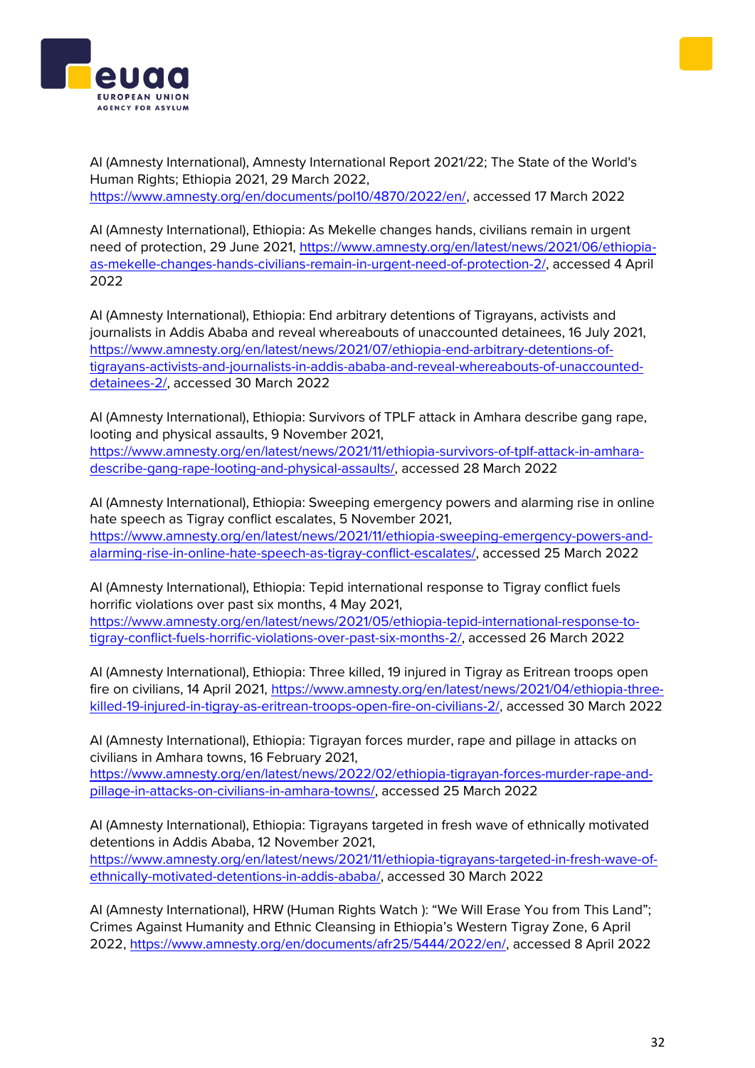AI (Amnesty International), Amnesty International Report 2021/22; The State of the World's Human Rights; Ethiopia 2021, 29 March 2022, https://www.amnesty.org/en/documents/pol10/4870/2022/en/, accessed 17 March 2022

AI (Amnesty International), Ethiopia: As Mekelle changes hands, civilians remain in urgent need of protection, 29 June 2021, https://www.amnesty.org/en/latest/news/2021/06/ethiopia-as-mekelle-changes-hands-civilians-remain-in-urgent-need-of-protection-2/, accessed 4 April 2022

AI (Amnesty International), Ethiopia: End arbitrary detentions of Tigrayans, activists and journalists in Addis Ababa and reveal whereabouts of unaccounted detainees, 16 July 2021, https://www.amnesty.org/en/latest/news/2021/07/ethiopia-end-arbitrary-detentions-of-tigrayans-activists-and-journalists-in-addis-ababa-and-reveal-whereabouts-of-unaccounted-detainees-2/, accessed 30 March 2022

AI (Amnesty International), Ethiopia: Survivors of TPLF attack in Amhara describe gang rape, looting and physical assaults, 9 November 2021, https://www.amnesty.org/en/latest/news/2021/11/ethiopia-survivors-of-tplf-attack-in-amhara-describe-gang-rape-looting-and-physical-assaults/, accessed 28 March 2022

AI (Amnesty International), Ethiopia: Sweeping emergency powers and alarming rise in online hate speech as Tigray conflict escalates, 5 November 2021, https://www.amnesty.org/en/latest/news/2021/11/ethiopia-sweeping-emergency-powers-and-alarming-rise-in-online-hate-speech-as-tigray-conflict-escalates/, accessed 25 March 2022

AI (Amnesty International), Ethiopia: Tepid international response to Tigray conflict fuels horrific violations over past six months, 4 May 2021, https://www.amnesty.org/en/latest/news/2021/05/ethiopia-tepid-international-response-to-tigray-conflict-fuels-horrific-violations-over-past-six-months-2/, accessed 26 March 2022

AI (Amnesty International), Ethiopia: Three killed, 19 injured in Tigray as Eritrean troops open fire on civilians, 14 April 2021, https://www.amnesty.org/en/latest/news/2021/04/ethiopia-three-killed-19-injured-in-tigray-as-eritrean-troops-open-fire-on-civilians-2/, accessed 30 March 2022

AI (Amnesty International), Ethiopia: Tigrayan forces murder, rape and pillage in attacks on civilians in Amhara towns, 16 February 2021, https://www.amnesty.org/en/latest/news/2022/02/ethiopia-tigrayan-forces-murder-rape-and-pillage-in-attacks-on-civilians-in-amhara-towns/, accessed 25 March 2022

AI (Amnesty International), Ethiopia: Tigrayans targeted in fresh wave of ethnically motivated detentions in Addis Ababa, 12 November 2021, https://www.amnesty.org/en/latest/news/2021/11/ethiopia-tigrayans-targeted-in-fresh-wave-of-ethnically-motivated-detentions-in-addis-ababa/, accessed 30 March 2022

AI (Amnesty International), HRW (Human Rights Watch ): "We Will Erase You from This Land"; Crimes Against Humanity and Ethnic Cleansing in Ethiopia's Western Tigray Zone, 6 April 2022, https://www.amnesty.org/en/documents/afr25/5444/2022/en/, accessed 8 April 2022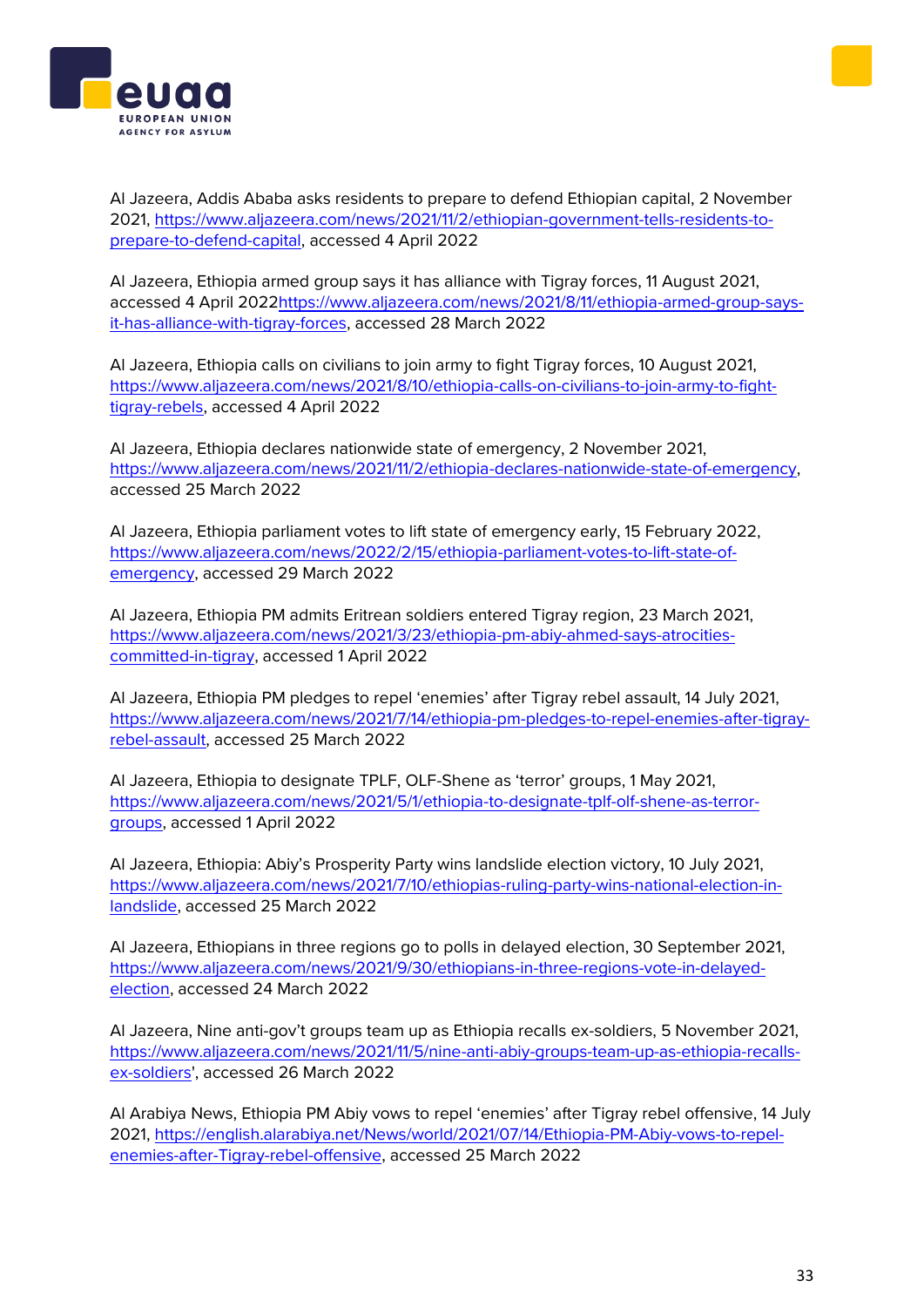Al Jazeera, Addis Ababa asks residents to prepare to defend Ethiopian capital, 2 November 2021, https://www.aljazeera.com/news/2021/11/2/ethiopian-government-tells-residents-to-prepare-to-defend-capital, accessed 4 April 2022

Al Jazeera, Ethiopia armed group says it has alliance with Tigray forces, 11 August 2021, accessed 4 April 2022https://www.aljazeera.com/news/2021/8/11/ethiopia-armed-group-says-it-has-alliance-with-tigray-forces, accessed 28 March 2022

Al Jazeera, Ethiopia calls on civilians to join army to fight Tigray forces, 10 August 2021, https://www.aljazeera.com/news/2021/8/10/ethiopia-calls-on-civilians-to-join-army-to-fight-tigray-rebels, accessed 4 April 2022

Al Jazeera, Ethiopia declares nationwide state of emergency, 2 November 2021, https://www.aljazeera.com/news/2021/11/2/ethiopia-declares-nationwide-state-of-emergency, accessed 25 March 2022

Al Jazeera, Ethiopia parliament votes to lift state of emergency early, 15 February 2022, https://www.aljazeera.com/news/2022/2/15/ethiopia-parliament-votes-to-lift-state-of-emergency, accessed 29 March 2022

Al Jazeera, Ethiopia PM admits Eritrean soldiers entered Tigray region, 23 March 2021, https://www.aljazeera.com/news/2021/3/23/ethiopia-pm-abiy-ahmed-says-atrocities-committed-in-tigray, accessed 1 April 2022

Al Jazeera, Ethiopia PM pledges to repel 'enemies' after Tigray rebel assault, 14 July 2021, https://www.aljazeera.com/news/2021/7/14/ethiopia-pm-pledges-to-repel-enemies-after-tigray-rebel-assault, accessed 25 March 2022

Al Jazeera, Ethiopia to designate TPLF, OLF-Shene as 'terror' groups, 1 May 2021, https://www.aljazeera.com/news/2021/5/1/ethiopia-to-designate-tplf-olf-shene-as-terror-groups, accessed 1 April 2022

Al Jazeera, Ethiopia: Abiy's Prosperity Party wins landslide election victory, 10 July 2021, https://www.aljazeera.com/news/2021/7/10/ethiopias-ruling-party-wins-national-election-in-landslide, accessed 25 March 2022

Al Jazeera, Ethiopians in three regions go to polls in delayed election, 30 September 2021, https://www.aljazeera.com/news/2021/9/30/ethiopians-in-three-regions-vote-in-delayed-election, accessed 24 March 2022

Al Jazeera, Nine anti-gov't groups team up as Ethiopia recalls ex-soldiers, 5 November 2021, https://www.aljazeera.com/news/2021/11/5/nine-anti-abiy-groups-team-up-as-ethiopia-recalls-ex-soldiers', accessed 26 March 2022

Al Arabiya News, Ethiopia PM Abiy vows to repel 'enemies' after Tigray rebel offensive, 14 July 2021, https://english.alarabiya.net/News/world/2021/07/14/Ethiopia-PM-Abiy-vows-to-repel-enemies-after-Tigray-rebel-offensive, accessed 25 March 2022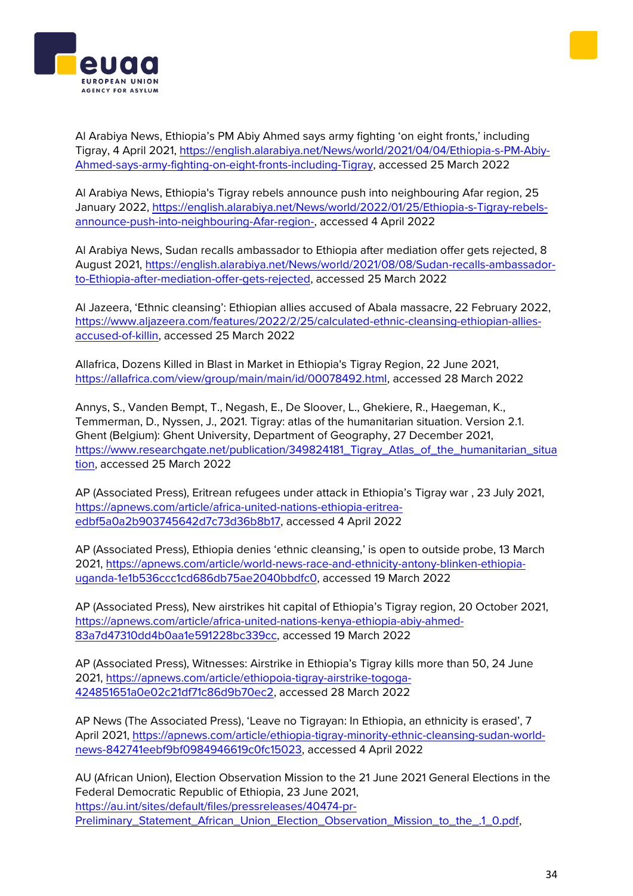Al Arabiya News, Ethiopia's PM Abiy Ahmed says army fighting 'on eight fronts,' including Tigray, 4 April 2021, https://english.alarabiya.net/News/world/2021/04/04/Ethiopia-s-PM-Abiy-Ahmed-says-army-fighting-on-eight-fronts-including-Tigray, accessed 25 March 2022

Al Arabiya News, Ethiopia's Tigray rebels announce push into neighbouring Afar region, 25 January 2022, https://english.alarabiya.net/News/world/2022/01/25/Ethiopia-s-Tigray-rebels-announce-push-into-neighbouring-Afar-region-, accessed 4 April 2022

Al Arabiya News, Sudan recalls ambassador to Ethiopia after mediation offer gets rejected, 8 August 2021, https://english.alarabiya.net/News/world/2021/08/08/Sudan-recalls-ambassador-to-Ethiopia-after-mediation-offer-gets-rejected, accessed 25 March 2022

Al Jazeera, 'Ethnic cleansing': Ethiopian allies accused of Abala massacre, 22 February 2022, https://www.aljazeera.com/features/2022/2/25/calculated-ethnic-cleansing-ethiopian-allies-accused-of-killin, accessed 25 March 2022

Allafrica, Dozens Killed in Blast in Market in Ethiopia's Tigray Region, 22 June 2021, https://allafrica.com/view/group/main/main/id/00078492.html, accessed 28 March 2022

Annys, S., Vanden Bempt, T., Negash, E., De Sloover, L., Ghekiere, R., Haegeman, K., Temmerman, D., Nyssen, J., 2021. Tigray: atlas of the humanitarian situation. Version 2.1. Ghent (Belgium): Ghent University, Department of Geography, 27 December 2021, https://www.researchgate.net/publication/349824181_Tigray_Atlas_of_the_humanitarian_situation, accessed 25 March 2022

AP (Associated Press), Eritrean refugees under attack in Ethiopia's Tigray war , 23 July 2021, https://apnews.com/article/africa-united-nations-ethiopia-eritrea-edbf5a0a2b903745642d7c73d36b8b17, accessed 4 April 2022

AP (Associated Press), Ethiopia denies 'ethnic cleansing,' is open to outside probe, 13 March 2021, https://apnews.com/article/world-news-race-and-ethnicity-antony-blinken-ethiopia-uganda-1e1b536ccc1cd686db75ae2040bbdfc0, accessed 19 March 2022

AP (Associated Press), New airstrikes hit capital of Ethiopia's Tigray region, 20 October 2021, https://apnews.com/article/africa-united-nations-kenya-ethiopia-abiy-ahmed-83a7d47310dd4b0aa1e591228bc339cc, accessed 19 March 2022

AP (Associated Press), Witnesses: Airstrike in Ethiopia's Tigray kills more than 50, 24 June 2021, https://apnews.com/article/ethiopoia-tigray-airstrike-togoga-424851651a0e02c21df71c86d9b70ec2, accessed 28 March 2022

AP News (The Associated Press), 'Leave no Tigrayan: In Ethiopia, an ethnicity is erased', 7 April 2021, https://apnews.com/article/ethiopia-tigray-minority-ethnic-cleansing-sudan-world-news-842741eebf9bf0984946619c0fc15023, accessed 4 April 2022

AU (African Union), Election Observation Mission to the 21 June 2021 General Elections in the Federal Democratic Republic of Ethiopia, 23 June 2021, https://au.int/sites/default/files/pressreleases/40474-pr-Preliminary_Statement_African_Union_Election_Observation_Mission_to_the_.1_0.pdf,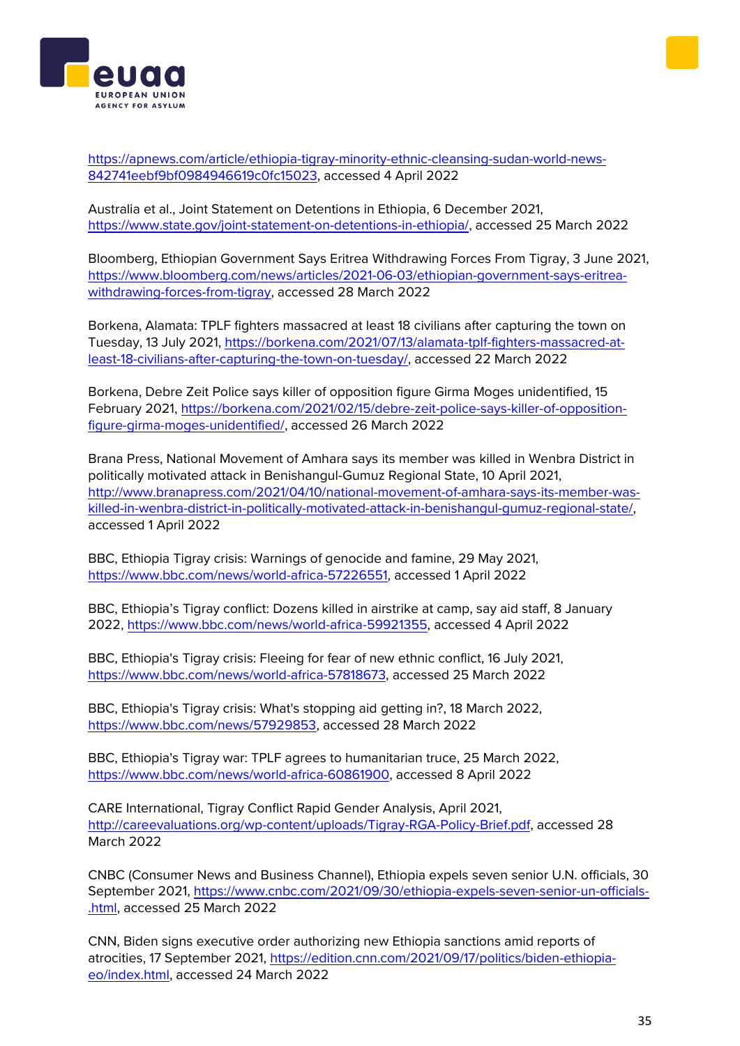https://apnews.com/article/ethiopia-tigray-minority-ethnic-cleansing-sudan-world-news-842741eebf9bf0984946619c0fc15023, accessed 4 April 2022

Australia et al., Joint Statement on Detentions in Ethiopia, 6 December 2021, https://www.state.gov/joint-statement-on-detentions-in-ethiopia/, accessed 25 March 2022

Bloomberg, Ethiopian Government Says Eritrea Withdrawing Forces From Tigray, 3 June 2021, https://www.bloomberg.com/news/articles/2021-06-03/ethiopian-government-says-eritrea-withdrawing-forces-from-tigray, accessed 28 March 2022

Borkena, Alamata: TPLF fighters massacred at least 18 civilians after capturing the town on Tuesday, 13 July 2021, https://borkena.com/2021/07/13/alamata-tplf-fighters-massacred-at-least-18-civilians-after-capturing-the-town-on-tuesday/, accessed 22 March 2022

Borkena, Debre Zeit Police says killer of opposition figure Girma Moges unidentified, 15 February 2021, https://borkena.com/2021/02/15/debre-zeit-police-says-killer-of-opposition-figure-girma-moges-unidentified/, accessed 26 March 2022

Brana Press, National Movement of Amhara says its member was killed in Wenbra District in politically motivated attack in Benishangul-Gumuz Regional State, 10 April 2021, http://www.branapress.com/2021/04/10/national-movement-of-amhara-says-its-member-was-killed-in-wenbra-district-in-politically-motivated-attack-in-benishangul-gumuz-regional-state/, accessed 1 April 2022

BBC, Ethiopia Tigray crisis: Warnings of genocide and famine, 29 May 2021, https://www.bbc.com/news/world-africa-57226551, accessed 1 April 2022

BBC, Ethiopia's Tigray conflict: Dozens killed in airstrike at camp, say aid staff, 8 January 2022, https://www.bbc.com/news/world-africa-59921355, accessed 4 April 2022

BBC, Ethiopia's Tigray crisis: Fleeing for fear of new ethnic conflict, 16 July 2021, https://www.bbc.com/news/world-africa-57818673, accessed 25 March 2022

BBC, Ethiopia's Tigray crisis: What's stopping aid getting in?, 18 March 2022, https://www.bbc.com/news/57929853, accessed 28 March 2022

BBC, Ethiopia's Tigray war: TPLF agrees to humanitarian truce, 25 March 2022, https://www.bbc.com/news/world-africa-60861900, accessed 8 April 2022

CARE International, Tigray Conflict Rapid Gender Analysis, April 2021, http://careevaluations.org/wp-content/uploads/Tigray-RGA-Policy-Brief.pdf, accessed 28 March 2022

CNBC (Consumer News and Business Channel), Ethiopia expels seven senior U.N. officials, 30 September 2021, https://www.cnbc.com/2021/09/30/ethiopia-expels-seven-senior-un-officials-.html, accessed 25 March 2022

CNN, Biden signs executive order authorizing new Ethiopia sanctions amid reports of atrocities, 17 September 2021, https://edition.cnn.com/2021/09/17/politics/biden-ethiopia-eo/index.html, accessed 24 March 2022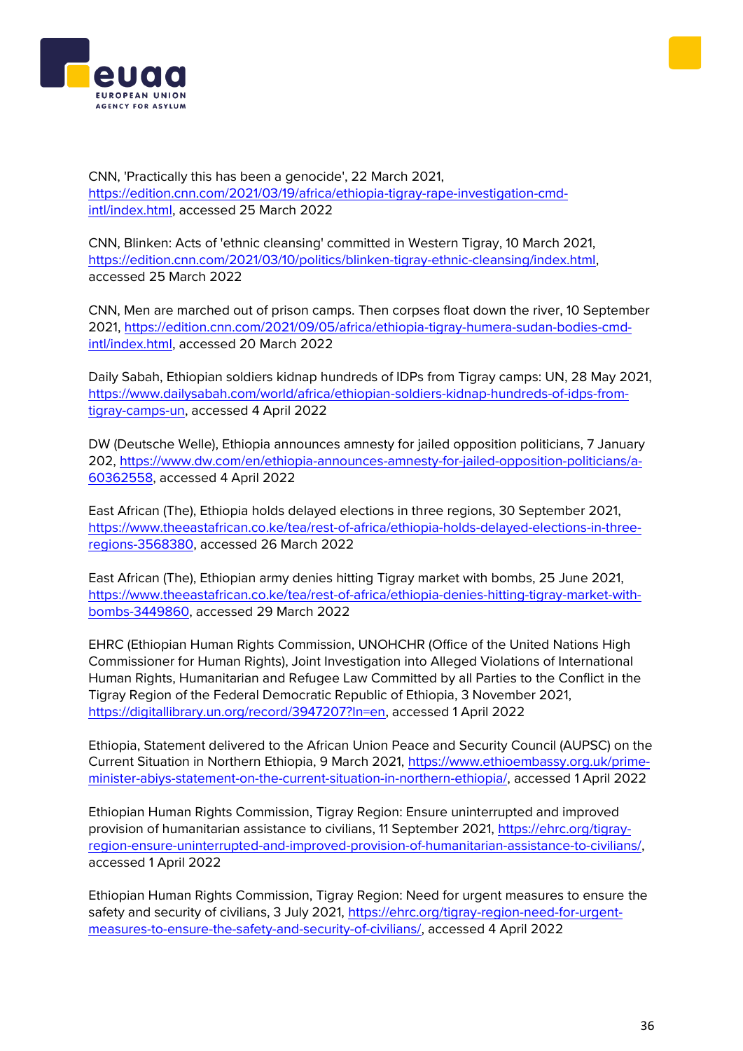CNN, 'Practically this has been a genocide', 22 March 2021, https://edition.cnn.com/2021/03/19/africa/ethiopia-tigray-rape-investigation-cmd-intl/index.html, accessed 25 March 2022

CNN, Blinken: Acts of 'ethnic cleansing' committed in Western Tigray, 10 March 2021, https://edition.cnn.com/2021/03/10/politics/blinken-tigray-ethnic-cleansing/index.html, accessed 25 March 2022

CNN, Men are marched out of prison camps. Then corpses float down the river, 10 September 2021, https://edition.cnn.com/2021/09/05/africa/ethiopia-tigray-humera-sudan-bodies-cmd-intl/index.html, accessed 20 March 2022

Daily Sabah, Ethiopian soldiers kidnap hundreds of IDPs from Tigray camps: UN, 28 May 2021, https://www.dailysabah.com/world/africa/ethiopian-soldiers-kidnap-hundreds-of-idps-from-tigray-camps-un, accessed 4 April 2022

DW (Deutsche Welle), Ethiopia announces amnesty for jailed opposition politicians, 7 January 202, https://www.dw.com/en/ethiopia-announces-amnesty-for-jailed-opposition-politicians/a-60362558, accessed 4 April 2022

East African (The), Ethiopia holds delayed elections in three regions, 30 September 2021, https://www.theeastafrican.co.ke/tea/rest-of-africa/ethiopia-holds-delayed-elections-in-three-regions-3568380, accessed 26 March 2022

East African (The), Ethiopian army denies hitting Tigray market with bombs, 25 June 2021, https://www.theeastafrican.co.ke/tea/rest-of-africa/ethiopia-denies-hitting-tigray-market-with-bombs-3449860, accessed 29 March 2022

EHRC (Ethiopian Human Rights Commission, UNOHCHR (Office of the United Nations High Commissioner for Human Rights), Joint Investigation into Alleged Violations of International Human Rights, Humanitarian and Refugee Law Committed by all Parties to the Conflict in the Tigray Region of the Federal Democratic Republic of Ethiopia, 3 November 2021, https://digitallibrary.un.org/record/3947207?ln=en, accessed 1 April 2022

Ethiopia, Statement delivered to the African Union Peace and Security Council (AUPSC) on the Current Situation in Northern Ethiopia, 9 March 2021, https://www.ethioembassy.org.uk/prime-minister-abiys-statement-on-the-current-situation-in-northern-ethiopia/, accessed 1 April 2022

Ethiopian Human Rights Commission, Tigray Region: Ensure uninterrupted and improved provision of humanitarian assistance to civilians, 11 September 2021, https://ehrc.org/tigray-region-ensure-uninterrupted-and-improved-provision-of-humanitarian-assistance-to-civilians/, accessed 1 April 2022

Ethiopian Human Rights Commission, Tigray Region: Need for urgent measures to ensure the safety and security of civilians, 3 July 2021, https://ehrc.org/tigray-region-need-for-urgent-measures-to-ensure-the-safety-and-security-of-civilians/, accessed 4 April 2022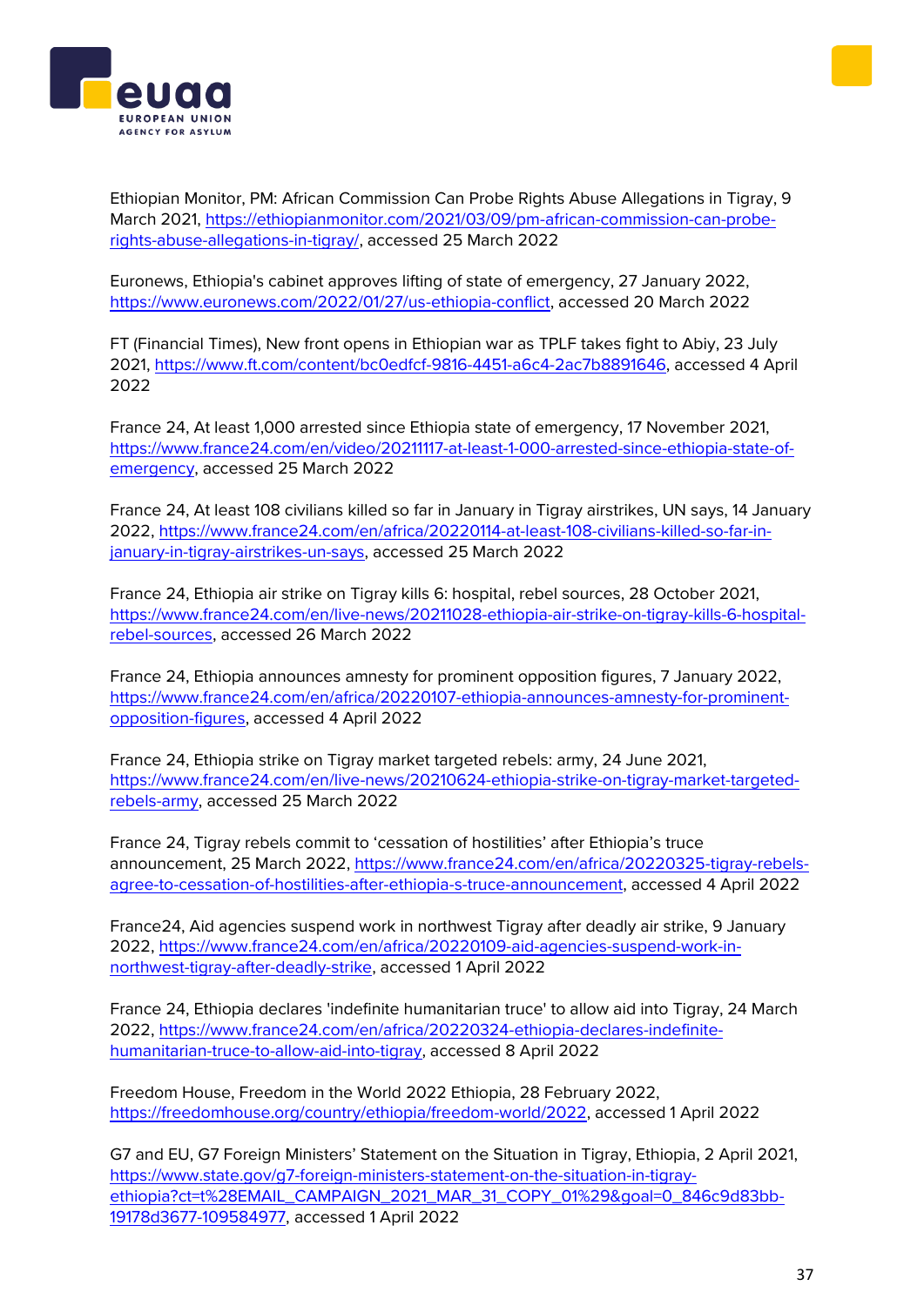Ethiopian Monitor, PM: African Commission Can Probe Rights Abuse Allegations in Tigray, 9 March 2021, https://ethiopianmonitor.com/2021/03/09/pm-african-commission-can-probe-rights-abuse-allegations-in-tigray/, accessed 25 March 2022

Euronews, Ethiopia's cabinet approves lifting of state of emergency, 27 January 2022, https://www.euronews.com/2022/01/27/us-ethiopia-conflict, accessed 20 March 2022

FT (Financial Times), New front opens in Ethiopian war as TPLF takes fight to Abiy, 23 July 2021, https://www.ft.com/content/bc0edfcf-9816-4451-a6c4-2ac7b8891646, accessed 4 April 2022

France 24, At least 1,000 arrested since Ethiopia state of emergency, 17 November 2021, https://www.france24.com/en/video/20211117-at-least-1-000-arrested-since-ethiopia-state-of-emergency, accessed 25 March 2022

France 24, At least 108 civilians killed so far in January in Tigray airstrikes, UN says, 14 January 2022, https://www.france24.com/en/africa/20220114-at-least-108-civilians-killed-so-far-in-january-in-tigray-airstrikes-un-says, accessed 25 March 2022

France 24, Ethiopia air strike on Tigray kills 6: hospital, rebel sources, 28 October 2021, https://www.france24.com/en/live-news/20211028-ethiopia-air-strike-on-tigray-kills-6-hospital-rebel-sources, accessed 26 March 2022

France 24, Ethiopia announces amnesty for prominent opposition figures, 7 January 2022, https://www.france24.com/en/africa/20220107-ethiopia-announces-amnesty-for-prominent-opposition-figures, accessed 4 April 2022

France 24, Ethiopia strike on Tigray market targeted rebels: army, 24 June 2021, https://www.france24.com/en/live-news/20210624-ethiopia-strike-on-tigray-market-targeted-rebels-army, accessed 25 March 2022

France 24, Tigray rebels commit to 'cessation of hostilities' after Ethiopia's truce announcement, 25 March 2022, https://www.france24.com/en/africa/20220325-tigray-rebels-agree-to-cessation-of-hostilities-after-ethiopia-s-truce-announcement, accessed 4 April 2022

France24, Aid agencies suspend work in northwest Tigray after deadly air strike, 9 January 2022, https://www.france24.com/en/africa/20220109-aid-agencies-suspend-work-in-northwest-tigray-after-deadly-strike, accessed 1 April 2022

France 24, Ethiopia declares 'indefinite humanitarian truce' to allow aid into Tigray, 24 March 2022, https://www.france24.com/en/africa/20220324-declares-indefinite-humanitarian-truce-to-allow-aid-into-tigray, accessed 8 April 2022

Freedom House, Freedom in the World 2022 Ethiopia, 28 February 2022, https://freedomhouse.org/country/ethiopia/freedom-world/2022, accessed 1 April 2022

G7 and EU, G7 Foreign Ministers' Statement on the Situation in Tigray, Ethiopia, 2 April 2021, https://www.state.gov/g7-foreign-ministers-statement-on-the-situation-in-tigray-ethiopia?ct=t%28EMAIL_CAMPAIGN_2021_MAR_31_COPY_01%29&goal=0_846c9d83bb-19178d3677-109584977, accessed 1 April 2022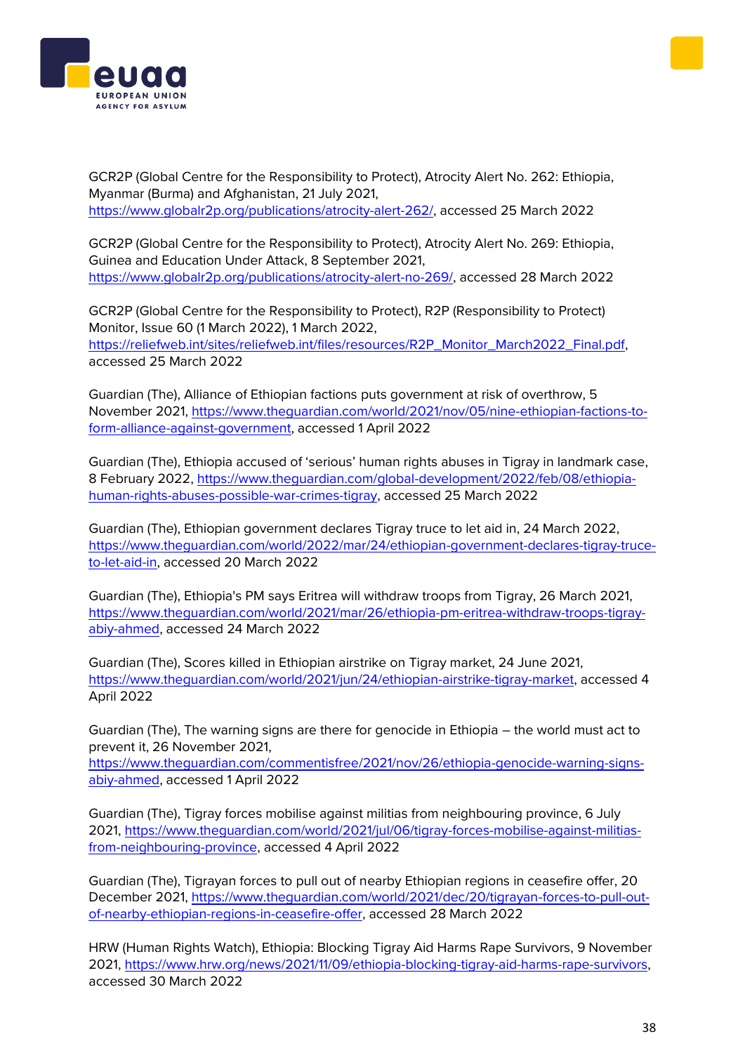GCR2P (Global Centre for the Responsibility to Protect), Atrocity Alert No. 262: Ethiopia, Myanmar (Burma) and Afghanistan, 21 July 2021, https://www.globalr2p.org/publications/atrocity-alert-262/, accessed 25 March 2022

GCR2P (Global Centre for the Responsibility to Protect), Atrocity Alert No. 269: Ethiopia, Guinea and Education Under Attack, 8 September 2021, https://www.globalr2p.org/publications/atrocity-alert-no-269/, accessed 28 March 2022

GCR2P (Global Centre for the Responsibility to Protect), R2P (Responsibility to Protect) Monitor, Issue 60 (1 March 2022), 1 March 2022, https://reliefweb.int/sites/reliefweb.int/files/resources/R2P_Monitor_March2022_Final.pdf, accessed 25 March 2022

Guardian (The), Alliance of Ethiopian factions puts government at risk of overthrow, 5 November 2021, https://www.theguardian.com/world/2021/nov/05/nine-ethiopian-factions-to-form-alliance-against-government, accessed 1 April 2022

Guardian (The), Ethiopia accused of 'serious' human rights abuses in Tigray in landmark case, 8 February 2022, https://www.theguardian.com/global-development/2022/feb/08/ethiopia-human-rights-abuses-possible-war-crimes-tigray, accessed 25 March 2022

Guardian (The), Ethiopian government declares Tigray truce to let aid in, 24 March 2022, https://www.theguardian.com/world/2022/mar/24/ethiopian-government-declares-tigray-truce-to-let-aid-in, accessed 20 March 2022

Guardian (The), Ethiopia's PM says Eritrea will withdraw troops from Tigray, 26 March 2021, https://www.theguardian.com/world/2021/mar/26/ethiopia-pm-eritrea-withdraw-troops-tigray-abiy-ahmed, accessed 24 March 2022

Guardian (The), Scores killed in Ethiopian airstrike on Tigray market, 24 June 2021, https://www.theguardian.com/world/2021/jun/24/ethiopian-airstrike-tigray-market, accessed 4 April 2022

Guardian (The), The warning signs are there for genocide in Ethiopia – the world must act to prevent it, 26 November 2021, https://www.theguardian.com/commentisfree/2021/nov/26/ethiopia-genocide-warning-signs-abiy-ahmed, accessed 1 April 2022

Guardian (The), Tigray forces mobilise against militias from neighbouring province, 6 July 2021, https://www.theguardian.com/world/2021/jul/06/tigray-forces-mobilise-against-militias-from-neighbouring-province, accessed 4 April 2022

Guardian (The), Tigrayan forces to pull out of nearby Ethiopian regions in ceasefire offer, 20 December 2021, https://www.theguardian.com/world/2021/dec/20/tigrayan-forces-to-pull-out-of-nearby-ethiopian-regions-in-ceasefire-offer, accessed 28 March 2022

HRW (Human Rights Watch), Ethiopia: Blocking Tigray Aid Harms Rape Survivors, 9 November 2021, https://www.hrw.org/news/2021/11/09/ethiopia-blocking-tigray-aid-harms-rape-survivors, accessed 30 March 2022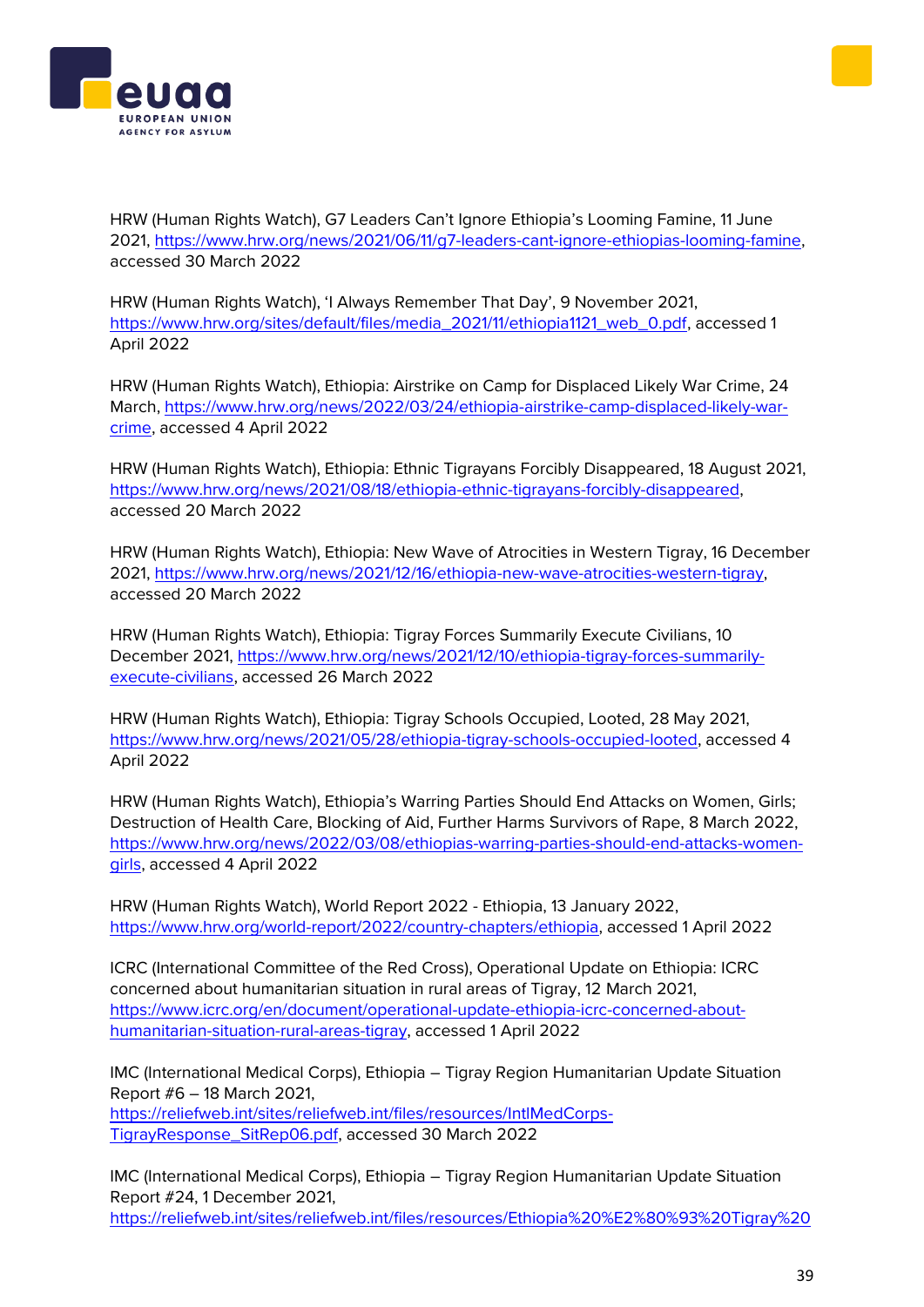HRW (Human Rights Watch), G7 Leaders Can't Ignore Ethiopia's Looming Famine, 11 June 2021, https://www.hrw.org/news/2021/06/11/g7-leaders-cant-ignore-ethiopias-looming-famine, accessed 30 March 2022

HRW (Human Rights Watch), 'I Always Remember That Day', 9 November 2021, https://www.hrw.org/sites/default/files/media_2021/11/ethiopia1121_web_0.pdf, accessed 1 April 2022

HRW (Human Rights Watch), Ethiopia: Airstrike on Camp for Displaced Likely War Crime, 24 March, https://www.hrw.org/news/2022/03/24/ethiopia-airstrike-camp-displaced-likely-war-crime, accessed 4 April 2022

HRW (Human Rights Watch), Ethiopia: Ethnic Tigrayans Forcibly Disappeared, 18 August 2021, https://www.hrw.org/news/2021/08/18/ethiopia-ethnic-tigrayans-forcibly-disappeared, accessed 20 March 2022

HRW (Human Rights Watch), Ethiopia: New Wave of Atrocities in Western Tigray, 16 December 2021, https://www.hrw.org/news/2021/12/16/ethiopia-new-wave-atrocities-western-tigray, accessed 20 March 2022

HRW (Human Rights Watch), Ethiopia: Tigray Forces Summarily Execute Civilians, 10 December 2021, https://www.hrw.org/news/2021/12/10/ethiopia-tigray-forces-summarily-execute-civilians, accessed 26 March 2022

HRW (Human Rights Watch), Ethiopia: Tigray Schools Occupied, Looted, 28 May 2021, https://www.hrw.org/news/2021/05/28/ethiopia-tigray-schools-occupied-looted, accessed 4 April 2022

HRW (Human Rights Watch), Ethiopia's Warring Parties Should End Attacks on Women, Girls; Destruction of Health Care, Blocking of Aid, Further Harms Survivors of Rape, 8 March 2022, https://www.hrw.org/news/2022/03/08/ethiopias-warring-parties-should-end-attacks-women-girls, accessed 4 April 2022

HRW (Human Rights Watch), World Report 2022 - Ethiopia, 13 January 2022, https://www.hrw.org/world-report/2022/country-chapters/ethiopia, accessed 1 April 2022

ICRC (International Committee of the Red Cross), Operational Update on Ethiopia: ICRC concerned about humanitarian situation in rural areas of Tigray, 12 March 2021, https://www.icrc.org/en/document/operational-update-ethiopia-icrc-concerned-about-humanitarian-situation-rural-areas-tigray, accessed 1 April 2022

IMC (International Medical Corps), Ethiopia – Tigray Region Humanitarian Update Situation Report #6 – 18 March 2021, https://reliefweb.int/sites/reliefweb.int/files/resources/IntlMedCorps-TigrayResponse_SitRep06.pdf, accessed 30 March 2022

IMC (International Medical Corps), Ethiopia – Tigray Region Humanitarian Update Situation Report #24, 1 December 2021, https://reliefweb.int/sites/reliefweb.int/files/resources/Ethiopia%20%E2%80%93%20Tigray%20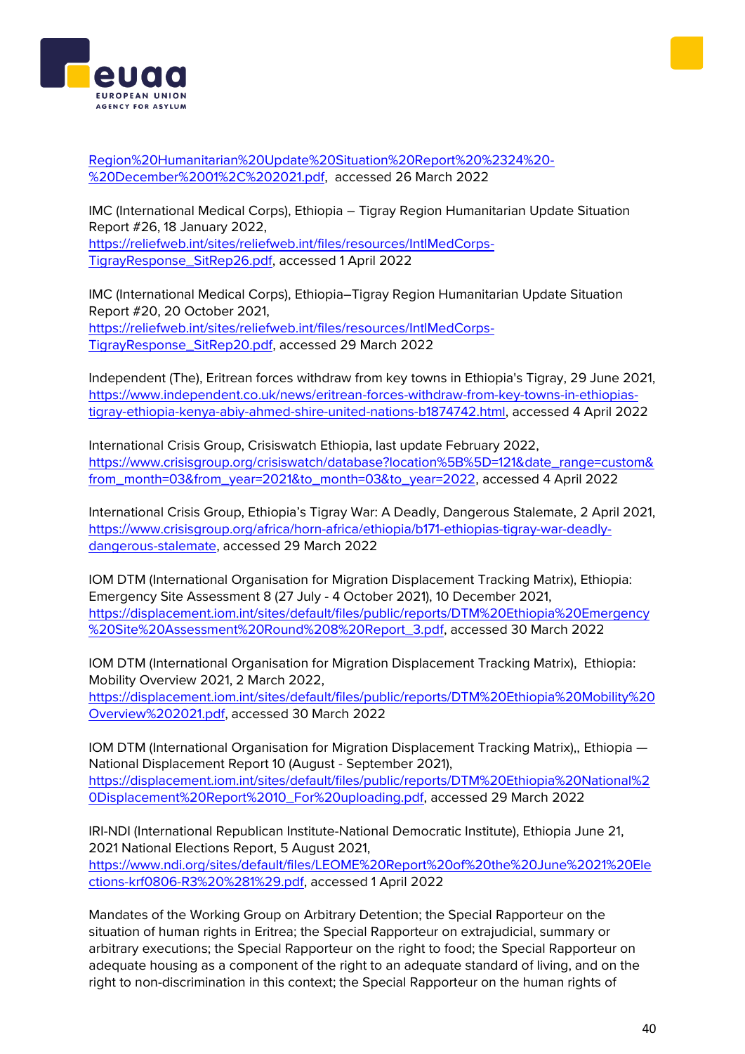Region%20Humanitarian%20Update%20Situation%20Report%20%2324%20-%20December%2001%2C%202021.pdf, accessed 26 March 2022

IMC (International Medical Corps), Ethiopia – Tigray Region Humanitarian Update Situation Report #26, 18 January 2022, https://reliefweb.int/sites/reliefweb.int/files/resources/IntlMedCorps-TigrayResponse_SitRep26.pdf, accessed 1 April 2022

IMC (International Medical Corps), Ethiopia–Tigray Region Humanitarian Update Situation Report #20, 20 October 2021, https://reliefweb.int/sites/reliefweb.int/files/resources/IntlMedCorps-TigrayResponse_SitRep20.pdf, accessed 29 March 2022

Independent (The), Eritrean forces withdraw from key towns in Ethiopia's Tigray, 29 June 2021, https://www.independent.co.uk/news/eritrean-forces-withdraw-from-key-towns-in-ethiopias-tigray-ethiopia-kenya-abiy-ahmed-shire-united-nations-b1874742.html, accessed 4 April 2022

International Crisis Group, Crisiswatch Ethiopia, last update February 2022, https://www.crisisgroup.org/crisiswatch/database?location%5B%5D=121&date_range=custom&from_month=03&from_year=2021&to_month=03&to_year=2022, accessed 4 April 2022

International Crisis Group, Ethiopia's Tigray War: A Deadly, Dangerous Stalemate, 2 April 2021, https://www.crisisgroup.org/africa/horn-africa/ethiopia/b171-ethiopias-tigray-war-deadly-dangerous-stalemate, accessed 29 March 2022

IOM DTM (International Organisation for Migration Displacement Tracking Matrix), Ethiopia: Emergency Site Assessment 8 (27 July - 4 October 2021), 10 December 2021, https://displacement.iom.int/sites/default/files/public/reports/DTM%20Ethiopia%20Emergency%20Site%20Assessment%20Round%208%20Report_3.pdf, accessed 30 March 2022

IOM DTM (International Organisation for Migration Displacement Tracking Matrix), Ethiopia: Mobility Overview 2021, 2 March 2022, https://displacement.iom.int/sites/default/files/public/reports/DTM%20Ethiopia%20Mobility%20Overview%202021.pdf, accessed 30 March 2022

IOM DTM (International Organisation for Migration Displacement Tracking Matrix),, Ethiopia — National Displacement Report 10 (August - September 2021), https://displacement.iom.int/sites/default/files/public/reports/DTM%20Ethiopia%20National%20Displacement%20Report%2010_For%20uploading.pdf, accessed 29 March 2022

IRI-NDI (International Republican Institute-National Democratic Institute), Ethiopia June 21, 2021 National Elections Report, 5 August 2021, https://www.ndi.org/sites/default/files/LEOME%20Report%20of%20the%20June%2021%20Elections-krf0806-R3%20%281%29.pdf, accessed 1 April 2022

Mandates of the Working Group on Arbitrary Detention; the Special Rapporteur on the situation of human rights in Eritrea; the Special Rapporteur on extrajudicial, summary or arbitrary executions; the Special Rapporteur on the right to food; the Special Rapporteur on adequate housing as a component of the right to an adequate standard of living, and on the right to non-discrimination in this context; the Special Rapporteur on the human rights of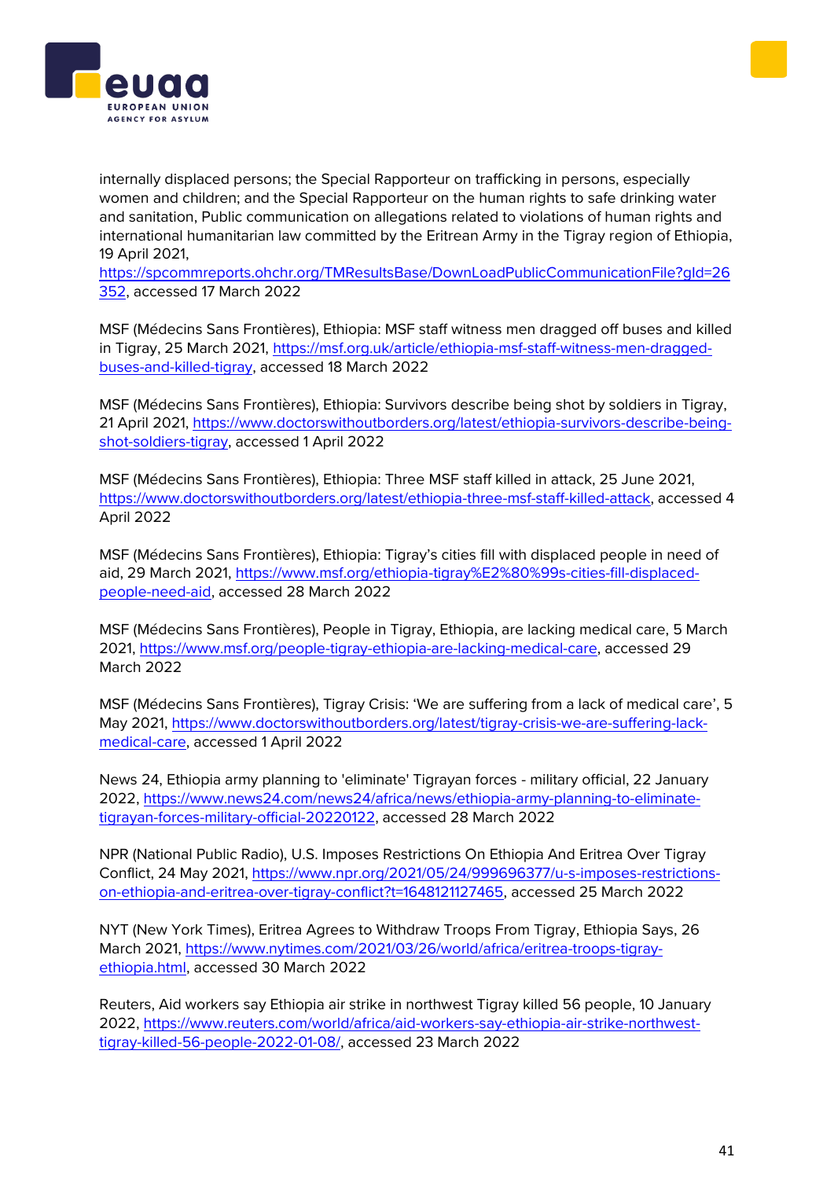internally displaced persons; the Special Rapporteur on trafficking in persons, especially women and children; and the Special Rapporteur on the human rights to safe drinking water and sanitation, Public communication on allegations related to violations of human rights and international humanitarian law committed by the Eritrean Army in the Tigray region of Ethiopia, 19 April 2021, https://spcommreports.ohchr.org/TMResultsBase/DownLoadPublicCommunicationFile?gId=26352, accessed 17 March 2022

MSF (Médecins Sans Frontières), Ethiopia: MSF staff witness men dragged off buses and killed in Tigray, 25 March 2021, https://msf.org.uk/article/ethiopia-msf-staff-witness-men-dragged-buses-and-killed-tigray, accessed 18 March 2022

MSF (Médecins Sans Frontières), Ethiopia: Survivors describe being shot by soldiers in Tigray, 21 April 2021, https://www.doctorswithoutborders.org/latest/ethiopia-survivors-describe-being-shot-soldiers-tigray, accessed 1 April 2022

MSF (Médecins Sans Frontières), Ethiopia: Three MSF staff killed in attack, 25 June 2021, https://www.doctorswithoutborders.org/latest/ethiopia-three-msf-staff-killed-attack, accessed 4 April 2022

MSF (Médecins Sans Frontières), Ethiopia: Tigray's cities fill with displaced people in need of aid, 29 March 2021, https://www.msf.org/ethiopia-tigray%E2%80%99s-cities-fill-displaced-people-need-aid, accessed 28 March 2022

MSF (Médecins Sans Frontières), People in Tigray, Ethiopia, are lacking medical care, 5 March 2021, https://www.msf.org/people-tigray-ethiopia-are-lacking-medical-care, accessed 29 March 2022

MSF (Médecins Sans Frontières), Tigray Crisis: 'We are suffering from a lack of medical care', 5 May 2021, https://www.doctorswithoutborders.org/latest/tigray-crisis-we-are-suffering-lack-medical-care, accessed 1 April 2022

News 24, Ethiopia army planning to 'eliminate' Tigrayan forces - military official, 22 January 2022, https://www.news24.com/news24/africa/news/ethiopia-army-planning-to-eliminate-tigrayan-forces-military-official-20220122, accessed 28 March 2022

NPR (National Public Radio), U.S. Imposes Restrictions On Ethiopia And Eritrea Over Tigray Conflict, 24 May 2021, https://www.npr.org/2021/05/24/999696377/u-s-imposes-restrictions-on-ethiopia-and-eritrea-over-tigray-conflict?t=1648121127465, accessed 25 March 2022

NYT (New York Times), Eritrea Agrees to Withdraw Troops From Tigray, Ethiopia Says, 26 March 2021, https://www.nytimes.com/2021/03/26/world/africa/eritrea-troops-tigray-ethiopia.html, accessed 30 March 2022

Reuters, Aid workers say Ethiopia air strike in northwest Tigray killed 56 people, 10 January 2022, https://www.reuters.com/world/africa/aid-workers-say-ethiopia-air-strike-northwest-tigray-killed-56-people-2022-01-08/, accessed 23 March 2022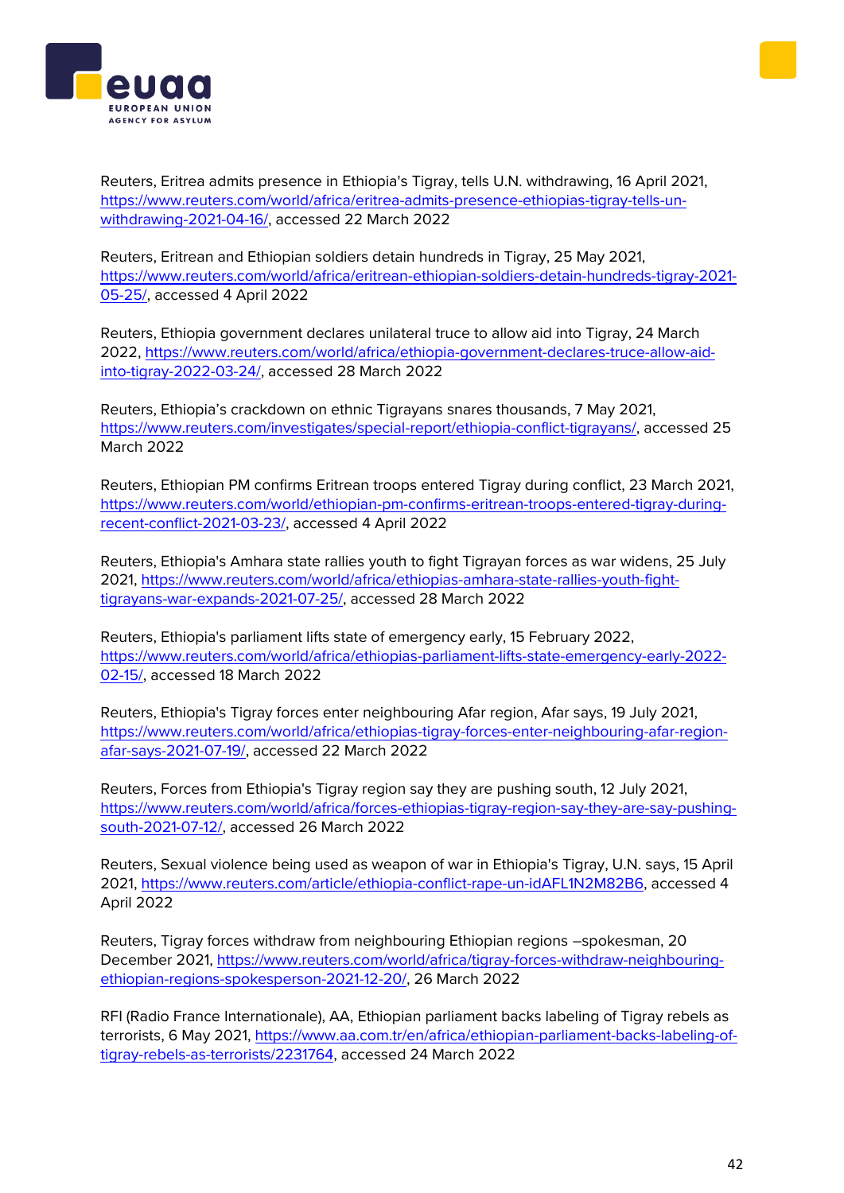Reuters, Eritrea admits presence in Ethiopia's Tigray, tells U.N. withdrawing, 16 April 2021, https://www.reuters.com/world/africa/eritrea-admits-presence-ethiopias-tigray-tells-un-withdrawing-2021-04-16/, accessed 22 March 2022

Reuters, Eritrean and Ethiopian soldiers detain hundreds in Tigray, 25 May 2021, https://www.reuters.com/world/africa/eritrean-ethiopian-soldiers-detain-hundreds-tigray-2021-05-25/, accessed 4 April 2022

Reuters, Ethiopia government declares unilateral truce to allow aid into Tigray, 24 March 2022, https://www.reuters.com/world/africa/ethiopia-government-declares-truce-allow-aid-into-tigray-2022-03-24/, accessed 28 March 2022

Reuters, Ethiopia's crackdown on ethnic Tigrayans snares thousands, 7 May 2021, https://www.reuters.com/investigates/special-report/ethiopia-conflict-tigrayans/, accessed 25 March 2022

Reuters, Ethiopian PM confirms Eritrean troops entered Tigray during conflict, 23 March 2021, https://www.reuters.com/world/ethiopian-pm-confirms-eritrean-troops-entered-tigray-during-recent-conflict-2021-03-23/, accessed 4 April 2022

Reuters, Ethiopia's Amhara state rallies youth to fight Tigrayan forces as war widens, 25 July 2021, https://www.reuters.com/world/africa/ethiopias-amhara-state-rallies-youth-fight-tigrayans-war-expands-2021-07-25/, accessed 28 March 2022

Reuters, Ethiopia's parliament lifts state of emergency early, 15 February 2022, https://www.reuters.com/world/africa/ethiopias-parliament-lifts-state-emergency-early-2022-02-15/, accessed 18 March 2022

Reuters, Ethiopia's Tigray forces enter neighbouring Afar region, Afar says, 19 July 2021, https://www.reuters.com/world/africa/ethiopias-tigray-forces-enter-neighbouring-afar-region-afar-says-2021-07-19/, accessed 22 March 2022

Reuters, Forces from Ethiopia's Tigray region say they are pushing south, 12 July 2021, https://www.reuters.com/world/africa/forces-ethiopias-tigray-region-say-they-are-say-pushing-south-2021-07-12/, accessed 26 March 2022

Reuters, Sexual violence being used as weapon of war in Ethiopia's Tigray, U.N. says, 15 April 2021, https://www.reuters.com/article/ethiopia-conflict-rape-un-idAFL1N2M82B6, accessed 4 April 2022

Reuters, Tigray forces withdraw from neighbouring Ethiopian regions –spokesman, 20 December 2021, https://www.reuters.com/world/africa/tigray-forces-withdraw-neighbouring-ethiopian-regions-spokesperson-2021-12-20/, 26 March 2022

RFI (Radio France Internationale), AA, Ethiopian parliament backs labeling of Tigray rebels as terrorists, 6 May 2021, https://www.aa.com.tr/en/africa/ethiopian-parliament-backs-labeling-of-tigray-rebels-as-terrorists/2231764, accessed 24 March 2022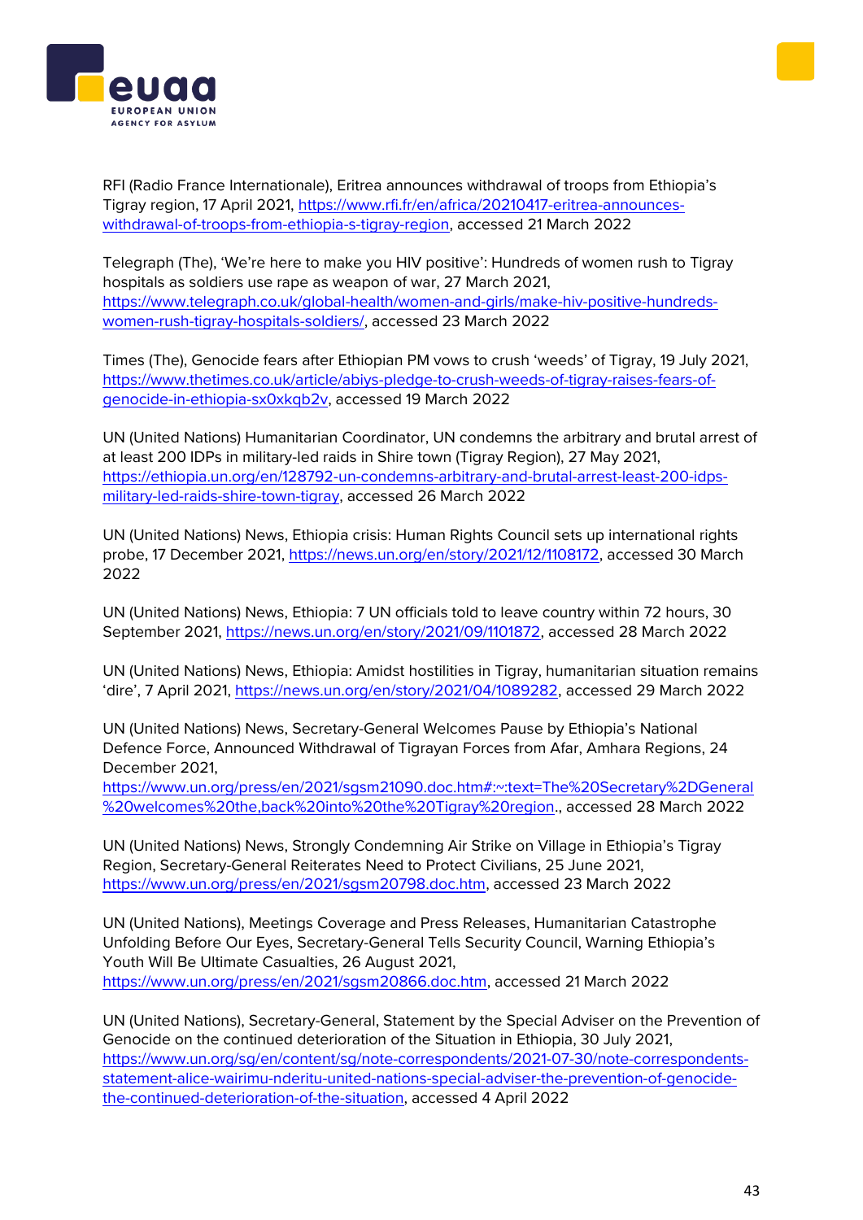RFI (Radio France Internationale), Eritrea announces withdrawal of troops from Ethiopia's Tigray region, 17 April 2021, https://www.rfi.fr/en/africa/20210417-eritrea-announces-withdrawal-of-troops-from-ethiopia-s-tigray-region, accessed 21 March 2022

Telegraph (The), 'We're here to make you HIV positive': Hundreds of women rush to Tigray hospitals as soldiers use rape as weapon of war, 27 March 2021, https://www.telegraph.co.uk/global-health/women-and-girls/make-hiv-positive-hundreds-women-rush-tigray-hospitals-soldiers/, accessed 23 March 2022

Times (The), Genocide fears after Ethiopian PM vows to crush 'weeds' of Tigray, 19 July 2021, https://www.thetimes.co.uk/article/abiys-pledge-to-crush-weeds-of-tigray-raises-fears-of-genocide-in-ethiopia-sx0xkqb2v, accessed 19 March 2022

UN (United Nations) Humanitarian Coordinator, UN condemns the arbitrary and brutal arrest of at least 200 IDPs in military-led raids in Shire town (Tigray Region), 27 May 2021, https://ethiopia.un.org/en/128792-un-condemns-arbitrary-and-brutal-arrest-least-200-idps-military-led-raids-shire-town-tigray, accessed 26 March 2022

UN (United Nations) News, Ethiopia crisis: Human Rights Council sets up international rights probe, 17 December 2021, https://news.un.org/en/story/2021/12/1108172, accessed 30 March 2022

UN (United Nations) News, Ethiopia: 7 UN officials told to leave country within 72 hours, 30 September 2021, https://news.un.org/en/story/2021/09/1101872, accessed 28 March 2022

UN (United Nations) News, Ethiopia: Amidst hostilities in Tigray, humanitarian situation remains 'dire', 7 April 2021, https://news.un.org/en/story/2021/04/1089282, accessed 29 March 2022

UN (United Nations) News, Secretary-General Welcomes Pause by Ethiopia's National Defence Force, Announced Withdrawal of Tigrayan Forces from Afar, Amhara Regions, 24 December 2021, https://www.un.org/press/en/2021/sgsm21090.doc.htm#:~:text=The%20Secretary%2DGeneral%20welcomes%20the,back%20into%20the%20Tigray%20region., accessed 28 March 2022

UN (United Nations) News, Strongly Condemning Air Strike on Village in Ethiopia's Tigray Region, Secretary-General Reiterates Need to Protect Civilians, 25 June 2021, https://www.un.org/press/en/2021/sgsm20798.doc.htm, accessed 23 March 2022

UN (United Nations), Meetings Coverage and Press Releases, Humanitarian Catastrophe Unfolding Before Our Eyes, Secretary-General Tells Security Council, Warning Ethiopia's Youth Will Be Ultimate Casualties, 26 August 2021, https://www.un.org/press/en/2021/sgsm20866.doc.htm, accessed 21 March 2022

UN (United Nations), Secretary-General, Statement by the Special Adviser on the Prevention of Genocide on the continued deterioration of the Situation in Ethiopia, 30 July 2021, https://www.un.org/sg/en/content/sg/note-correspondents/2021-07-30/note-correspondents-statement-alice-wairimu-nderitu-united-nations-special-adviser-the-prevention-of-genocide-the-continued-deterioration-of-the-situation, accessed 4 April 2022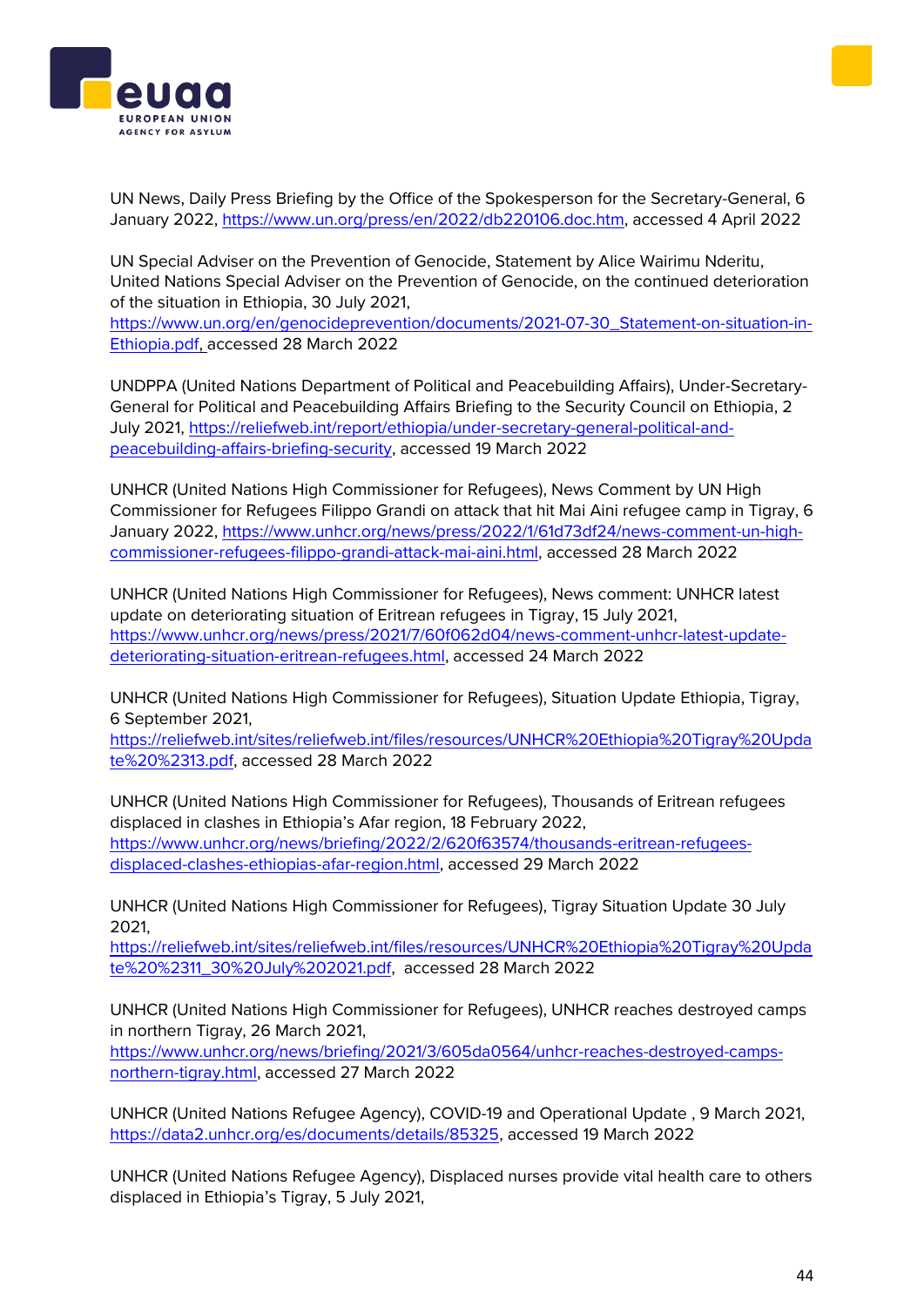UN News, Daily Press Briefing by the Office of the Spokesperson for the Secretary-General, 6 January 2022, https://www.un.org/press/en/2022/db220106.doc.htm, accessed 4 April 2022

UN Special Adviser on the Prevention of Genocide, Statement by Alice Wairimu Nderitu, United Nations Special Adviser on the Prevention of Genocide, on the continued deterioration of the situation in Ethiopia, 30 July 2021, https://www.un.org/en/genocideprevention/documents/2021-07-30_Statement-on-situation-in-Ethiopia.pdf, accessed 28 March 2022

UNDPPA (United Nations Department of Political and Peacebuilding Affairs), Under-Secretary-General for Political and Peacebuilding Affairs Briefing to the Security Council on Ethiopia, 2 July 2021, https://reliefweb.int/report/ethiopia/under-secretary-general-political-and-peacebuilding-affairs-briefing-security, accessed 19 March 2022

UNHCR (United Nations High Commissioner for Refugees), News Comment by UN High Commissioner for Refugees Filippo Grandi on attack that hit Mai Aini refugee camp in Tigray, 6 January 2022, https://www.unhcr.org/news/press/2022/1/61d73df24/news-comment-un-high-commissioner-refugees-filippo-grandi-attack-mai-aini.html, accessed 28 March 2022

UNHCR (United Nations High Commissioner for Refugees), News comment: UNHCR latest update on deteriorating situation of Eritrean refugees in Tigray, 15 July 2021, https://www.unhcr.org/news/press/2021/7/60f062d04/news-comment-unhcr-latest-update-deteriorating-situation-eritrean-refugees.html, accessed 24 March 2022

UNHCR (United Nations High Commissioner for Refugees), Situation Update Ethiopia, Tigray, 6 September 2021, https://reliefweb.int/sites/reliefweb.int/files/resources/UNHCR%20Ethiopia%20Tigray%20Update%20%2313.pdf, accessed 28 March 2022

UNHCR (United Nations High Commissioner for Refugees), Thousands of Eritrean refugees displaced in clashes in Ethiopia's Afar region, 18 February 2022, https://www.unhcr.org/news/briefing/2022/2/620f63574/thousands-eritrean-refugees-displaced-clashes-ethiopias-afar-region.html, accessed 29 March 2022

UNHCR (United Nations High Commissioner for Refugees), Tigray Situation Update 30 July 2021, https://reliefweb.int/sites/reliefweb.int/files/resources/UNHCR%20Ethiopia%20Tigray%20Update%20%2311_30%20July%202021.pdf, accessed 28 March 2022

UNHCR (United Nations High Commissioner for Refugees), UNHCR reaches destroyed camps in northern Tigray, 26 March 2021, https://www.unhcr.org/news/briefing/2021/3/605da0564/unhcr-reaches-destroyed-camps-northern-tigray.html, accessed 27 March 2022

UNHCR (United Nations Refugee Agency), COVID-19 and Operational Update , 9 March 2021, https://data2.unhcr.org/es/documents/details/85325, accessed 19 March 2022

UNHCR (United Nations Refugee Agency), Displaced nurses provide vital health care to others displaced in Ethiopia's Tigray, 5 July 2021,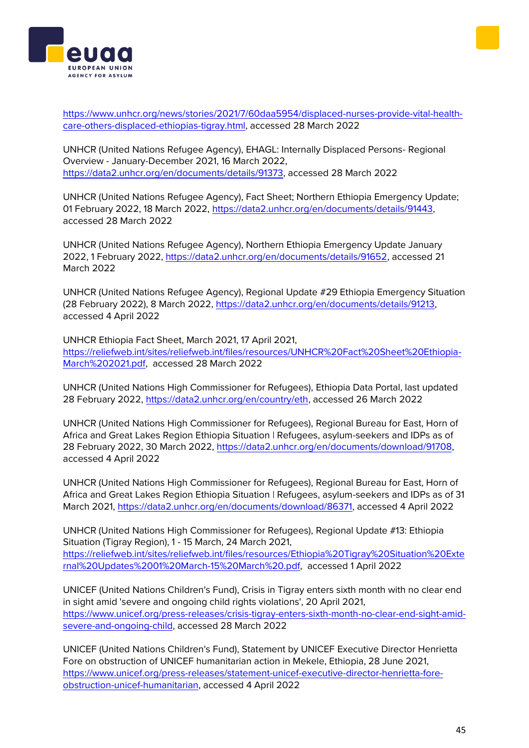https://www.unhcr.org/news/stories/2021/7/60daa5954/displaced-nurses-provide-vital-health-care-others-displaced-ethiopias-tigray.html, accessed 28 March 2022

UNHCR (United Nations Refugee Agency), EHAGL: Internally Displaced Persons- Regional Overview - January-December 2021, 16 March 2022, https://data2.unhcr.org/en/documents/details/91373, accessed 28 March 2022

UNHCR (United Nations Refugee Agency), Fact Sheet; Northern Ethiopia Emergency Update; 01 February 2022, 18 March 2022, https://data2.unhcr.org/en/documents/details/91443, accessed 28 March 2022

UNHCR (United Nations Refugee Agency), Northern Ethiopia Emergency Update January 2022, 1 February 2022, https://data2.unhcr.org/en/documents/details/91652, accessed 21 March 2022

UNHCR (United Nations Refugee Agency), Regional Update #29 Ethiopia Emergency Situation (28 February 2022), 8 March 2022, https://data2.unhcr.org/en/documents/details/91213, accessed 4 April 2022

UNHCR Ethiopia Fact Sheet, March 2021, 17 April 2021, https://reliefweb.int/sites/reliefweb.int/files/resources/UNHCR%20Fact%20Sheet%20Ethiopia-March%202021.pdf, accessed 28 March 2022

UNHCR (United Nations High Commissioner for Refugees), Ethiopia Data Portal, last updated 28 February 2022, https://data2.unhcr.org/en/country/eth, accessed 26 March 2022

UNHCR (United Nations High Commissioner for Refugees), Regional Bureau for East, Horn of Africa and Great Lakes Region Ethiopia Situation | Refugees, asylum-seekers and IDPs as of 28 February 2022, 30 March 2022, https://data2.unhcr.org/en/documents/download/91708, accessed 4 April 2022

UNHCR (United Nations High Commissioner for Refugees), Regional Bureau for East, Horn of Africa and Great Lakes Region Ethiopia Situation | Refugees, asylum-seekers and IDPs as of 31 March 2021, https://data2.unhcr.org/en/documents/download/86371, accessed 4 April 2022

UNHCR (United Nations High Commissioner for Refugees), Regional Update #13: Ethiopia Situation (Tigray Region), 1 - 15 March, 24 March 2021, https://reliefweb.int/sites/reliefweb.int/files/resources/Ethiopia%20Tigray%20Situation%20External%20Updates%2001%20March-15%20March%20.pdf, accessed 1 April 2022

UNICEF (United Nations Children's Fund), Crisis in Tigray enters sixth month with no clear end in sight amid 'severe and ongoing child rights violations', 20 April 2021, https://www.unicef.org/press-releases/crisis-tigray-enters-sixth-month-no-clear-end-sight-amid-severe-and-ongoing-child, accessed 28 March 2022

UNICEF (United Nations Children's Fund), Statement by UNICEF Executive Director Henrietta Fore on obstruction of UNICEF humanitarian action in Mekele, Ethiopia, 28 June 2021, https://www.unicef.org/press-releases/statement-unicef-executive-director-henrietta-fore-obstruction-unicef-humanitarian, accessed 4 April 2022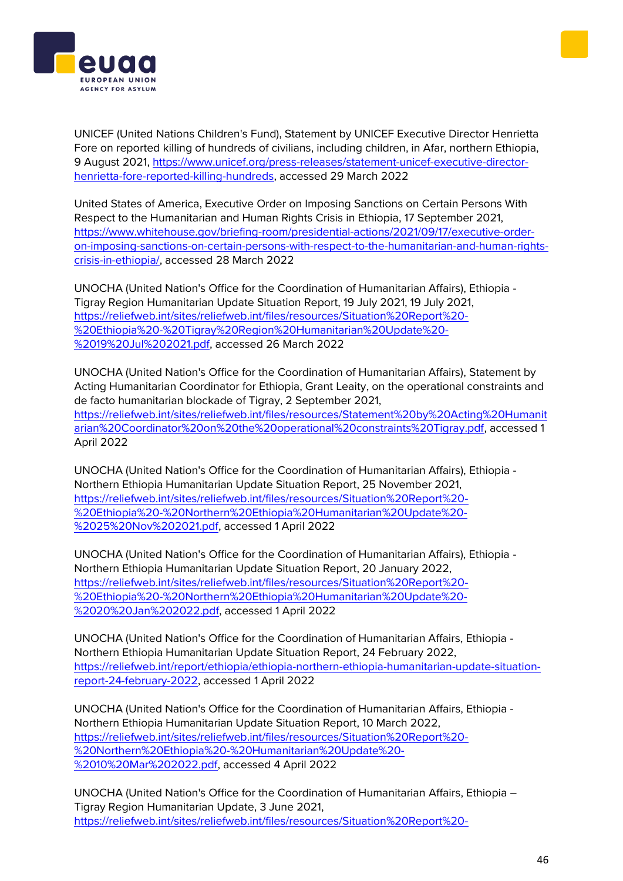UNICEF (United Nations Children's Fund), Statement by UNICEF Executive Director Henrietta Fore on reported killing of hundreds of civilians, including children, in Afar, northern Ethiopia, 9 August 2021, https://www.unicef.org/press-releases/statement-unicef-executive-director-henrietta-fore-reported-killing-hundreds, accessed 29 March 2022

United States of America, Executive Order on Imposing Sanctions on Certain Persons With Respect to the Humanitarian and Human Rights Crisis in Ethiopia, 17 September 2021, https://www.whitehouse.gov/briefing-room/presidential-actions/2021/09/17/executive-order-on-imposing-sanctions-on-certain-persons-with-respect-to-the-humanitarian-and-human-rights-crisis-in-ethiopia/, accessed 28 March 2022

UNOCHA (United Nation's Office for the Coordination of Humanitarian Affairs), Ethiopia - Tigray Region Humanitarian Update Situation Report, 19 July 2021, 19 July 2021, https://reliefweb.int/sites/reliefweb.int/files/resources/Situation%20Report%20-%20Ethiopia%20-%20Tigray%20Region%20Humanitarian%20Update%20-%2019%20Jul%202021.pdf, accessed 26 March 2022

UNOCHA (United Nation's Office for the Coordination of Humanitarian Affairs), Statement by Acting Humanitarian Coordinator for Ethiopia, Grant Leaity, on the operational constraints and de facto humanitarian blockade of Tigray, 2 September 2021, https://reliefweb.int/sites/reliefweb.int/files/resources/Statement%20by%20Acting%20Humanitarian%20Coordinator%20on%20the%20operational%20constraints%20Tigray.pdf, accessed 1 April 2022

UNOCHA (United Nation's Office for the Coordination of Humanitarian Affairs), Ethiopia - Northern Ethiopia Humanitarian Update Situation Report, 25 November 2021, https://reliefweb.int/sites/reliefweb.int/files/resources/Situation%20Report%20-%20Ethiopia%20-%20Northern%20Ethiopia%20Humanitarian%20Update%20-%2025%20Nov%202021.pdf, accessed 1 April 2022

UNOCHA (United Nation's Office for the Coordination of Humanitarian Affairs), Ethiopia - Northern Ethiopia Humanitarian Update Situation Report, 20 January 2022, https://reliefweb.int/sites/reliefweb.int/files/resources/Situation%20Report%20-%20Ethiopia%20-%20Northern%20Ethiopia%20Humanitarian%20Update%20-%2020%20Jan%202022.pdf, accessed 1 April 2022

UNOCHA (United Nation's Office for the Coordination of Humanitarian Affairs, Ethiopia - Northern Ethiopia Humanitarian Update Situation Report, 24 February 2022, https://reliefweb.int/report/ethiopia/ethiopia-northern-ethiopia-humanitarian-update-situation-report-24-february-2022, accessed 1 April 2022

UNOCHA (United Nation's Office for the Coordination of Humanitarian Affairs, Ethiopia - Northern Ethiopia Humanitarian Update Situation Report, 10 March 2022, https://reliefweb.int/sites/reliefweb.int/files/resources/Situation%20Report%20-%20Northern%20Ethiopia%20-%20Humanitarian%20Update%20-%2010%20Mar%202022.pdf, accessed 4 April 2022

UNOCHA (United Nation's Office for the Coordination of Humanitarian Affairs, Ethiopia – Tigray Region Humanitarian Update, 3 June 2021, https://reliefweb.int/sites/reliefweb.int/files/resources/Situation%20Report%20-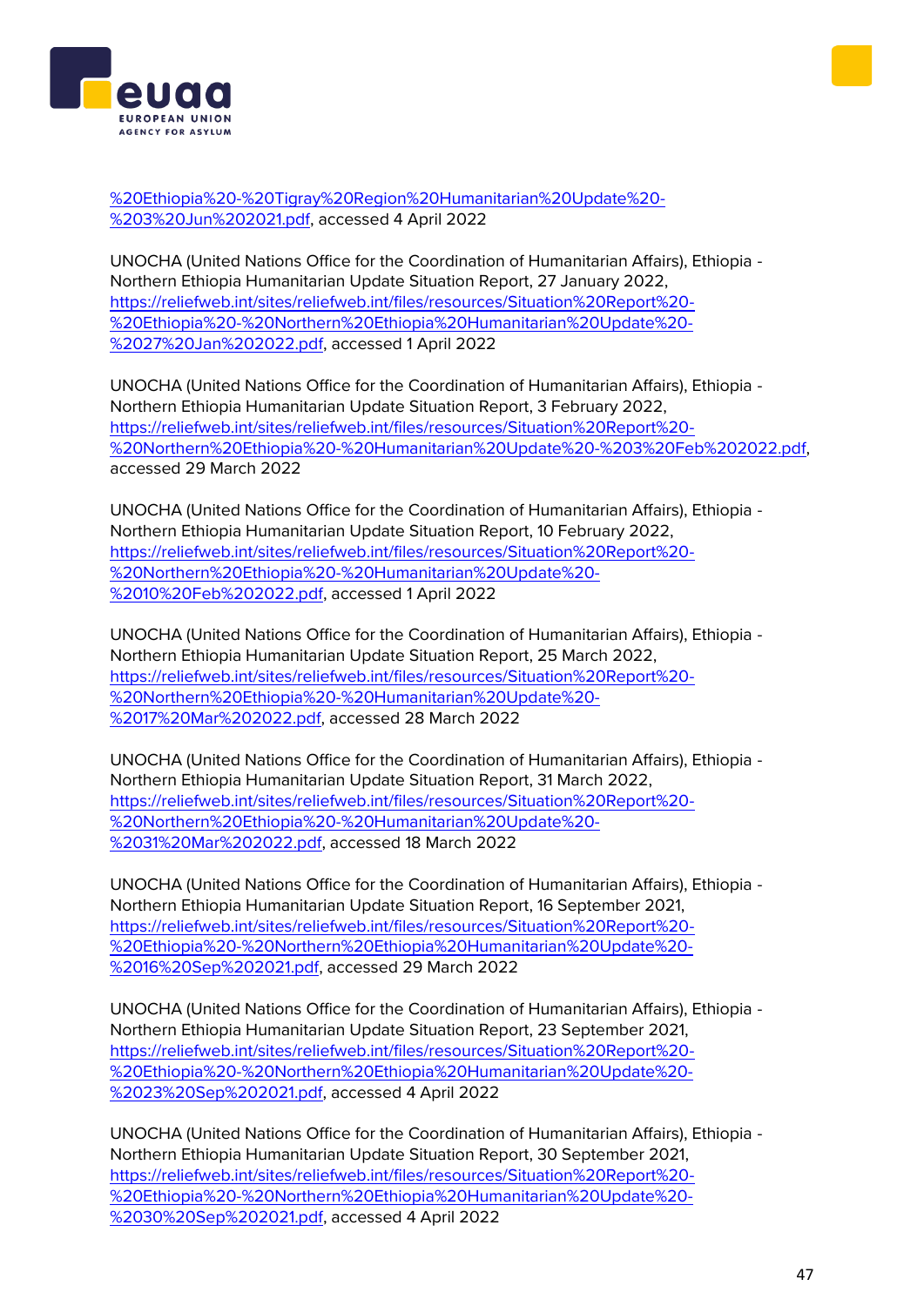[%20Ethiopia%20-%20Tigray%20Region%20Humanitarian%20Update%20-%203%20Jun%202021.pdf](%20Ethiopia%20-%20Tigray%20Region%20Humanitarian%20Update%20-%203%20Jun%202021.pdf), accessed 4 April 2022

UNOCHA (United Nations Office for the Coordination of Humanitarian Affairs), Ethiopia - Northern Ethiopia Humanitarian Update Situation Report, 27 January 2022, [https://reliefweb.int/sites/reliefweb.int/files/resources/Situation%20Report%20-%20Ethiopia%20-%20Northern%20Ethiopia%20Humanitarian%20Update%20-%2027%20Jan%202022.pdf](https://reliefweb.int/sites/reliefweb.int/files/resources/Situation%20Report%20-%20Ethiopia%20-%20Northern%20Ethiopia%20Humanitarian%20Update%20-%2027%20Jan%202022.pdf), accessed 1 April 2022

UNOCHA (United Nations Office for the Coordination of Humanitarian Affairs), Ethiopia - Northern Ethiopia Humanitarian Update Situation Report, 3 February 2022, [https://reliefweb.int/sites/reliefweb.int/files/resources/Situation%20Report%20-%20Northern%20Ethiopia%20-%20Humanitarian%20Update%20-%203%20Feb%202022.pdf](https://reliefweb.int/sites/reliefweb.int/files/resources/Situation%20Report%20-%20Northern%20Ethiopia%20-%20Humanitarian%20Update%20-%203%20Feb%202022.pdf), accessed 29 March 2022

UNOCHA (United Nations Office for the Coordination of Humanitarian Affairs), Ethiopia - Northern Ethiopia Humanitarian Update Situation Report, 10 February 2022, [https://reliefweb.int/sites/reliefweb.int/files/resources/Situation%20Report%20-%20Northern%20Ethiopia%20-%20Humanitarian%20Update%20-%2010%20Feb%202022.pdf](https://reliefweb.int/sites/reliefweb.int/files/resources/Situation%20Report%20-%20Northern%20Ethiopia%20-%20Humanitarian%20Update%20-%2010%20Feb%202022.pdf), accessed 1 April 2022

UNOCHA (United Nations Office for the Coordination of Humanitarian Affairs), Ethiopia - Northern Ethiopia Humanitarian Update Situation Report, 25 March 2022, [https://reliefweb.int/sites/reliefweb.int/files/resources/Situation%20Report%20-%20Northern%20Ethiopia%20-%20Humanitarian%20Update%20-%2017%20Mar%202022.pdf](https://reliefweb.int/sites/reliefweb.int/files/resources/Situation%20Report%20-%20Northern%20Ethiopia%20-%20Humanitarian%20Update%20-%2017%20Mar%202022.pdf), accessed 28 March 2022

UNOCHA (United Nations Office for the Coordination of Humanitarian Affairs), Ethiopia - Northern Ethiopia Humanitarian Update Situation Report, 31 March 2022, [https://reliefweb.int/sites/reliefweb.int/files/resources/Situation%20Report%20-%20Northern%20Ethiopia%20-%20Humanitarian%20Update%20-%2031%20Mar%202022.pdf](https://reliefweb.int/sites/reliefweb.int/files/resources/Situation%20Report%20-%20Northern%20Ethiopia%20-%20Humanitarian%20Update%20-%2031%20Mar%202022.pdf), accessed 18 March 2022

UNOCHA (United Nations Office for the Coordination of Humanitarian Affairs), Ethiopia - Northern Ethiopia Humanitarian Update Situation Report, 16 September 2021, [https://reliefweb.int/sites/reliefweb.int/files/resources/Situation%20Report%20-%20Ethiopia%20-%20Northern%20Ethiopia%20Humanitarian%20Update%20-%2016%20Sep%202021.pdf](https://reliefweb.int/sites/reliefweb.int/files/resources/Situation%20Report%20-%20Ethiopia%20-%20Northern%20Ethiopia%20Humanitarian%20Update%20-%2016%20Sep%202021.pdf), accessed 29 March 2022

UNOCHA (United Nations Office for the Coordination of Humanitarian Affairs), Ethiopia - Northern Ethiopia Humanitarian Update Situation Report, 23 September 2021, [https://reliefweb.int/sites/reliefweb.int/files/resources/Situation%20Report%20-%20Ethiopia%20-%20Northern%20Ethiopia%20Humanitarian%20Update%20-%2023%20Sep%202021.pdf](https://reliefweb.int/sites/reliefweb.int/files/resources/Situation%20Report%20-%20Ethiopia%20-%20Northern%20Ethiopia%20Humanitarian%20Update%20-%2023%20Sep%202021.pdf), accessed 4 April 2022

UNOCHA (United Nations Office for the Coordination of Humanitarian Affairs), Ethiopia - Northern Ethiopia Humanitarian Update Situation Report, 30 September 2021, [https://reliefweb.int/sites/reliefweb.int/files/resources/Situation%20Report%20-%20Ethiopia%20-%20Northern%20Ethiopia%20Humanitarian%20Update%20-%2030%20Sep%202021.pdf](https://reliefweb.int/sites/reliefweb.int/files/resources/Situation%20Report%20-%20Ethiopia%20-%20Northern%20Ethiopia%20Humanitarian%20Update%20-%2030%20Sep%202021.pdf), accessed 4 April 2022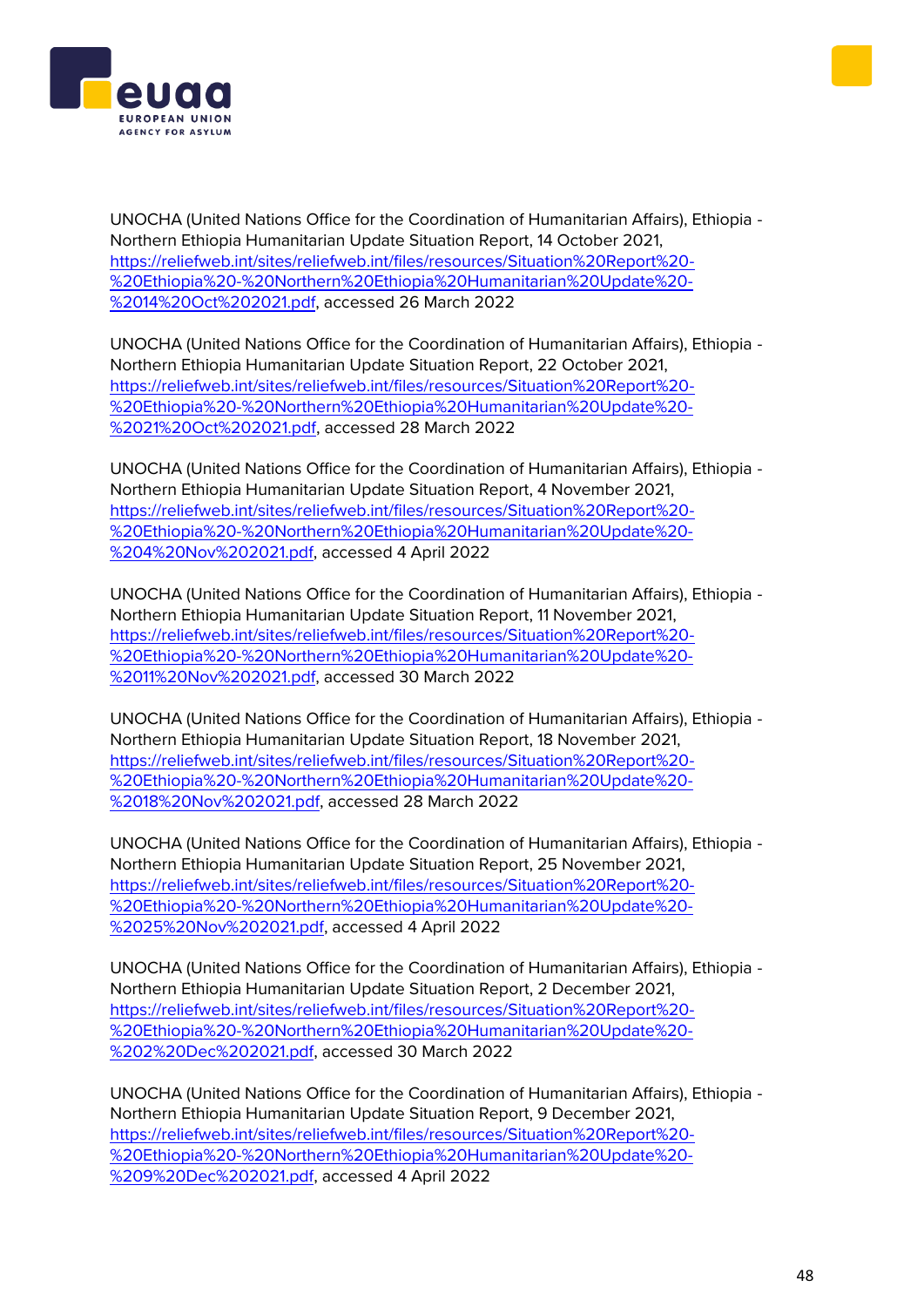UNOCHA (United Nations Office for the Coordination of Humanitarian Affairs), Ethiopia - Northern Ethiopia Humanitarian Update Situation Report, 14 October 2021, [https://reliefweb.int/sites/reliefweb.int/files/resources/Situation%20Report%20-%20Ethiopia%20-%20Northern%20Ethiopia%20Humanitarian%20Update%20-%2014%20Oct%202021.pdf](https://reliefweb.int/sites/reliefweb.int/files/resources/Situation%20Report%20-%20Ethiopia%20-%20Northern%20Ethiopia%20Humanitarian%20Update%20-%2014%20Oct%202021.pdf), accessed 26 March 2022

UNOCHA (United Nations Office for the Coordination of Humanitarian Affairs), Ethiopia - Northern Ethiopia Humanitarian Update Situation Report, 22 October 2021, [https://reliefweb.int/sites/reliefweb.int/files/resources/Situation%20Report%20-%20Ethiopia%20-%20Northern%20Ethiopia%20Humanitarian%20Update%20-%2021%20Oct%202021.pdf](https://reliefweb.int/sites/reliefweb.int/files/resources/Situation%20Report%20-%20Ethiopia%20-%20Northern%20Ethiopia%20Humanitarian%20Update%20-%2021%20Oct%202021.pdf), accessed 28 March 2022

UNOCHA (United Nations Office for the Coordination of Humanitarian Affairs), Ethiopia - Northern Ethiopia Humanitarian Update Situation Report, 4 November 2021, [https://reliefweb.int/sites/reliefweb.int/files/resources/Situation%20Report%20-%20Ethiopia%20-%20Northern%20Ethiopia%20Humanitarian%20Update%20-%204%20Nov%202021.pdf](https://reliefweb.int/sites/reliefweb.int/files/resources/Situation%20Report%20-%20Ethiopia%20-%20Northern%20Ethiopia%20Humanitarian%20Update%20-%204%20Nov%202021.pdf), accessed 4 April 2022

UNOCHA (United Nations Office for the Coordination of Humanitarian Affairs), Ethiopia - Northern Ethiopia Humanitarian Update Situation Report, 11 November 2021, [https://reliefweb.int/sites/reliefweb.int/files/resources/Situation%20Report%20-%20Ethiopia%20-%20Northern%20Ethiopia%20Humanitarian%20Update%20-%2011%20Nov%202021.pdf](https://reliefweb.int/sites/reliefweb.int/files/resources/Situation%20Report%20-%20Ethiopia%20-%20Northern%20Ethiopia%20Humanitarian%20Update%20-%2011%20Nov%202021.pdf), accessed 30 March 2022

UNOCHA (United Nations Office for the Coordination of Humanitarian Affairs), Ethiopia - Northern Ethiopia Humanitarian Update Situation Report, 18 November 2021, [https://reliefweb.int/sites/reliefweb.int/files/resources/Situation%20Report%20-%20Ethiopia%20-%20Northern%20Ethiopia%20Humanitarian%20Update%20-%2018%20Nov%202021.pdf](https://reliefweb.int/sites/reliefweb.int/files/resources/Situation%20Report%20-%20Ethiopia%20-%20Northern%20Ethiopia%20Humanitarian%20Update%20-%2018%20Nov%202021.pdf), accessed 28 March 2022

UNOCHA (United Nations Office for the Coordination of Humanitarian Affairs), Ethiopia - Northern Ethiopia Humanitarian Update Situation Report, 25 November 2021, [https://reliefweb.int/sites/reliefweb.int/files/resources/Situation%20Report%20-%20Ethiopia%20-%20Northern%20Ethiopia%20Humanitarian%20Update%20-%2025%20Nov%202021.pdf](https://reliefweb.int/sites/reliefweb.int/files/resources/Situation%20Report%20-%20Ethiopia%20-%20Northern%20Ethiopia%20Humanitarian%20Update%20-%2025%20Nov%202021.pdf), accessed 4 April 2022

UNOCHA (United Nations Office for the Coordination of Humanitarian Affairs), Ethiopia - Northern Ethiopia Humanitarian Update Situation Report, 2 December 2021, [https://reliefweb.int/sites/reliefweb.int/files/resources/Situation%20Report%20-%20Ethiopia%20-%20Northern%20Ethiopia%20Humanitarian%20Update%20-%202%20Dec%202021.pdf](https://reliefweb.int/sites/reliefweb.int/files/resources/Situation%20Report%20-%20Ethiopia%20-%20Northern%20Ethiopia%20Humanitarian%20Update%20-%202%20Dec%202021.pdf), accessed 30 March 2022

UNOCHA (United Nations Office for the Coordination of Humanitarian Affairs), Ethiopia - Northern Ethiopia Humanitarian Update Situation Report, 9 December 2021, [https://reliefweb.int/sites/reliefweb.int/files/resources/Situation%20Report%20-%20Ethiopia%20-%20Northern%20Ethiopia%20Humanitarian%20Update%20-%209%20Dec%202021.pdf](https://reliefweb.int/sites/reliefweb.int/files/resources/Situation%20Report%20-%20Ethiopia%20-%20Northern%20Ethiopia%20Humanitarian%20Update%20-%209%20Dec%202021.pdf), accessed 4 April 2022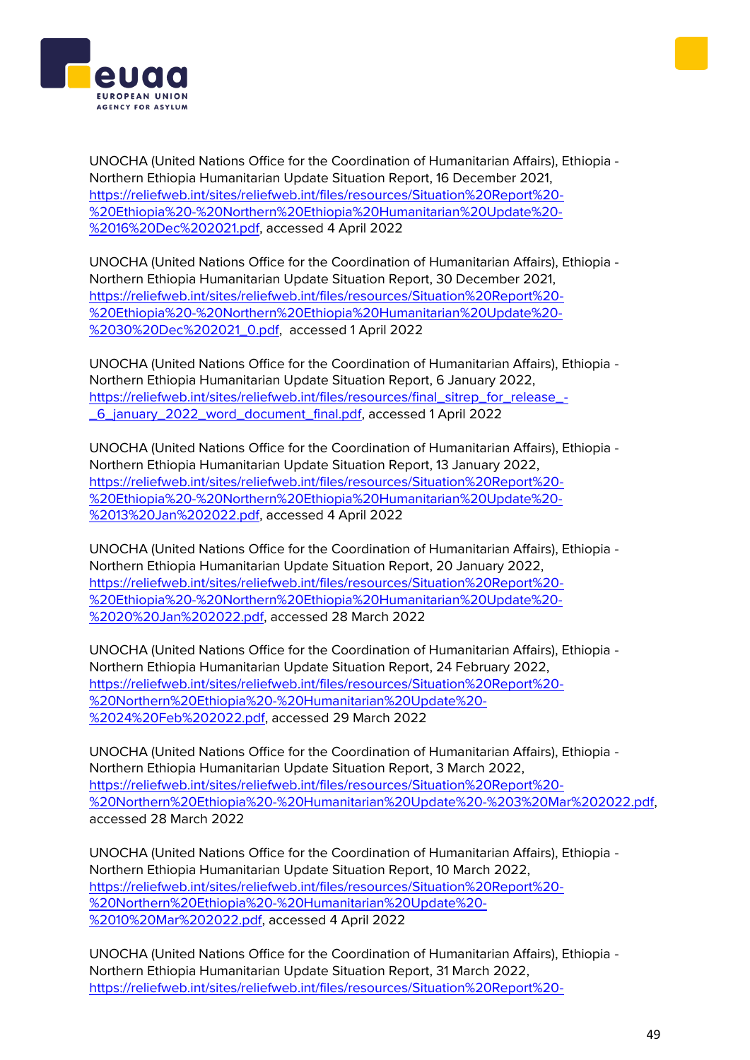UNOCHA (United Nations Office for the Coordination of Humanitarian Affairs), Ethiopia - Northern Ethiopia Humanitarian Update Situation Report, 16 December 2021, https://reliefweb.int/sites/reliefweb.int/files/resources/Situation%20Report%20-%20Ethiopia%20-%20Northern%20Ethiopia%20Humanitarian%20Update%20-%2016%20Dec%202021.pdf, accessed 4 April 2022

UNOCHA (United Nations Office for the Coordination of Humanitarian Affairs), Ethiopia - Northern Ethiopia Humanitarian Update Situation Report, 30 December 2021, https://reliefweb.int/sites/reliefweb.int/files/resources/Situation%20Report%20-%20Ethiopia%20-%20Northern%20Ethiopia%20Humanitarian%20Update%20-%2030%20Dec%202021_0.pdf, accessed 1 April 2022

UNOCHA (United Nations Office for the Coordination of Humanitarian Affairs), Ethiopia - Northern Ethiopia Humanitarian Update Situation Report, 6 January 2022, https://reliefweb.int/sites/reliefweb.int/files/resources/final_sitrep_for_release_-_6_january_2022_word_document_final.pdf, accessed 1 April 2022

UNOCHA (United Nations Office for the Coordination of Humanitarian Affairs), Ethiopia - Northern Ethiopia Humanitarian Update Situation Report, 13 January 2022, https://reliefweb.int/sites/reliefweb.int/files/resources/Situation%20Report%20-%20Ethiopia%20-%20Northern%20Ethiopia%20Humanitarian%20Update%20-%2013%20Jan%202022.pdf, accessed 4 April 2022

UNOCHA (United Nations Office for the Coordination of Humanitarian Affairs), Ethiopia - Northern Ethiopia Humanitarian Update Situation Report, 20 January 2022, https://reliefweb.int/sites/reliefweb.int/files/resources/Situation%20Report%20-%20Ethiopia%20-%20Northern%20Ethiopia%20Humanitarian%20Update%20-%2020%20Jan%202022.pdf, accessed 28 March 2022

UNOCHA (United Nations Office for the Coordination of Humanitarian Affairs), Ethiopia - Northern Ethiopia Humanitarian Update Situation Report, 24 February 2022, https://reliefweb.int/sites/reliefweb.int/files/resources/Situation%20Report%20-%20Northern%20Ethiopia%20-%20Humanitarian%20Update%20-%2024%20Feb%202022.pdf, accessed 29 March 2022

UNOCHA (United Nations Office for the Coordination of Humanitarian Affairs), Ethiopia - Northern Ethiopia Humanitarian Update Situation Report, 3 March 2022, https://reliefweb.int/sites/reliefweb.int/files/resources/Situation%20Report%20-%20Northern%20Ethiopia%20-%20Humanitarian%20Update%20-%203%20Mar%202022.pdf, accessed 28 March 2022

UNOCHA (United Nations Office for the Coordination of Humanitarian Affairs), Ethiopia - Northern Ethiopia Humanitarian Update Situation Report, 10 March 2022, https://reliefweb.int/sites/reliefweb.int/files/resources/Situation%20Report%20-%20Northern%20Ethiopia%20-%20Humanitarian%20Update%20-%2010%20Mar%202022.pdf, accessed 4 April 2022

UNOCHA (United Nations Office for the Coordination of Humanitarian Affairs), Ethiopia - Northern Ethiopia Humanitarian Update Situation Report, 31 March 2022, https://reliefweb.int/sites/reliefweb.int/files/resources/Situation%20Report%20-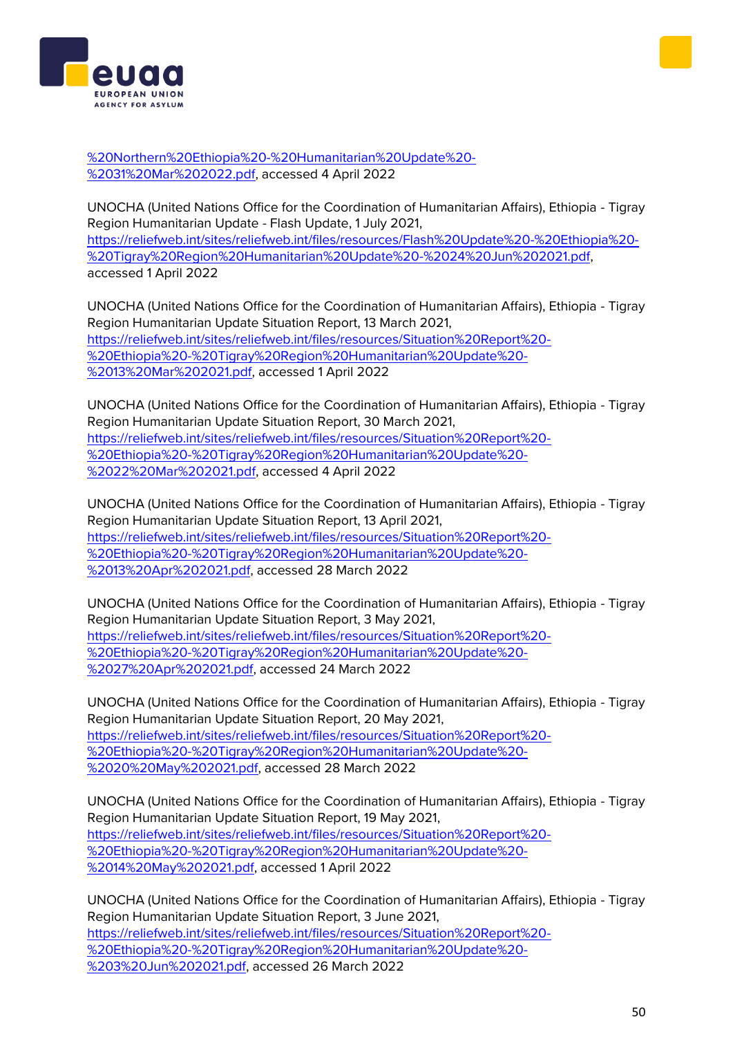%20Northern%20Ethiopia%20-%20Humanitarian%20Update%20-%2031%20Mar%202022.pdf, accessed 4 April 2022

UNOCHA (United Nations Office for the Coordination of Humanitarian Affairs), Ethiopia - Tigray Region Humanitarian Update - Flash Update, 1 July 2021, https://reliefweb.int/sites/reliefweb.int/files/resources/Flash%20Update%20-%20Ethiopia%20-%20Tigray%20Region%20Humanitarian%20Update%20-%2024%20Jun%202021.pdf, accessed 1 April 2022

UNOCHA (United Nations Office for the Coordination of Humanitarian Affairs), Ethiopia - Tigray Region Humanitarian Update Situation Report, 13 March 2021, https://reliefweb.int/sites/reliefweb.int/files/resources/Situation%20Report%20-%20Ethiopia%20-%20Tigray%20Region%20Humanitarian%20Update%20-%2013%20Mar%202021.pdf, accessed 1 April 2022

UNOCHA (United Nations Office for the Coordination of Humanitarian Affairs), Ethiopia - Tigray Region Humanitarian Update Situation Report, 30 March 2021, https://reliefweb.int/sites/reliefweb.int/files/resources/Situation%20Report%20-%20Ethiopia%20-%20Tigray%20Region%20Humanitarian%20Update%20-%2022%20Mar%202021.pdf, accessed 4 April 2022

UNOCHA (United Nations Office for the Coordination of Humanitarian Affairs), Ethiopia - Tigray Region Humanitarian Update Situation Report, 13 April 2021, https://reliefweb.int/sites/reliefweb.int/files/resources/Situation%20Report%20-%20Ethiopia%20-%20Tigray%20Region%20Humanitarian%20Update%20-%2013%20Apr%202021.pdf, accessed 28 March 2022

UNOCHA (United Nations Office for the Coordination of Humanitarian Affairs), Ethiopia - Tigray Region Humanitarian Update Situation Report, 3 May 2021, https://reliefweb.int/sites/reliefweb.int/files/resources/Situation%20Report%20-%20Ethiopia%20-%20Tigray%20Region%20Humanitarian%20Update%20-%2027%20Apr%202021.pdf, accessed 24 March 2022

UNOCHA (United Nations Office for the Coordination of Humanitarian Affairs), Ethiopia - Tigray Region Humanitarian Update Situation Report, 20 May 2021, https://reliefweb.int/sites/reliefweb.int/files/resources/Situation%20Report%20-%20Ethiopia%20-%20Tigray%20Region%20Humanitarian%20Update%20-%2020%20May%202021.pdf, accessed 28 March 2022

UNOCHA (United Nations Office for the Coordination of Humanitarian Affairs), Ethiopia - Tigray Region Humanitarian Update Situation Report, 19 May 2021, https://reliefweb.int/sites/reliefweb.int/files/resources/Situation%20Report%20-%20Ethiopia%20-%20Tigray%20Region%20Humanitarian%20Update%20-%2014%20May%202021.pdf, accessed 1 April 2022

UNOCHA (United Nations Office for the Coordination of Humanitarian Affairs), Ethiopia - Tigray Region Humanitarian Update Situation Report, 3 June 2021, https://reliefweb.int/sites/reliefweb.int/files/resources/Situation%20Report%20-%20Ethiopia%20-%20Tigray%20Region%20Humanitarian%20Update%20-%203%20Jun%202021.pdf, accessed 26 March 2022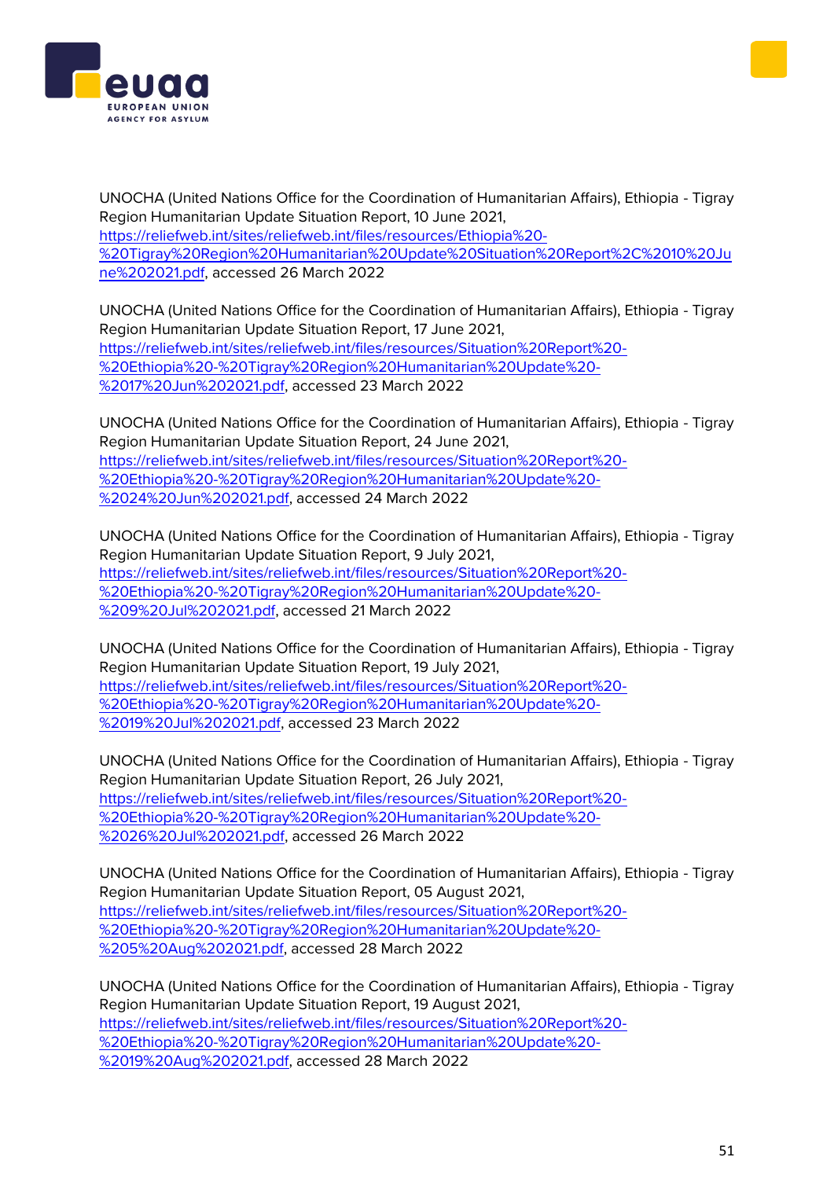UNOCHA (United Nations Office for the Coordination of Humanitarian Affairs), Ethiopia - Tigray Region Humanitarian Update Situation Report, 10 June 2021, https://reliefweb.int/sites/reliefweb.int/files/resources/Ethiopia%20-%20Tigray%20Region%20Humanitarian%20Update%20Situation%20Report%2C%2010%20June%202021.pdf, accessed 26 March 2022

UNOCHA (United Nations Office for the Coordination of Humanitarian Affairs), Ethiopia - Tigray Region Humanitarian Update Situation Report, 17 June 2021, https://reliefweb.int/sites/reliefweb.int/files/resources/Situation%20Report%20-%20Ethiopia%20-%20Tigray%20Region%20Humanitarian%20Update%20-%2017%20Jun%202021.pdf, accessed 23 March 2022

UNOCHA (United Nations Office for the Coordination of Humanitarian Affairs), Ethiopia - Tigray Region Humanitarian Update Situation Report, 24 June 2021, https://reliefweb.int/sites/reliefweb.int/files/resources/Situation%20Report%20-%20Ethiopia%20-%20Tigray%20Region%20Humanitarian%20Update%20-%2024%20Jun%202021.pdf, accessed 24 March 2022

UNOCHA (United Nations Office for the Coordination of Humanitarian Affairs), Ethiopia - Tigray Region Humanitarian Update Situation Report, 9 July 2021, https://reliefweb.int/sites/reliefweb.int/files/resources/Situation%20Report%20-%20Ethiopia%20-%20Tigray%20Region%20Humanitarian%20Update%20-%209%20Jul%202021.pdf, accessed 21 March 2022

UNOCHA (United Nations Office for the Coordination of Humanitarian Affairs), Ethiopia - Tigray Region Humanitarian Update Situation Report, 19 July 2021, https://reliefweb.int/sites/reliefweb.int/files/resources/Situation%20Report%20-%20Ethiopia%20-%20Tigray%20Region%20Humanitarian%20Update%20-%2019%20Jul%202021.pdf, accessed 23 March 2022

UNOCHA (United Nations Office for the Coordination of Humanitarian Affairs), Ethiopia - Tigray Region Humanitarian Update Situation Report, 26 July 2021, https://reliefweb.int/sites/reliefweb.int/files/resources/Situation%20Report%20-%20Ethiopia%20-%20Tigray%20Region%20Humanitarian%20Update%20-%2026%20Jul%202021.pdf, accessed 26 March 2022

UNOCHA (United Nations Office for the Coordination of Humanitarian Affairs), Ethiopia - Tigray Region Humanitarian Update Situation Report, 05 August 2021, https://reliefweb.int/sites/reliefweb.int/files/resources/Situation%20Report%20-%20Ethiopia%20-%20Tigray%20Region%20Humanitarian%20Update%20-%205%20Aug%202021.pdf, accessed 28 March 2022

UNOCHA (United Nations Office for the Coordination of Humanitarian Affairs), Ethiopia - Tigray Region Humanitarian Update Situation Report, 19 August 2021, https://reliefweb.int/sites/reliefweb.int/files/resources/Situation%20Report%20-%20Ethiopia%20-%20Tigray%20Region%20Humanitarian%20Update%20-%2019%20Aug%202021.pdf, accessed 28 March 2022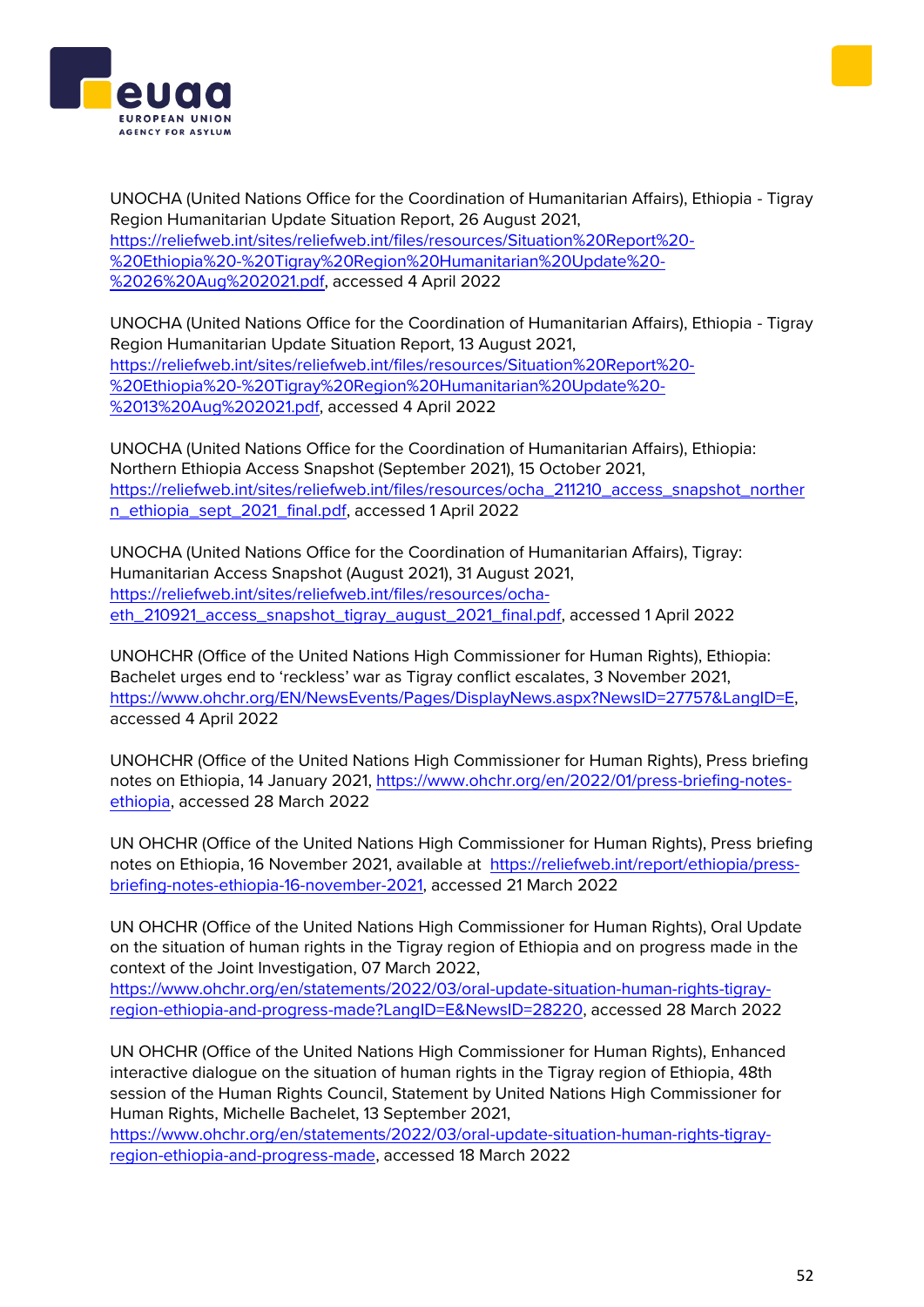UNOCHA (United Nations Office for the Coordination of Humanitarian Affairs), Ethiopia - Tigray Region Humanitarian Update Situation Report, 26 August 2021, https://reliefweb.int/sites/reliefweb.int/files/resources/Situation%20Report%20-%20Ethiopia%20-%20Tigray%20Region%20Humanitarian%20Update%20-%2026%20Aug%202021.pdf, accessed 4 April 2022

UNOCHA (United Nations Office for the Coordination of Humanitarian Affairs), Ethiopia - Tigray Region Humanitarian Update Situation Report, 13 August 2021, https://reliefweb.int/sites/reliefweb.int/files/resources/Situation%20Report%20-%20Ethiopia%20-%20Tigray%20Region%20Humanitarian%20Update%20-%2013%20Aug%202021.pdf, accessed 4 April 2022

UNOCHA (United Nations Office for the Coordination of Humanitarian Affairs), Ethiopia: Northern Ethiopia Access Snapshot (September 2021), 15 October 2021, https://reliefweb.int/sites/reliefweb.int/files/resources/ocha_211210_access_snapshot_northern_ethiopia_sept_2021_final.pdf, accessed 1 April 2022

UNOCHA (United Nations Office for the Coordination of Humanitarian Affairs), Tigray: Humanitarian Access Snapshot (August 2021), 31 August 2021, https://reliefweb.int/sites/reliefweb.int/files/resources/ocha-eth_210921_access_snapshot_tigray_august_2021_final.pdf, accessed 1 April 2022

UNOHCHR (Office of the United Nations High Commissioner for Human Rights), Ethiopia: Bachelet urges end to 'reckless' war as Tigray conflict escalates, 3 November 2021, https://www.ohchr.org/EN/NewsEvents/Pages/DisplayNews.aspx?NewsID=27757&LangID=E, accessed 4 April 2022

UNOHCHR (Office of the United Nations High Commissioner for Human Rights), Press briefing notes on Ethiopia, 14 January 2021, https://www.ohchr.org/en/2022/01/press-briefing-notes-ethiopia, accessed 28 March 2022

UN OHCHR (Office of the United Nations High Commissioner for Human Rights), Press briefing notes on Ethiopia, 16 November 2021, available at https://reliefweb.int/report/ethiopia/press-briefing-notes-ethiopia-16-november-2021, accessed 21 March 2022

UN OHCHR (Office of the United Nations High Commissioner for Human Rights), Oral Update on the situation of human rights in the Tigray region of Ethiopia and on progress made in the context of the Joint Investigation, 07 March 2022, https://www.ohchr.org/en/statements/2022/03/oral-update-situation-human-rights-tigray-region-ethiopia-and-progress-made?LangID=E&NewsID=28220, accessed 28 March 2022

UN OHCHR (Office of the United Nations High Commissioner for Human Rights), Enhanced interactive dialogue on the situation of human rights in the Tigray region of Ethiopia, 48th session of the Human Rights Council, Statement by United Nations High Commissioner for Human Rights, Michelle Bachelet, 13 September 2021, https://www.ohchr.org/en/statements/2022/03/oral-update-situation-human-rights-tigray-region-ethiopia-and-progress-made, accessed 18 March 2022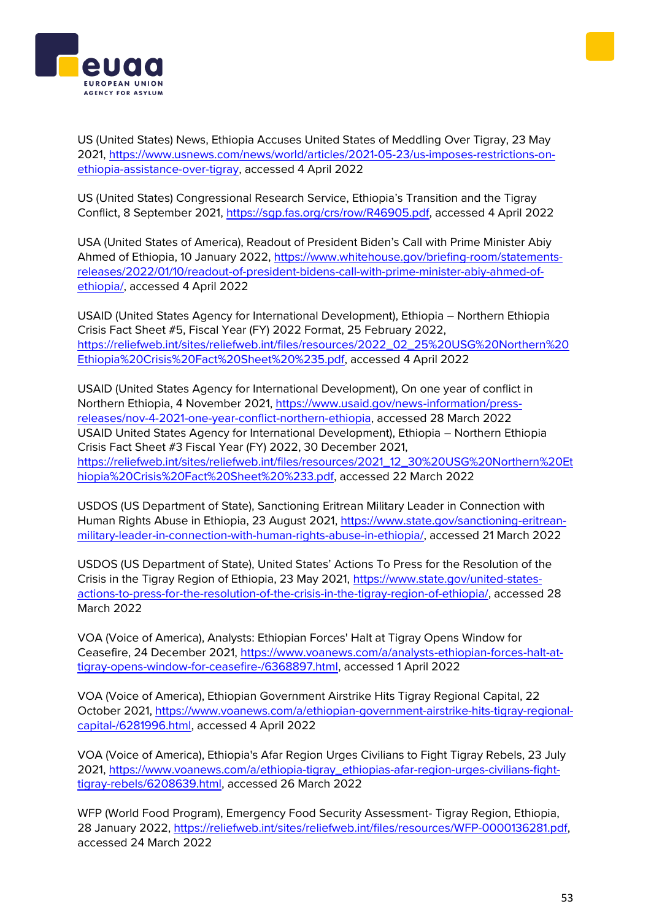US (United States) News, Ethiopia Accuses United States of Meddling Over Tigray, 23 May 2021, https://www.usnews.com/news/world/articles/2021-05-23/us-imposes-restrictions-on-ethiopia-assistance-over-tigray, accessed 4 April 2022

US (United States) Congressional Research Service, Ethiopia's Transition and the Tigray Conflict, 8 September 2021, https://sgp.fas.org/crs/row/R46905.pdf, accessed 4 April 2022

USA (United States of America), Readout of President Biden's Call with Prime Minister Abiy Ahmed of Ethiopia, 10 January 2022, https://www.whitehouse.gov/briefing-room/statements-releases/2022/01/10/readout-of-president-bidens-call-with-prime-minister-abiy-ahmed-of-ethiopia/, accessed 4 April 2022

USAID (United States Agency for International Development), Ethiopia – Northern Ethiopia Crisis Fact Sheet #5, Fiscal Year (FY) 2022 Format, 25 February 2022, https://reliefweb.int/sites/reliefweb.int/files/resources/2022_02_25%20USG%20Northern%20Ethiopia%20Crisis%20Fact%20Sheet%20%235.pdf, accessed 4 April 2022

USAID (United States Agency for International Development), On one year of conflict in Northern Ethiopia, 4 November 2021, https://www.usaid.gov/news-information/press-releases/nov-4-2021-one-year-conflict-northern-ethiopia, accessed 28 March 2022
USAID United States Agency for International Development), Ethiopia – Northern Ethiopia Crisis Fact Sheet #3 Fiscal Year (FY) 2022, 30 December 2021, https://reliefweb.int/sites/reliefweb.int/files/resources/2021_12_30%20USG%20Northern%20Ethiopia%20Crisis%20Fact%20Sheet%20%233.pdf, accessed 22 March 2022

USDOS (US Department of State), Sanctioning Eritrean Military Leader in Connection with Human Rights Abuse in Ethiopia, 23 August 2021, https://www.state.gov/sanctioning-eritrean-military-leader-in-connection-with-human-rights-abuse-in-ethiopia/, accessed 21 March 2022

USDOS (US Department of State), United States' Actions To Press for the Resolution of the Crisis in the Tigray Region of Ethiopia, 23 May 2021, https://www.state.gov/united-states-actions-to-press-for-the-resolution-of-the-crisis-in-the-tigray-region-of-ethiopia/, accessed 28 March 2022

VOA (Voice of America), Analysts: Ethiopian Forces' Halt at Tigray Opens Window for Ceasefire, 24 December 2021, https://www.voanews.com/a/analysts-ethiopian-forces-halt-at-tigray-opens-window-for-ceasefire-/6368897.html, accessed 1 April 2022

VOA (Voice of America), Ethiopian Government Airstrike Hits Tigray Regional Capital, 22 October 2021, https://www.voanews.com/a/ethiopian-government-airstrike-hits-tigray-regional-capital-/6281996.html, accessed 4 April 2022

VOA (Voice of America), Ethiopia's Afar Region Urges Civilians to Fight Tigray Rebels, 23 July 2021, https://www.voanews.com/a/ethiopia-tigray_ethiopias-afar-region-urges-civilians-fight-tigray-rebels/6208639.html, accessed 26 March 2022

WFP (World Food Program), Emergency Food Security Assessment- Tigray Region, Ethiopia, 28 January 2022, https://reliefweb.int/sites/reliefweb.int/files/resources/WFP-0000136281.pdf, accessed 24 March 2022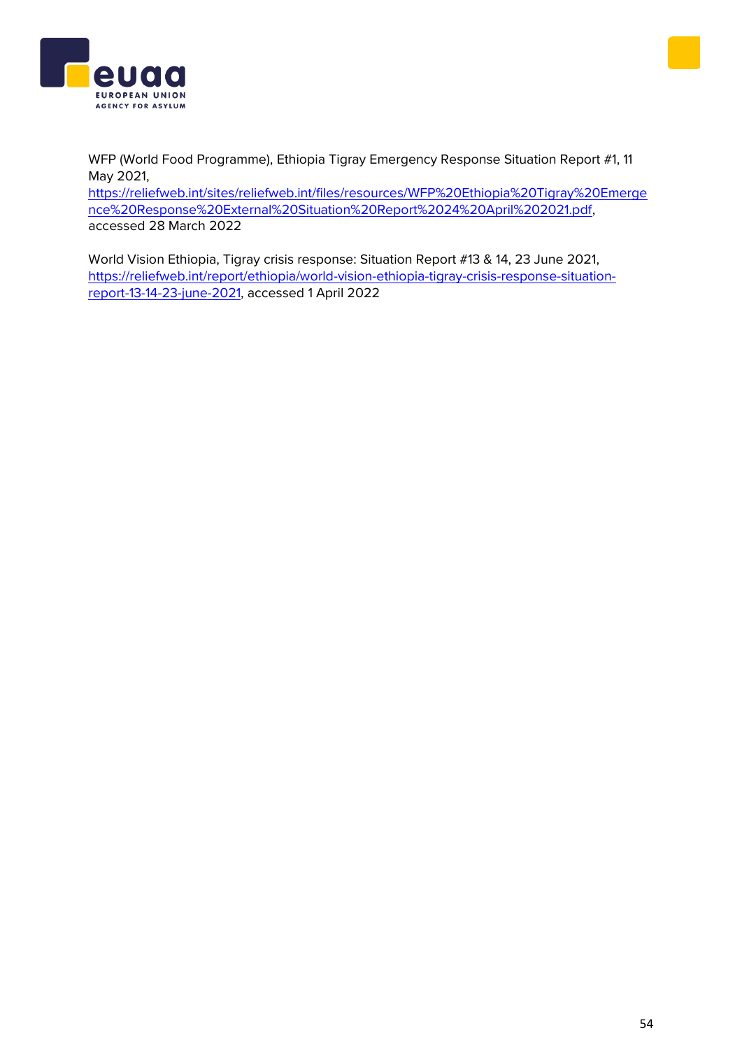WFP (World Food Programme), Ethiopia Tigray Emergency Response Situation Report #1, 11 May 2021, https://reliefweb.int/sites/reliefweb.int/files/resources/WFP%20Ethiopia%20Tigray%20Emergence%20Response%20External%20Situation%20Report%2024%20April%202021.pdf, accessed 28 March 2022

World Vision Ethiopia, Tigray crisis response: Situation Report #13 & 14, 23 June 2021, https://reliefweb.int/report/ethiopia/world-vision-ethiopia-tigray-crisis-response-situation-report-13-14-23-june-2021, accessed 1 April 2022